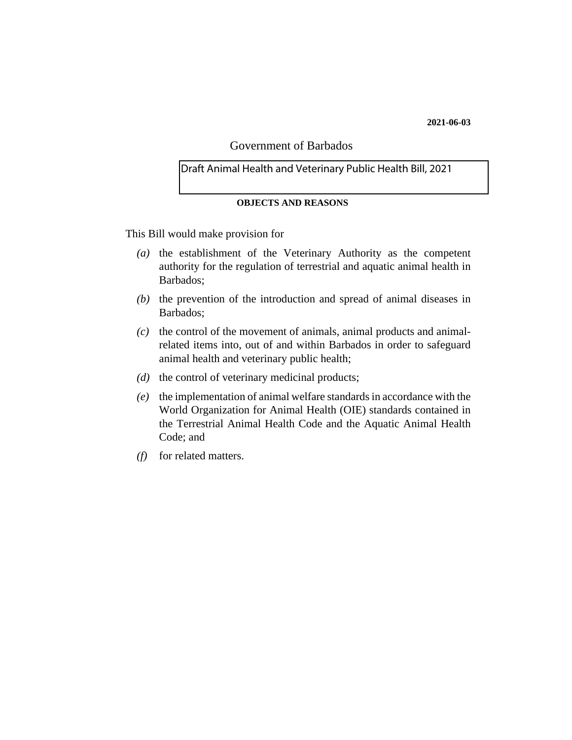**2021-06-03**

Government of Barbados

Draft Animal Health and Veterinary Public Health Bill, 2021

**OBJECTS AND REASONS**

This Bill would make provision for

*(a)* the establishment of the Veterinary Authority as the competent authority for the regulation of terrestrial and aquatic animal health in Barbados;

*(b)* the prevention of the introduction and spread of animal diseases in Barbados;

*(c)* the control of the movement of animals, animal products and animal-related items into, out of and within Barbados in order to safeguard animal health and veterinary public health;

*(d)* the control of veterinary medicinal products;

*(e)* the implementation of animal welfare standards in accordance with the World Organization for Animal Health (OIE) standards contained in the Terrestrial Animal Health Code and the Aquatic Animal Health Code; and

*(f)* for related matters.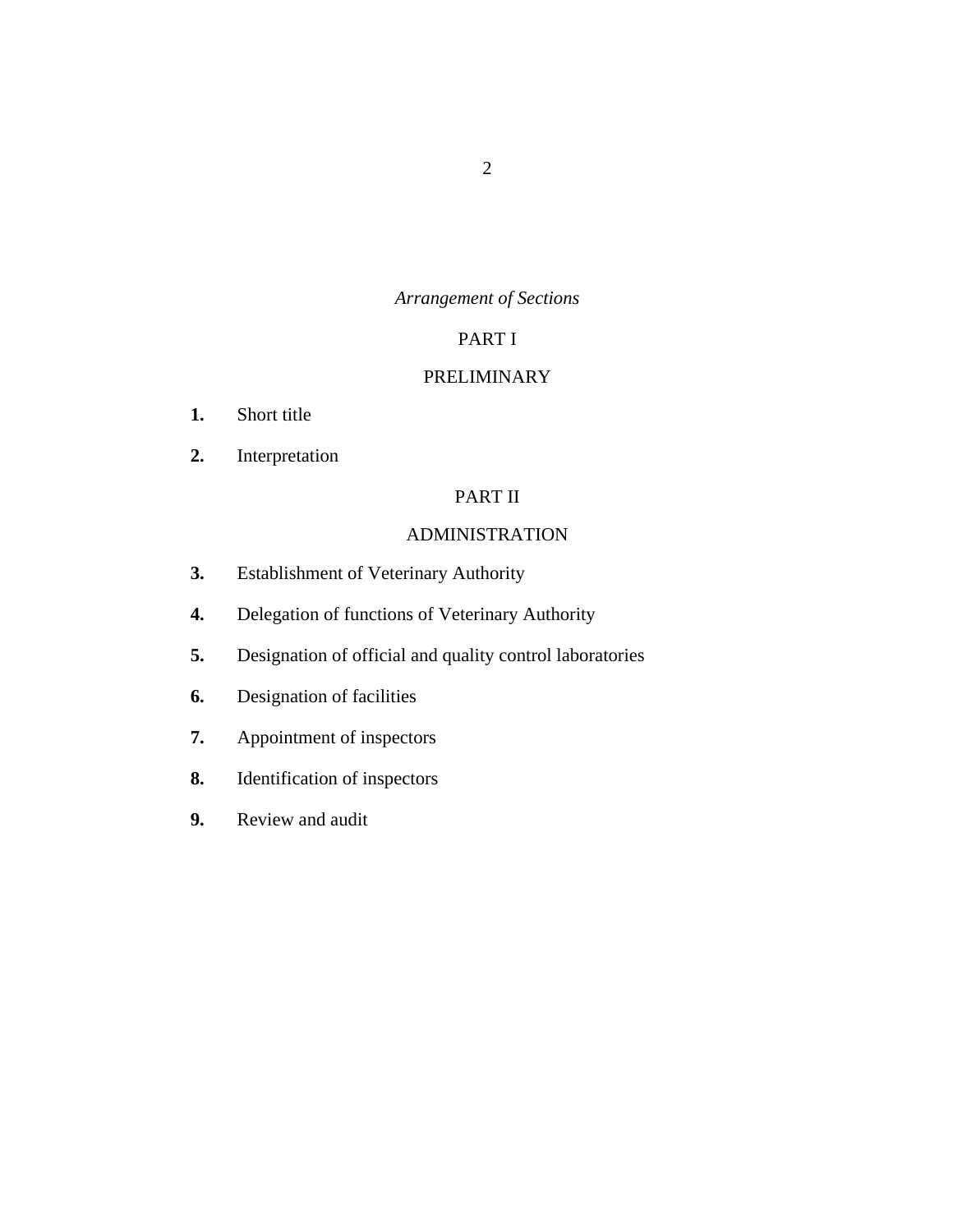*Arrangement of Sections*

PART I

PRELIMINARY

**1.** Short title

**2.** Interpretation

PART II

ADMINISTRATION

**3.** Establishment of Veterinary Authority

**4.** Delegation of functions of Veterinary Authority

**5.** Designation of official and quality control laboratories

**6.** Designation of facilities

**7.** Appointment of inspectors

**8.** Identification of inspectors

**9.** Review and audit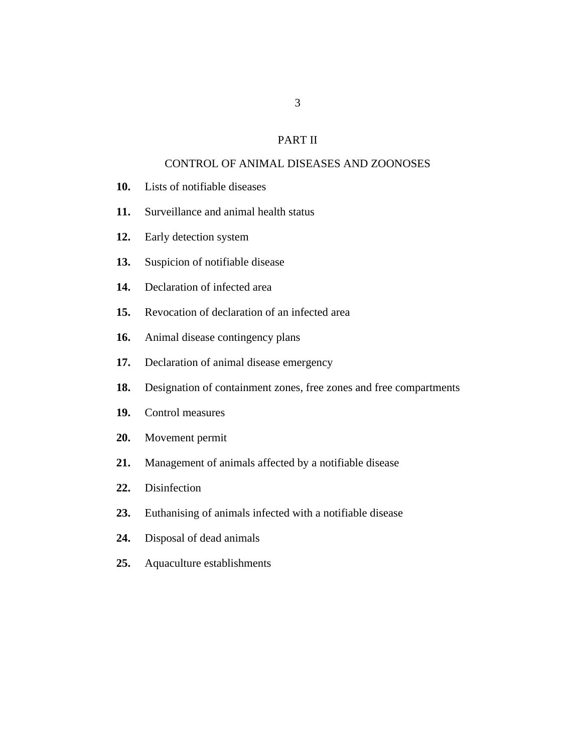## PART II

## CONTROL OF ANIMAL DISEASES AND ZOONOSES

**10.** Lists of notifiable diseases

**11.** Surveillance and animal health status

**12.** Early detection system

**13.** Suspicion of notifiable disease

**14.** Declaration of infected area

**15.** Revocation of declaration of an infected area

**16.** Animal disease contingency plans

**17.** Declaration of animal disease emergency

**18.** Designation of containment zones, free zones and free compartments

**19.** Control measures

**20.** Movement permit

**21.** Management of animals affected by a notifiable disease

**22.** Disinfection

**23.** Euthanising of animals infected with a notifiable disease

**24.** Disposal of dead animals

**25.** Aquaculture establishments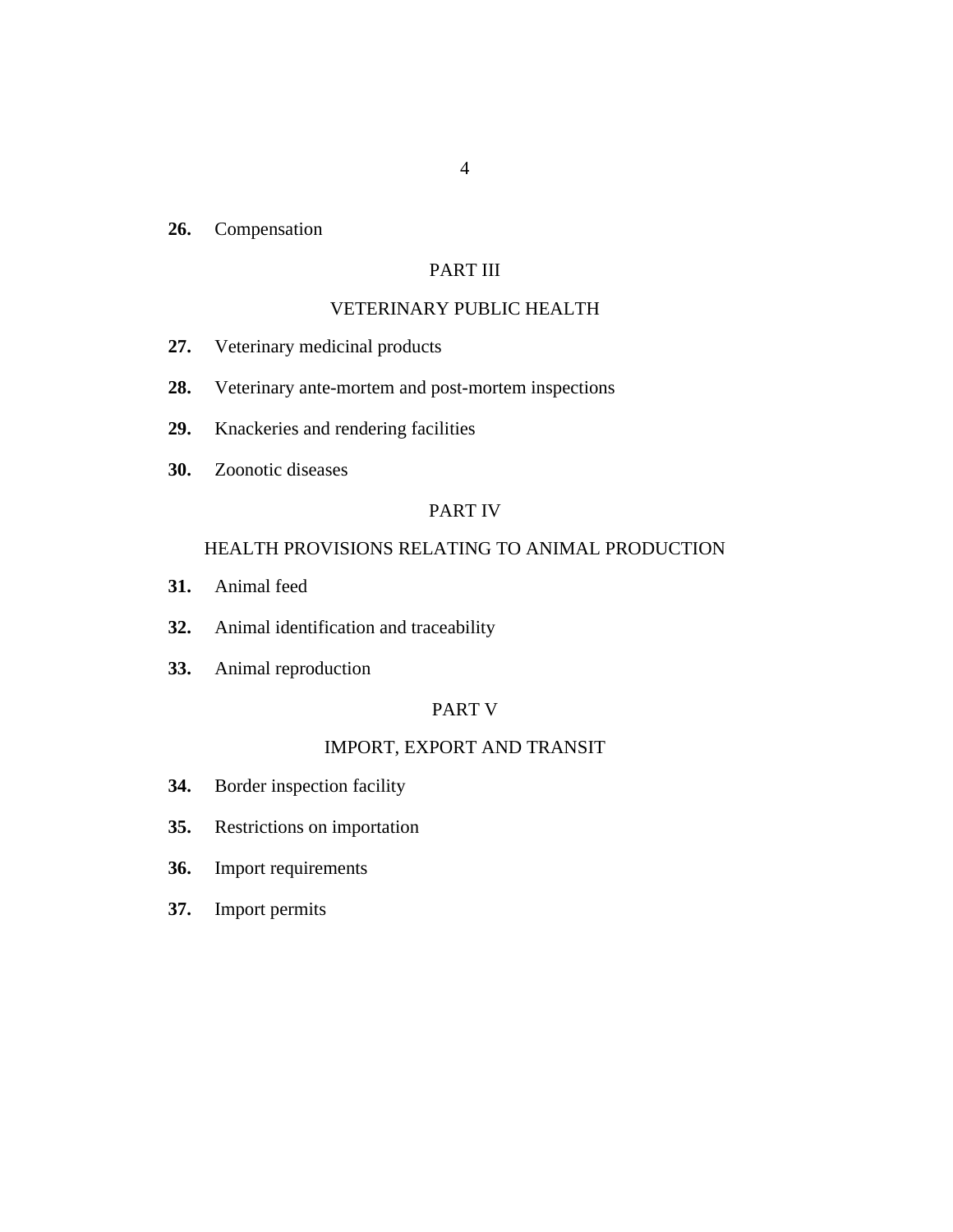**26.** Compensation

## PART III

## VETERINARY PUBLIC HEALTH

**27.** Veterinary medicinal products

**28.** Veterinary ante-mortem and post-mortem inspections

**29.** Knackeries and rendering facilities

**30.** Zoonotic diseases

## PART IV

## HEALTH PROVISIONS RELATING TO ANIMAL PRODUCTION

**31.** Animal feed

**32.** Animal identification and traceability

**33.** Animal reproduction

## PART V

## IMPORT, EXPORT AND TRANSIT

**34.** Border inspection facility

**35.** Restrictions on importation

**36.** Import requirements

**37.** Import permits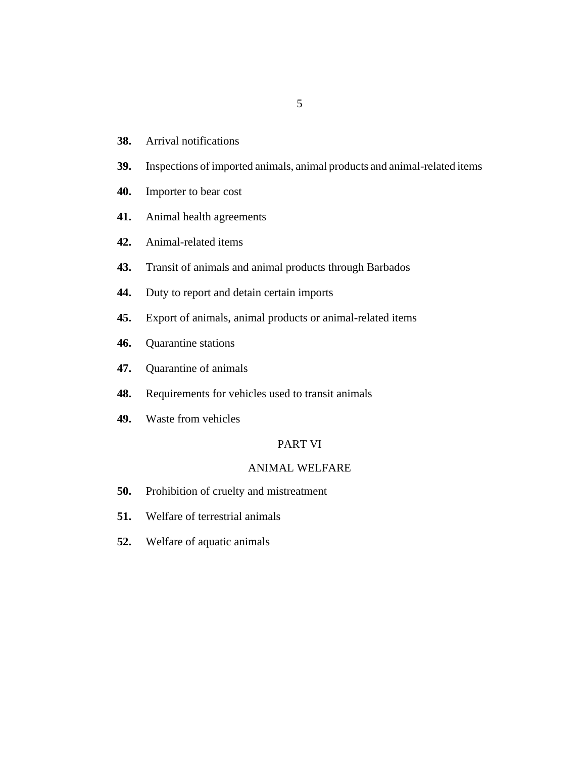**38.** Arrival notifications

**39.** Inspections of imported animals, animal products and animal-related items

**40.** Importer to bear cost

**41.** Animal health agreements

**42.** Animal-related items

**43.** Transit of animals and animal products through Barbados

**44.** Duty to report and detain certain imports

**45.** Export of animals, animal products or animal-related items

**46.** Quarantine stations

**47.** Quarantine of animals

**48.** Requirements for vehicles used to transit animals

**49.** Waste from vehicles

## PART VI

## ANIMAL WELFARE

**50.** Prohibition of cruelty and mistreatment

**51.** Welfare of terrestrial animals

**52.** Welfare of aquatic animals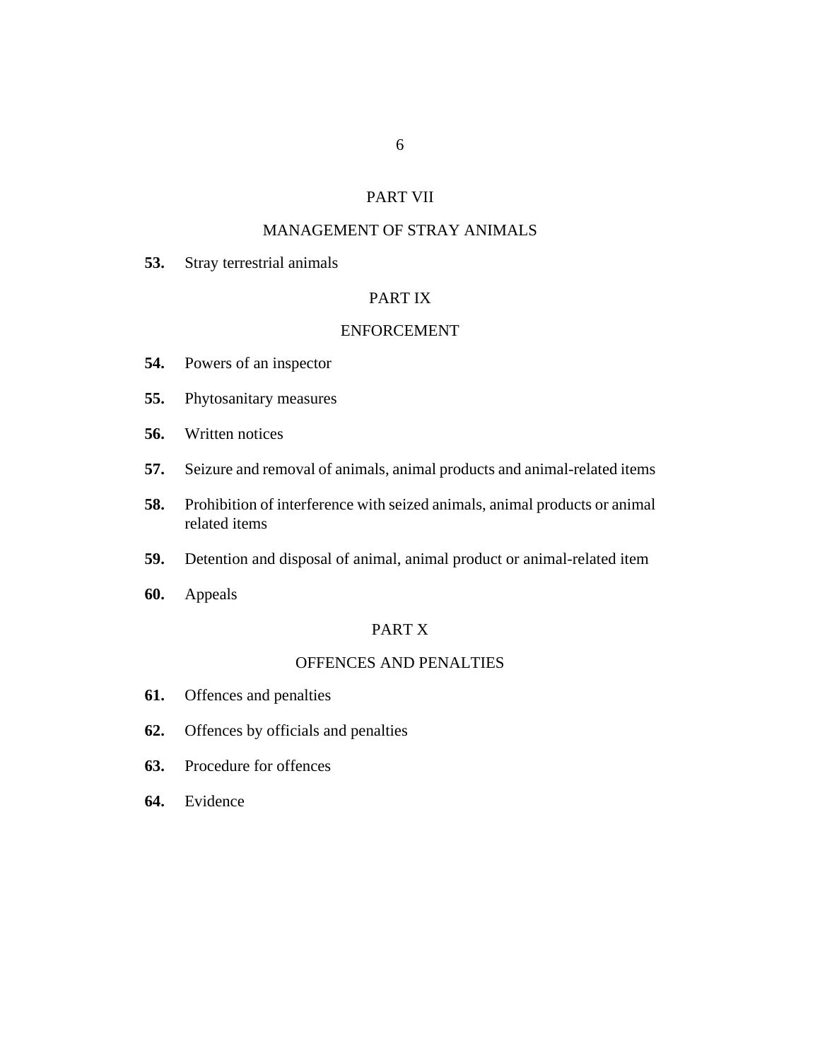## PART VII

## MANAGEMENT OF STRAY ANIMALS

**53.** Stray terrestrial animals

## PART IX

## ENFORCEMENT

**54.** Powers of an inspector

**55.** Phytosanitary measures

**56.** Written notices

**57.** Seizure and removal of animals, animal products and animal-related items

**58.** Prohibition of interference with seized animals, animal products or animal related items

**59.** Detention and disposal of animal, animal product or animal-related item

**60.** Appeals

## PART X

## OFFENCES AND PENALTIES

**61.** Offences and penalties

**62.** Offences by officials and penalties

**63.** Procedure for offences

**64.** Evidence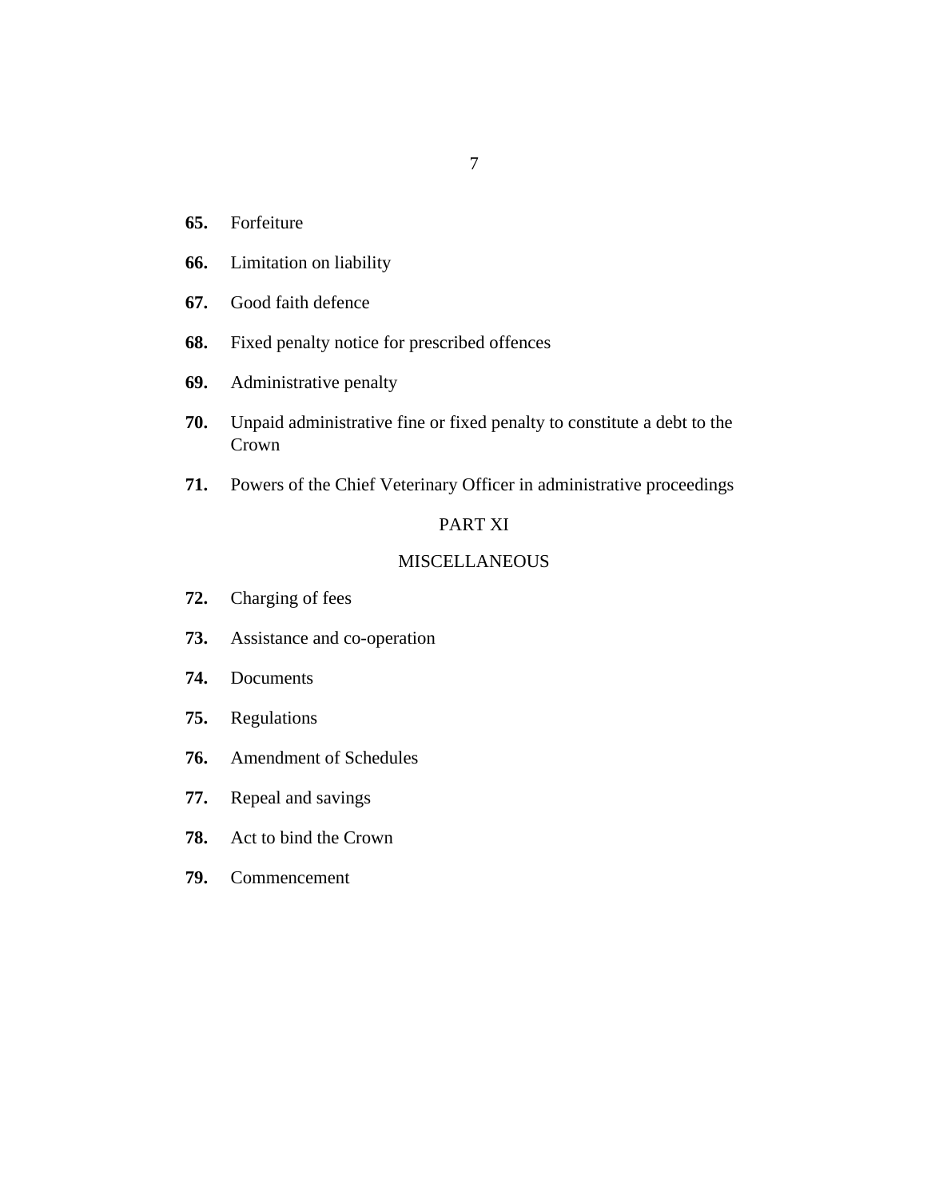**65.** Forfeiture

**66.** Limitation on liability

**67.** Good faith defence

**68.** Fixed penalty notice for prescribed offences

**69.** Administrative penalty

**70.** Unpaid administrative fine or fixed penalty to constitute a debt to the Crown

**71.** Powers of the Chief Veterinary Officer in administrative proceedings

PART XI

MISCELLANEOUS

**72.** Charging of fees

**73.** Assistance and co-operation

**74.** Documents

**75.** Regulations

**76.** Amendment of Schedules

**77.** Repeal and savings

**78.** Act to bind the Crown

**79.** Commencement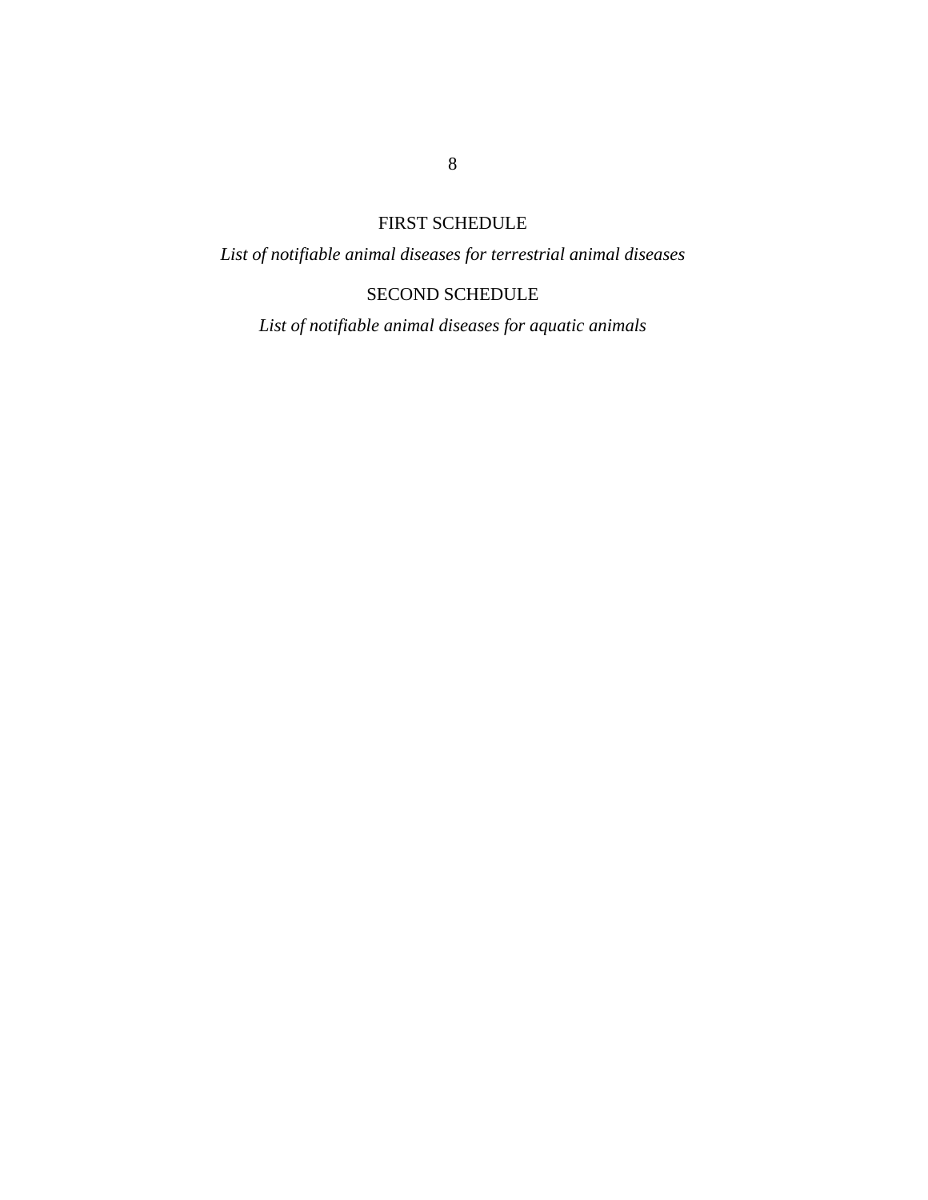## FIRST SCHEDULE

*List of notifiable animal diseases for terrestrial animal diseases*

## SECOND SCHEDULE

*List of notifiable animal diseases for aquatic animals*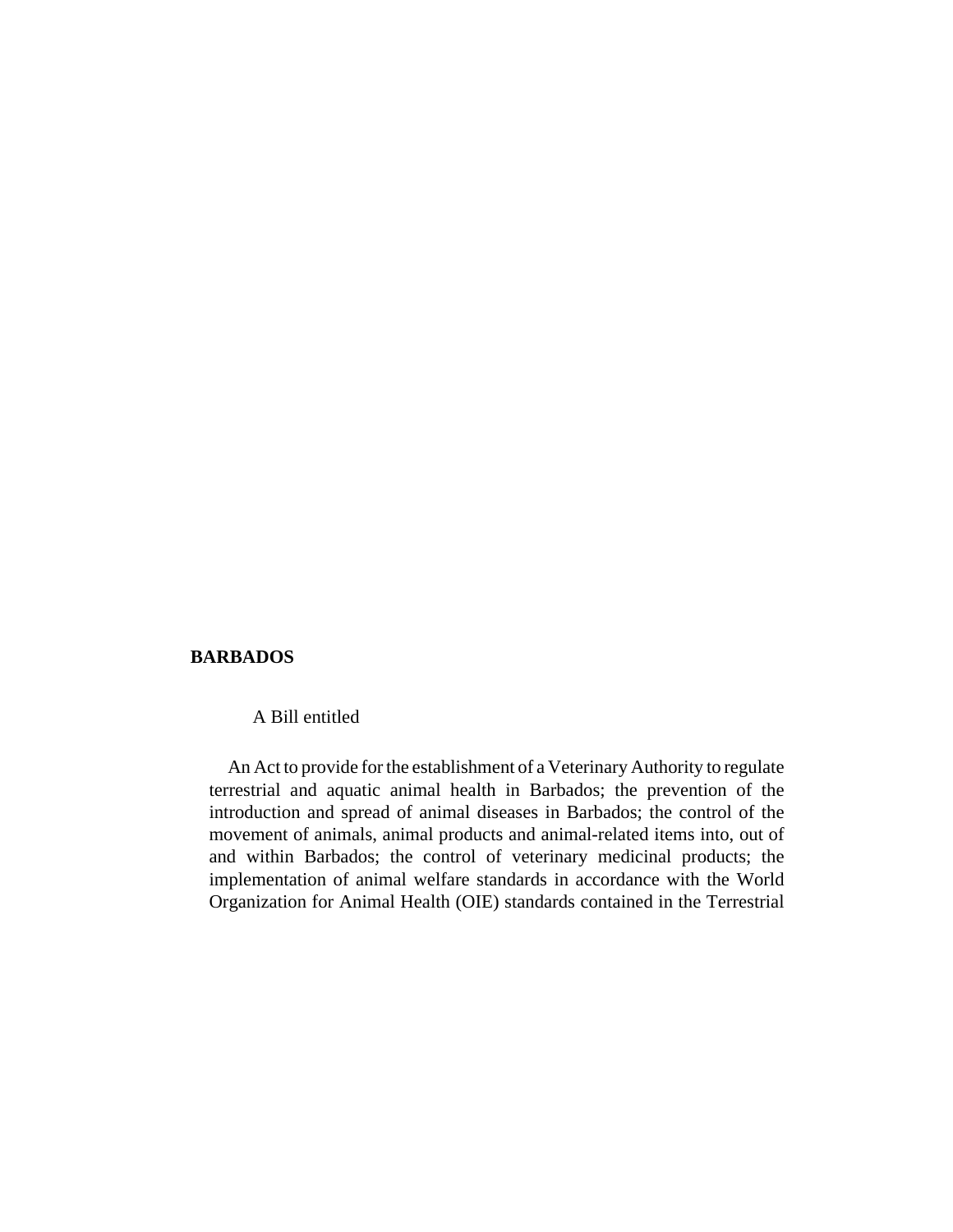**BARBADOS**

A Bill entitled

An Act to provide for the establishment of a Veterinary Authority to regulate terrestrial and aquatic animal health in Barbados; the prevention of the introduction and spread of animal diseases in Barbados; the control of the movement of animals, animal products and animal-related items into, out of and within Barbados; the control of veterinary medicinal products; the implementation of animal welfare standards in accordance with the World Organization for Animal Health (OIE) standards contained in the Terrestrial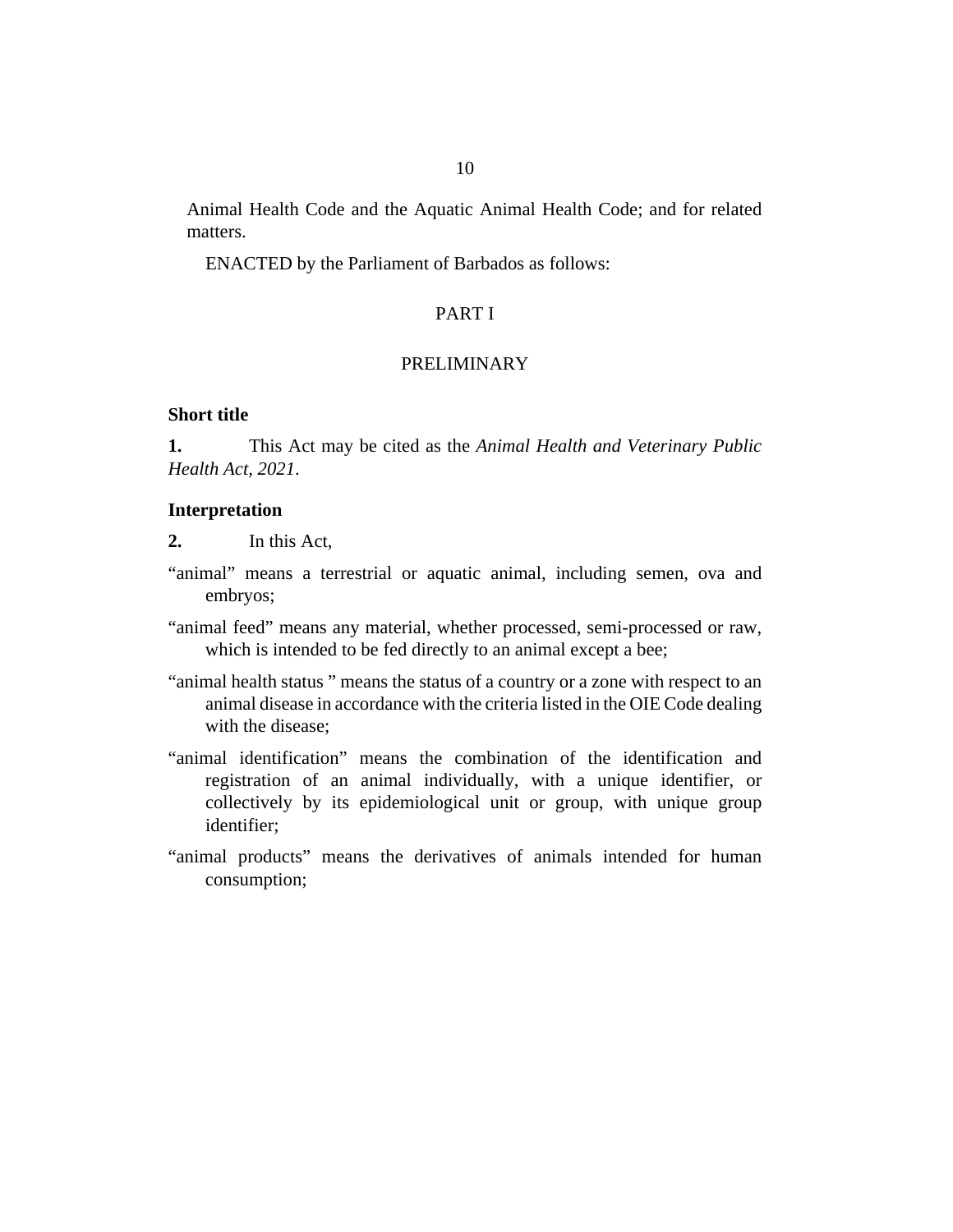Animal Health Code and the Aquatic Animal Health Code; and for related matters.

ENACTED by the Parliament of Barbados as follows:

## PART I

## PRELIMINARY

### Short title

**1.** This Act may be cited as the *Animal Health and Veterinary Public Health Act, 2021*.

### Interpretation

**2.** In this Act,

"animal" means a terrestrial or aquatic animal, including semen, ova and embryos;

"animal feed" means any material, whether processed, semi-processed or raw, which is intended to be fed directly to an animal except a bee;

"animal health status " means the status of a country or a zone with respect to an animal disease in accordance with the criteria listed in the OIE Code dealing with the disease;

"animal identification" means the combination of the identification and registration of an animal individually, with a unique identifier, or collectively by its epidemiological unit or group, with unique group identifier;

"animal products" means the derivatives of animals intended for human consumption;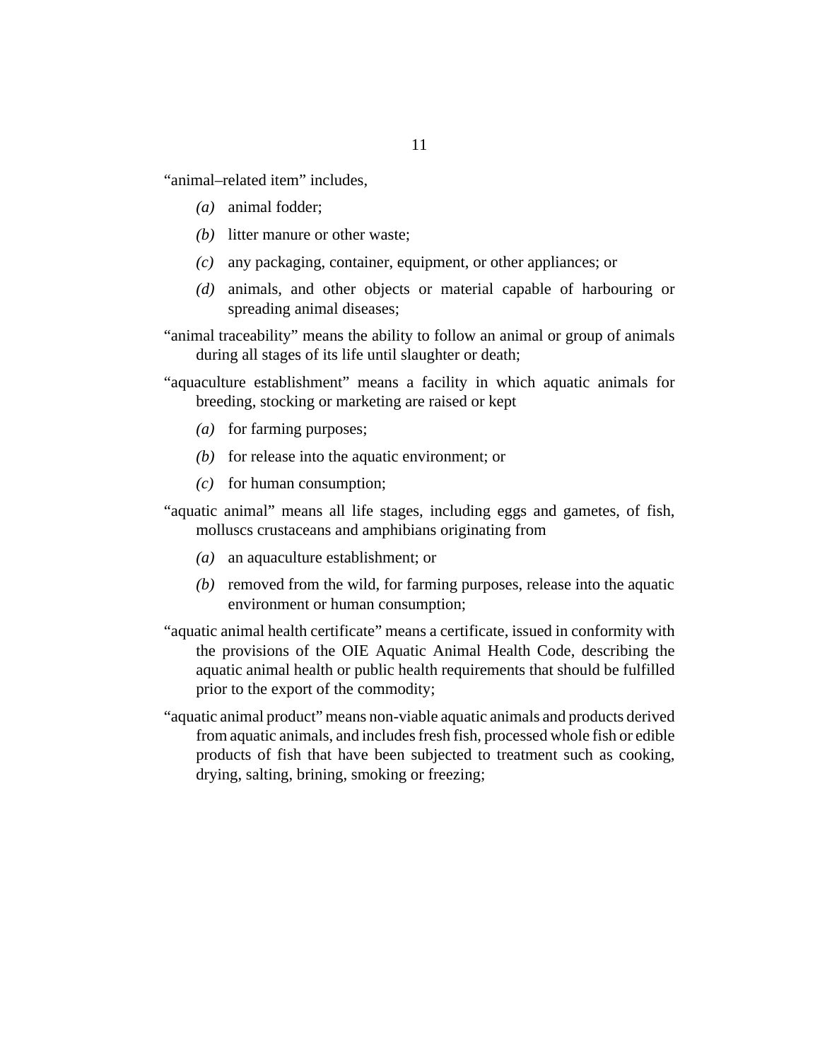"animal–related item" includes,

*(a)* animal fodder;

*(b)* litter manure or other waste;

*(c)* any packaging, container, equipment, or other appliances; or

*(d)* animals, and other objects or material capable of harbouring or spreading animal diseases;

"animal traceability" means the ability to follow an animal or group of animals during all stages of its life until slaughter or death;

"aquaculture establishment" means a facility in which aquatic animals for breeding, stocking or marketing are raised or kept

*(a)* for farming purposes;

*(b)* for release into the aquatic environment; or

*(c)* for human consumption;

"aquatic animal" means all life stages, including eggs and gametes, of fish, molluscs crustaceans and amphibians originating from

*(a)* an aquaculture establishment; or

*(b)* removed from the wild, for farming purposes, release into the aquatic environment or human consumption;

"aquatic animal health certificate" means a certificate, issued in conformity with the provisions of the OIE Aquatic Animal Health Code, describing the aquatic animal health or public health requirements that should be fulfilled prior to the export of the commodity;

"aquatic animal product" means non-viable aquatic animals and products derived from aquatic animals, and includes fresh fish, processed whole fish or edible products of fish that have been subjected to treatment such as cooking, drying, salting, brining, smoking or freezing;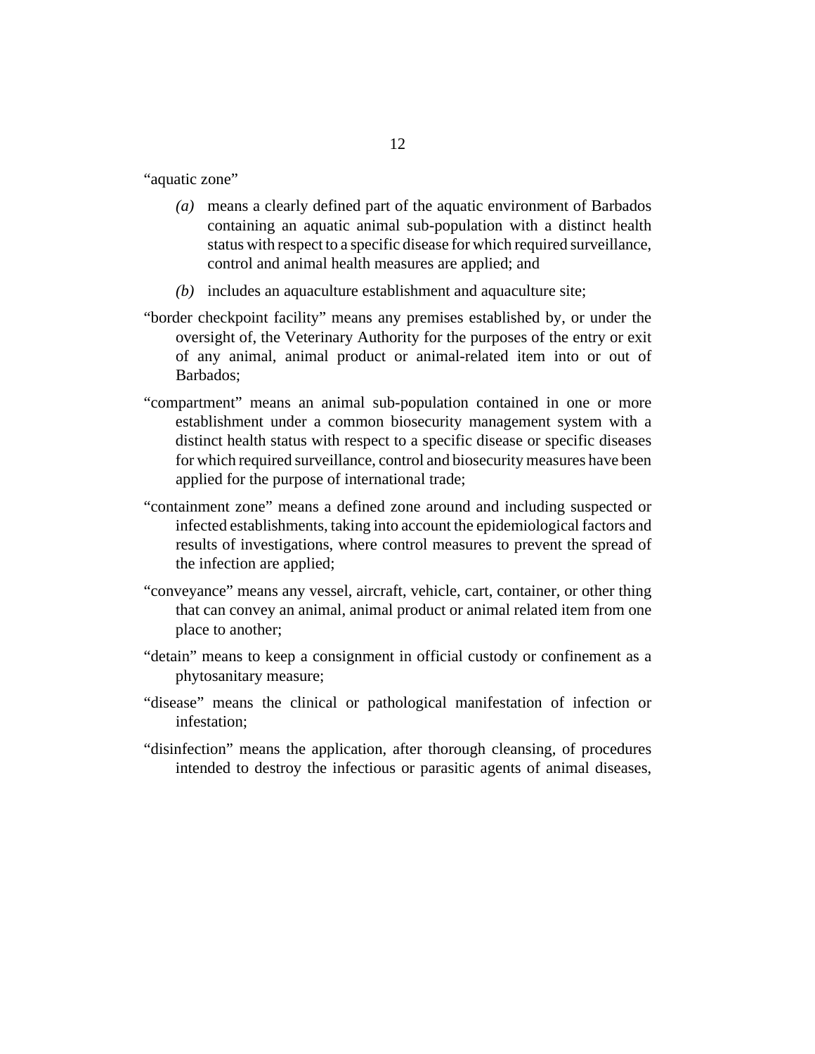"aquatic zone"

*(a)* means a clearly defined part of the aquatic environment of Barbados containing an aquatic animal sub-population with a distinct health status with respect to a specific disease for which required surveillance, control and animal health measures are applied; and

*(b)* includes an aquaculture establishment and aquaculture site;

"border checkpoint facility" means any premises established by, or under the oversight of, the Veterinary Authority for the purposes of the entry or exit of any animal, animal product or animal-related item into or out of Barbados;

"compartment" means an animal sub-population contained in one or more establishment under a common biosecurity management system with a distinct health status with respect to a specific disease or specific diseases for which required surveillance, control and biosecurity measures have been applied for the purpose of international trade;

"containment zone" means a defined zone around and including suspected or infected establishments, taking into account the epidemiological factors and results of investigations, where control measures to prevent the spread of the infection are applied;

"conveyance" means any vessel, aircraft, vehicle, cart, container, or other thing that can convey an animal, animal product or animal related item from one place to another;

"detain" means to keep a consignment in official custody or confinement as a phytosanitary measure;

"disease" means the clinical or pathological manifestation of infection or infestation;

"disinfection" means the application, after thorough cleansing, of procedures intended to destroy the infectious or parasitic agents of animal diseases,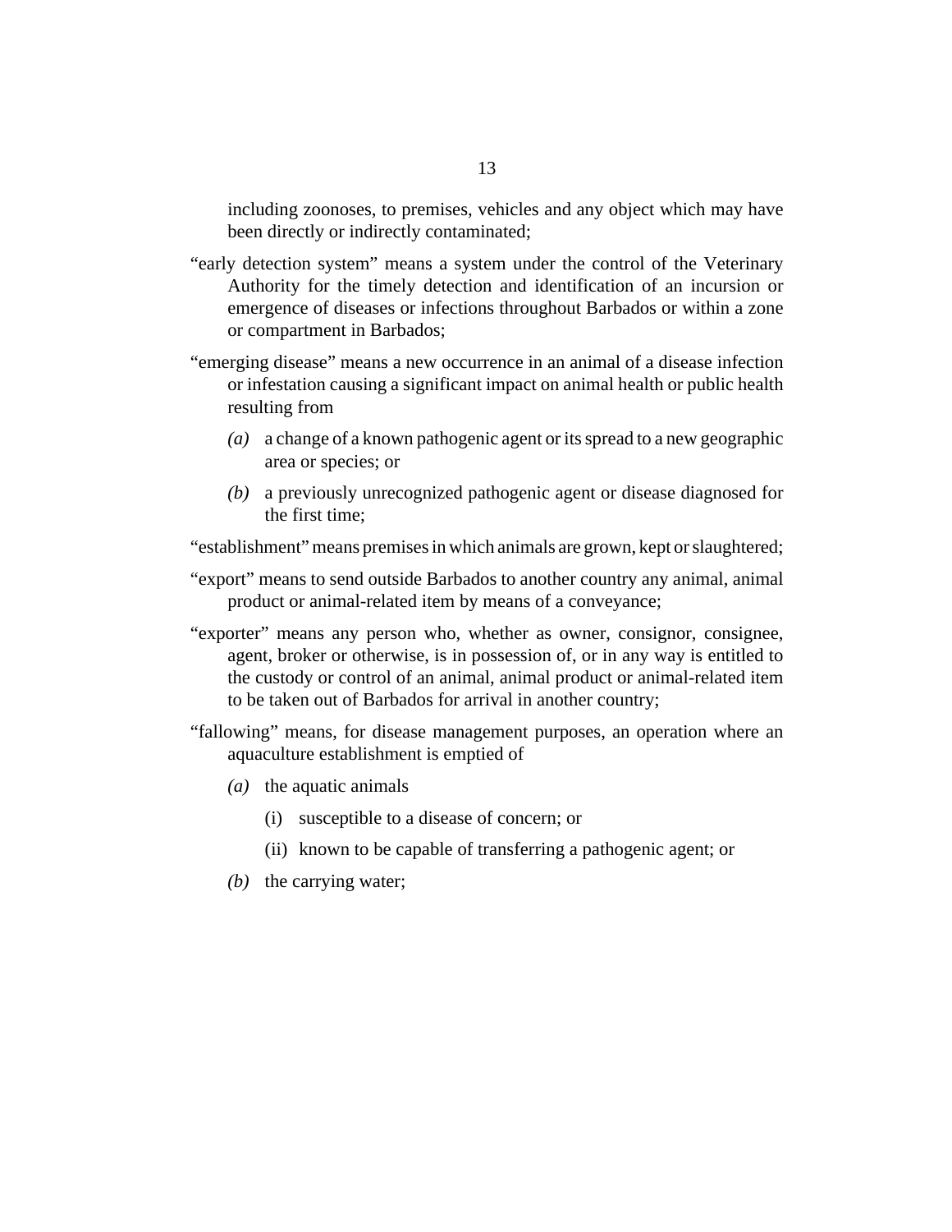including zoonoses, to premises, vehicles and any object which may have been directly or indirectly contaminated;

"early detection system" means a system under the control of the Veterinary Authority for the timely detection and identification of an incursion or emergence of diseases or infections throughout Barbados or within a zone or compartment in Barbados;

"emerging disease" means a new occurrence in an animal of a disease infection or infestation causing a significant impact on animal health or public health resulting from

*(a)* a change of a known pathogenic agent or its spread to a new geographic area or species; or

*(b)* a previously unrecognized pathogenic agent or disease diagnosed for the first time;

"establishment" means premises in which animals are grown, kept or slaughtered;

"export" means to send outside Barbados to another country any animal, animal product or animal-related item by means of a conveyance;

"exporter" means any person who, whether as owner, consignor, consignee, agent, broker or otherwise, is in possession of, or in any way is entitled to the custody or control of an animal, animal product or animal-related item to be taken out of Barbados for arrival in another country;

"fallowing" means, for disease management purposes, an operation where an aquaculture establishment is emptied of

*(a)* the aquatic animals

(i) susceptible to a disease of concern; or

(ii) known to be capable of transferring a pathogenic agent; or

*(b)* the carrying water;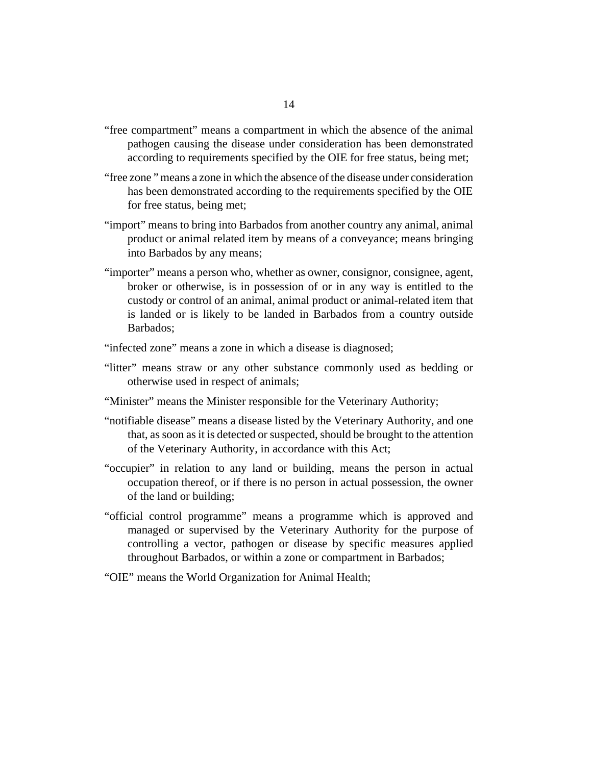"free compartment" means a compartment in which the absence of the animal pathogen causing the disease under consideration has been demonstrated according to requirements specified by the OIE for free status, being met;

"free zone " means a zone in which the absence of the disease under consideration has been demonstrated according to the requirements specified by the OIE for free status, being met;

"import" means to bring into Barbados from another country any animal, animal product or animal related item by means of a conveyance; means bringing into Barbados by any means;

"importer" means a person who, whether as owner, consignor, consignee, agent, broker or otherwise, is in possession of or in any way is entitled to the custody or control of an animal, animal product or animal-related item that is landed or is likely to be landed in Barbados from a country outside Barbados;

"infected zone" means a zone in which a disease is diagnosed;

"litter" means straw or any other substance commonly used as bedding or otherwise used in respect of animals;

"Minister" means the Minister responsible for the Veterinary Authority;

"notifiable disease" means a disease listed by the Veterinary Authority, and one that, as soon as it is detected or suspected, should be brought to the attention of the Veterinary Authority, in accordance with this Act;

"occupier" in relation to any land or building, means the person in actual occupation thereof, or if there is no person in actual possession, the owner of the land or building;

"official control programme" means a programme which is approved and managed or supervised by the Veterinary Authority for the purpose of controlling a vector, pathogen or disease by specific measures applied throughout Barbados, or within a zone or compartment in Barbados;

"OIE" means the World Organization for Animal Health;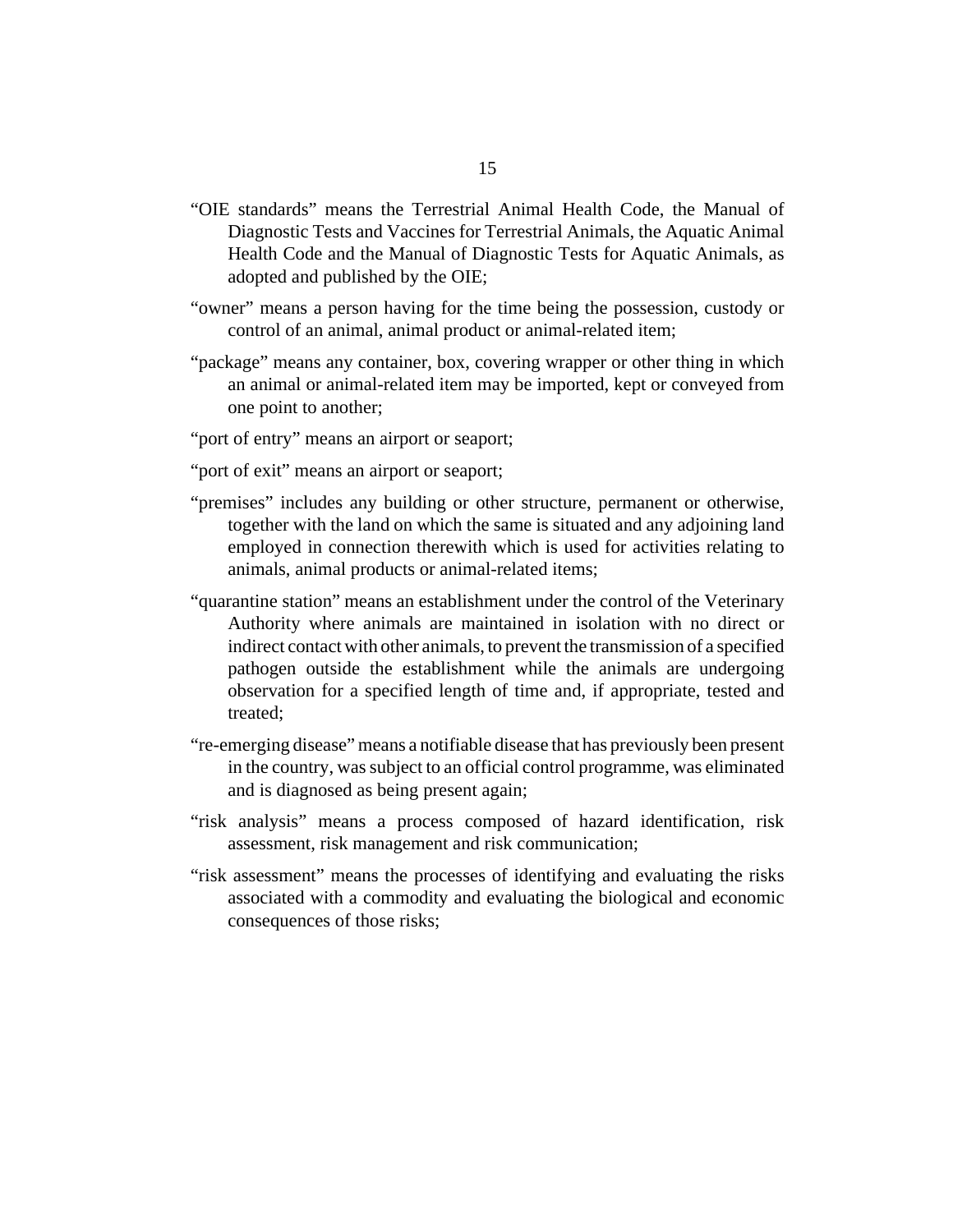"OIE standards" means the Terrestrial Animal Health Code, the Manual of Diagnostic Tests and Vaccines for Terrestrial Animals, the Aquatic Animal Health Code and the Manual of Diagnostic Tests for Aquatic Animals, as adopted and published by the OIE;

"owner" means a person having for the time being the possession, custody or control of an animal, animal product or animal-related item;

"package" means any container, box, covering wrapper or other thing in which an animal or animal-related item may be imported, kept or conveyed from one point to another;

"port of entry" means an airport or seaport;

"port of exit" means an airport or seaport;

"premises" includes any building or other structure, permanent or otherwise, together with the land on which the same is situated and any adjoining land employed in connection therewith which is used for activities relating to animals, animal products or animal-related items;

"quarantine station" means an establishment under the control of the Veterinary Authority where animals are maintained in isolation with no direct or indirect contact with other animals, to prevent the transmission of a specified pathogen outside the establishment while the animals are undergoing observation for a specified length of time and, if appropriate, tested and treated;

"re-emerging disease" means a notifiable disease that has previously been present in the country, was subject to an official control programme, was eliminated and is diagnosed as being present again;

"risk analysis" means a process composed of hazard identification, risk assessment, risk management and risk communication;

"risk assessment" means the processes of identifying and evaluating the risks associated with a commodity and evaluating the biological and economic consequences of those risks;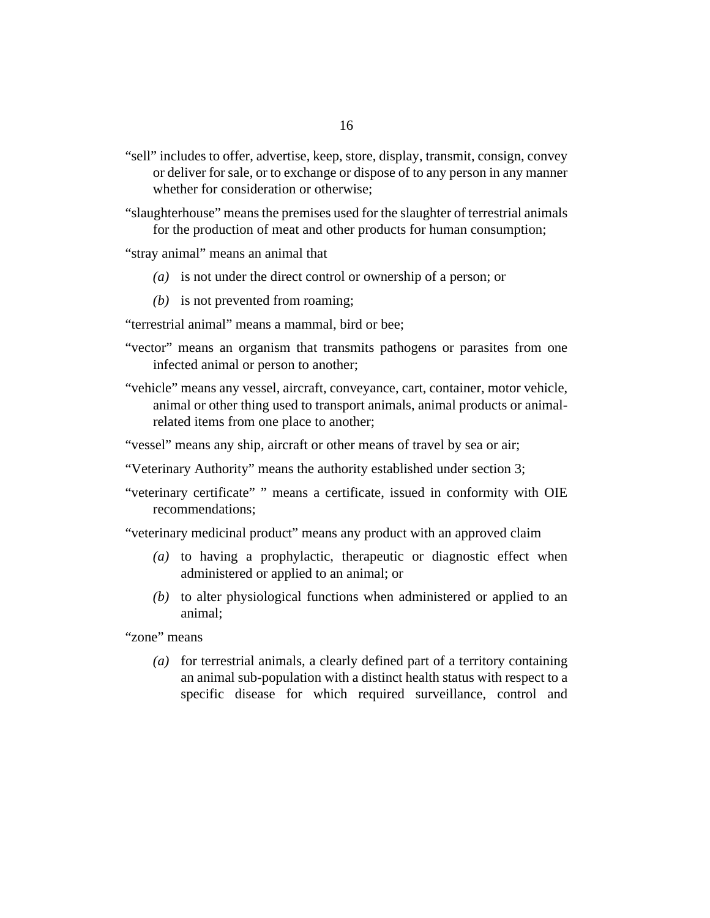"sell" includes to offer, advertise, keep, store, display, transmit, consign, convey or deliver for sale, or to exchange or dispose of to any person in any manner whether for consideration or otherwise;

"slaughterhouse" means the premises used for the slaughter of terrestrial animals for the production of meat and other products for human consumption;

"stray animal" means an animal that

*(a)* is not under the direct control or ownership of a person; or

*(b)* is not prevented from roaming;

"terrestrial animal" means a mammal, bird or bee;

"vector" means an organism that transmits pathogens or parasites from one infected animal or person to another;

"vehicle" means any vessel, aircraft, conveyance, cart, container, motor vehicle, animal or other thing used to transport animals, animal products or animal-related items from one place to another;

"vessel" means any ship, aircraft or other means of travel by sea or air;

"Veterinary Authority" means the authority established under section 3;

"veterinary certificate" " means a certificate, issued in conformity with OIE recommendations;

"veterinary medicinal product" means any product with an approved claim

*(a)* to having a prophylactic, therapeutic or diagnostic effect when administered or applied to an animal; or

*(b)* to alter physiological functions when administered or applied to an animal;

"zone" means

*(a)* for terrestrial animals, a clearly defined part of a territory containing an animal sub-population with a distinct health status with respect to a specific disease for which required surveillance, control and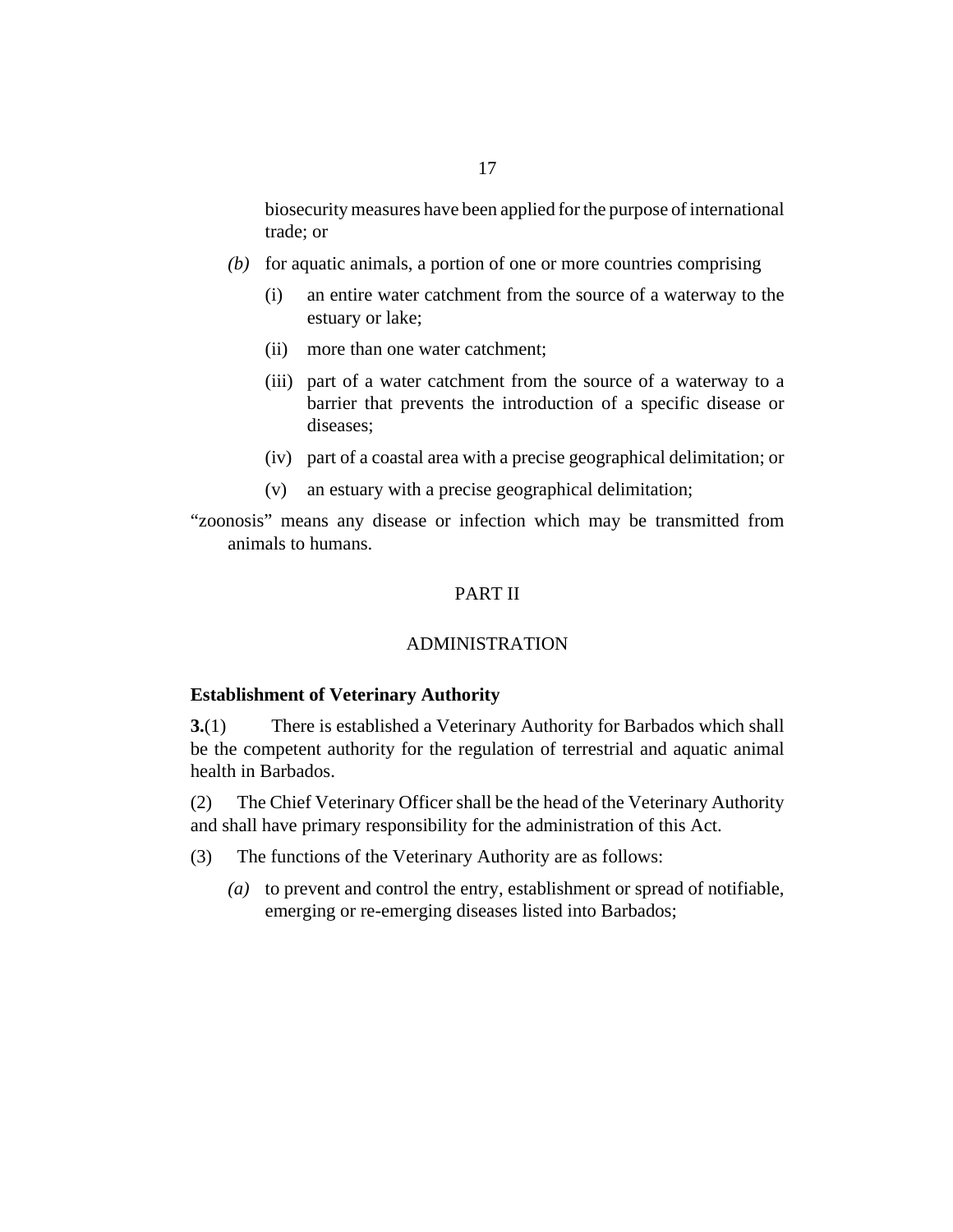biosecurity measures have been applied for the purpose of international trade; or

*(b)* for aquatic animals, a portion of one or more countries comprising

(i) an entire water catchment from the source of a waterway to the estuary or lake;

(ii) more than one water catchment;

(iii) part of a water catchment from the source of a waterway to a barrier that prevents the introduction of a specific disease or diseases;

(iv) part of a coastal area with a precise geographical delimitation; or

(v) an estuary with a precise geographical delimitation;

"zoonosis" means any disease or infection which may be transmitted from animals to humans.

## PART II

## ADMINISTRATION

**Establishment of Veterinary Authority**

**3.**(1) There is established a Veterinary Authority for Barbados which shall be the competent authority for the regulation of terrestrial and aquatic animal health in Barbados.

(2) The Chief Veterinary Officer shall be the head of the Veterinary Authority and shall have primary responsibility for the administration of this Act.

(3) The functions of the Veterinary Authority are as follows:

*(a)* to prevent and control the entry, establishment or spread of notifiable, emerging or re-emerging diseases listed into Barbados;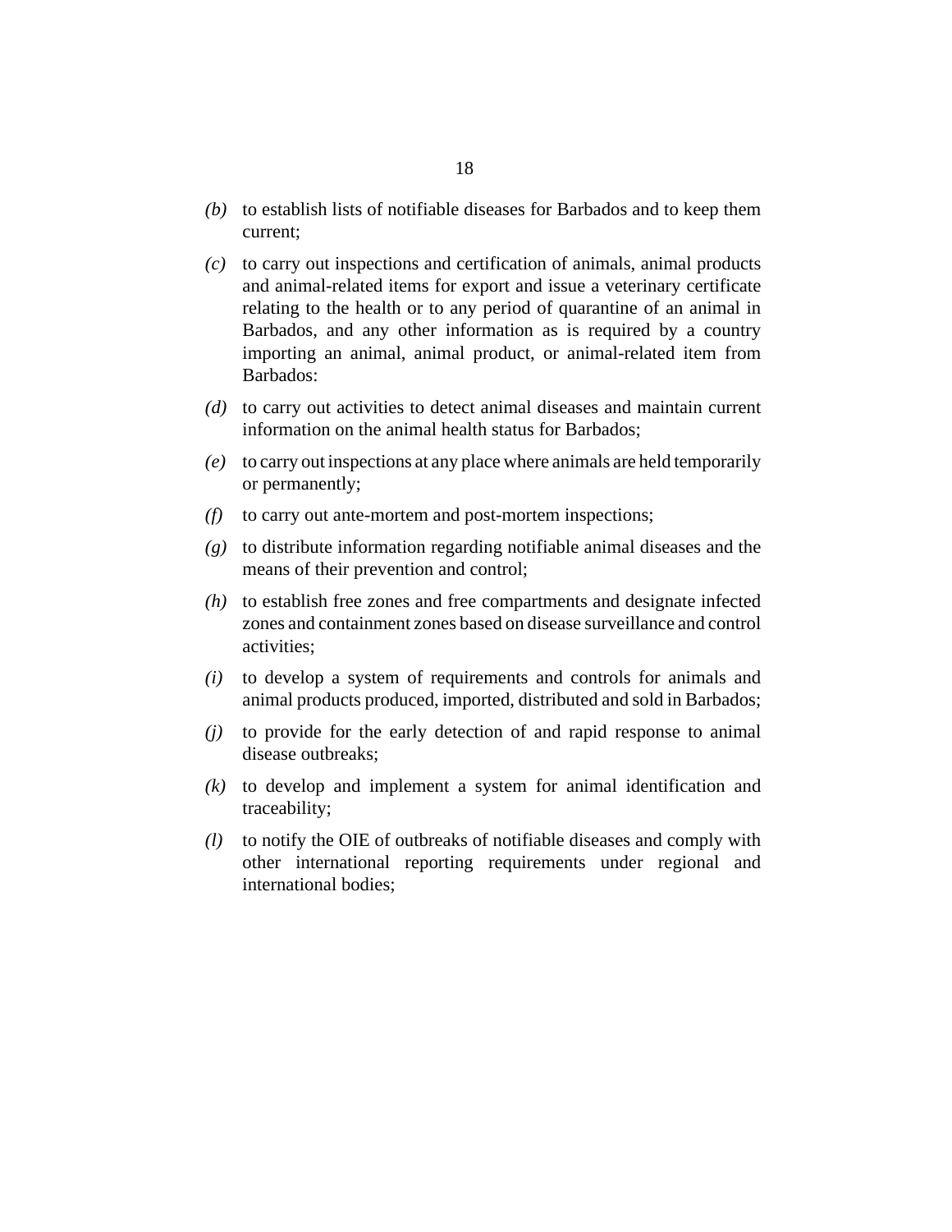*(b)* to establish lists of notifiable diseases for Barbados and to keep them current;

*(c)* to carry out inspections and certification of animals, animal products and animal-related items for export and issue a veterinary certificate relating to the health or to any period of quarantine of an animal in Barbados, and any other information as is required by a country importing an animal, animal product, or animal-related item from Barbados:

*(d)* to carry out activities to detect animal diseases and maintain current information on the animal health status for Barbados;

*(e)* to carry out inspections at any place where animals are held temporarily or permanently;

*(f)* to carry out ante-mortem and post-mortem inspections;

*(g)* to distribute information regarding notifiable animal diseases and the means of their prevention and control;

*(h)* to establish free zones and free compartments and designate infected zones and containment zones based on disease surveillance and control activities;

*(i)* to develop a system of requirements and controls for animals and animal products produced, imported, distributed and sold in Barbados;

*(j)* to provide for the early detection of and rapid response to animal disease outbreaks;

*(k)* to develop and implement a system for animal identification and traceability;

*(l)* to notify the OIE of outbreaks of notifiable diseases and comply with other international reporting requirements under regional and international bodies;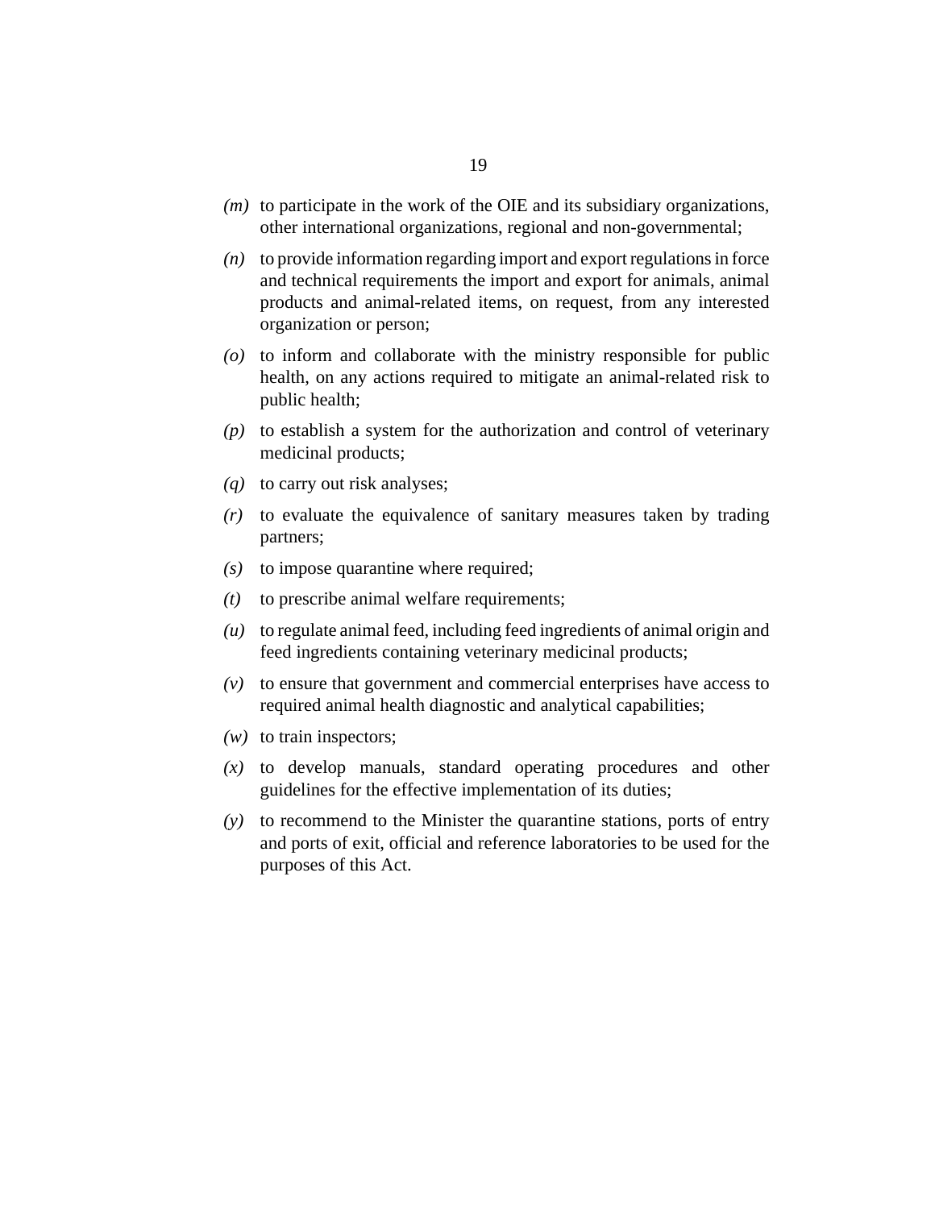*(m)* to participate in the work of the OIE and its subsidiary organizations, other international organizations, regional and non-governmental;

*(n)* to provide information regarding import and export regulations in force and technical requirements the import and export for animals, animal products and animal-related items, on request, from any interested organization or person;

*(o)* to inform and collaborate with the ministry responsible for public health, on any actions required to mitigate an animal-related risk to public health;

*(p)* to establish a system for the authorization and control of veterinary medicinal products;

*(q)* to carry out risk analyses;

*(r)* to evaluate the equivalence of sanitary measures taken by trading partners;

*(s)* to impose quarantine where required;

*(t)* to prescribe animal welfare requirements;

*(u)* to regulate animal feed, including feed ingredients of animal origin and feed ingredients containing veterinary medicinal products;

*(v)* to ensure that government and commercial enterprises have access to required animal health diagnostic and analytical capabilities;

*(w)* to train inspectors;

*(x)* to develop manuals, standard operating procedures and other guidelines for the effective implementation of its duties;

*(y)* to recommend to the Minister the quarantine stations, ports of entry and ports of exit, official and reference laboratories to be used for the purposes of this Act.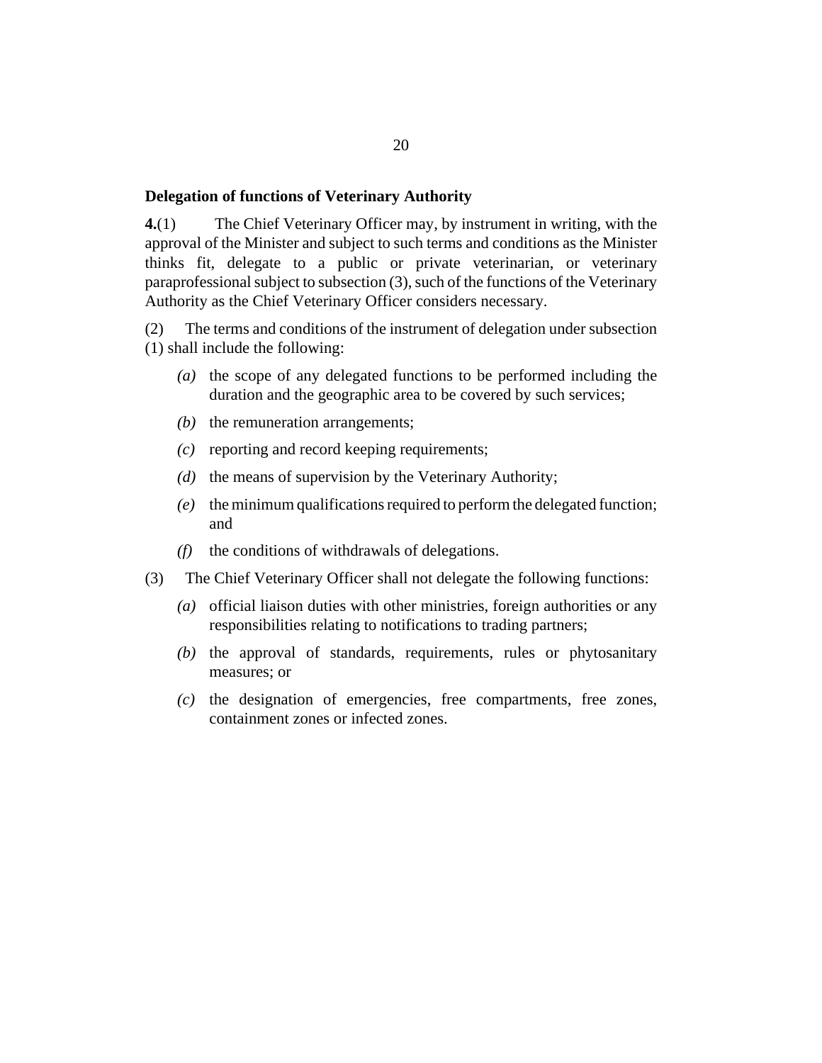**Delegation of functions of Veterinary Authority**

**4.**(1) The Chief Veterinary Officer may, by instrument in writing, with the approval of the Minister and subject to such terms and conditions as the Minister thinks fit, delegate to a public or private veterinarian, or veterinary paraprofessional subject to subsection (3), such of the functions of the Veterinary Authority as the Chief Veterinary Officer considers necessary.

(2) The terms and conditions of the instrument of delegation under subsection (1) shall include the following:

*(a)* the scope of any delegated functions to be performed including the duration and the geographic area to be covered by such services;

*(b)* the remuneration arrangements;

*(c)* reporting and record keeping requirements;

*(d)* the means of supervision by the Veterinary Authority;

*(e)* the minimum qualifications required to perform the delegated function; and

*(f)* the conditions of withdrawals of delegations.

(3) The Chief Veterinary Officer shall not delegate the following functions:

*(a)* official liaison duties with other ministries, foreign authorities or any responsibilities relating to notifications to trading partners;

*(b)* the approval of standards, requirements, rules or phytosanitary measures; or

*(c)* the designation of emergencies, free compartments, free zones, containment zones or infected zones.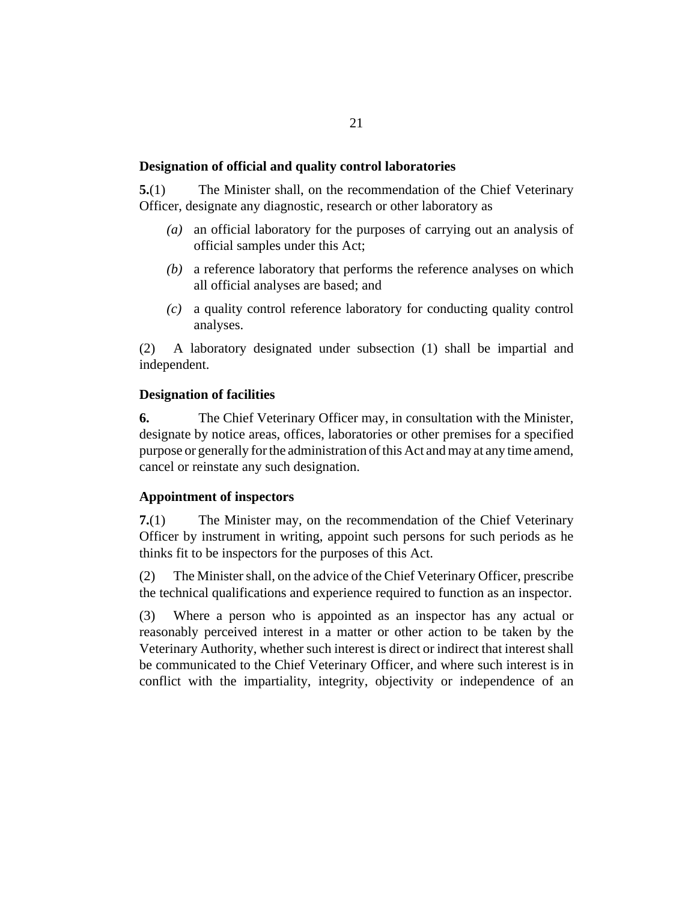### Designation of official and quality control laboratories

**5.**(1) The Minister shall, on the recommendation of the Chief Veterinary Officer, designate any diagnostic, research or other laboratory as

- *(a)* an official laboratory for the purposes of carrying out an analysis of official samples under this Act;
- *(b)* a reference laboratory that performs the reference analyses on which all official analyses are based; and
- *(c)* a quality control reference laboratory for conducting quality control analyses.

(2) A laboratory designated under subsection (1) shall be impartial and independent.

### Designation of facilities

**6.** The Chief Veterinary Officer may, in consultation with the Minister, designate by notice areas, offices, laboratories or other premises for a specified purpose or generally for the administration of this Act and may at any time amend, cancel or reinstate any such designation.

### Appointment of inspectors

**7.**(1) The Minister may, on the recommendation of the Chief Veterinary Officer by instrument in writing, appoint such persons for such periods as he thinks fit to be inspectors for the purposes of this Act.

(2) The Minister shall, on the advice of the Chief Veterinary Officer, prescribe the technical qualifications and experience required to function as an inspector.

(3) Where a person who is appointed as an inspector has any actual or reasonably perceived interest in a matter or other action to be taken by the Veterinary Authority, whether such interest is direct or indirect that interest shall be communicated to the Chief Veterinary Officer, and where such interest is in conflict with the impartiality, integrity, objectivity or independence of an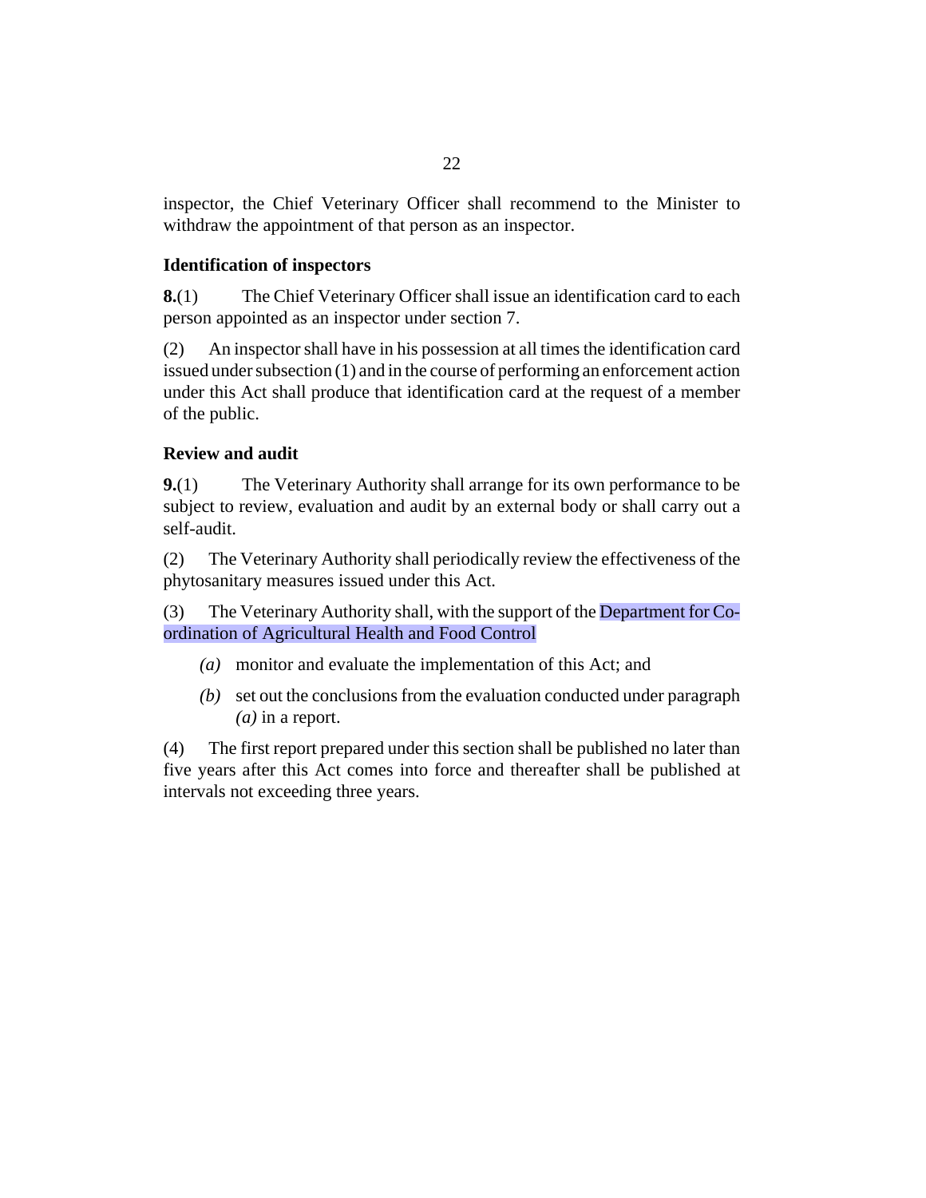inspector, the Chief Veterinary Officer shall recommend to the Minister to withdraw the appointment of that person as an inspector.

### Identification of inspectors

**8.**(1) The Chief Veterinary Officer shall issue an identification card to each person appointed as an inspector under section 7.

(2) An inspector shall have in his possession at all times the identification card issued under subsection (1) and in the course of performing an enforcement action under this Act shall produce that identification card at the request of a member of the public.

### Review and audit

**9.**(1) The Veterinary Authority shall arrange for its own performance to be subject to review, evaluation and audit by an external body or shall carry out a self-audit.

(2) The Veterinary Authority shall periodically review the effectiveness of the phytosanitary measures issued under this Act.

(3) The Veterinary Authority shall, with the support of the Department for Co-ordination of Agricultural Health and Food Control

*(a)* monitor and evaluate the implementation of this Act; and

*(b)* set out the conclusions from the evaluation conducted under paragraph *(a)* in a report.

(4) The first report prepared under this section shall be published no later than five years after this Act comes into force and thereafter shall be published at intervals not exceeding three years.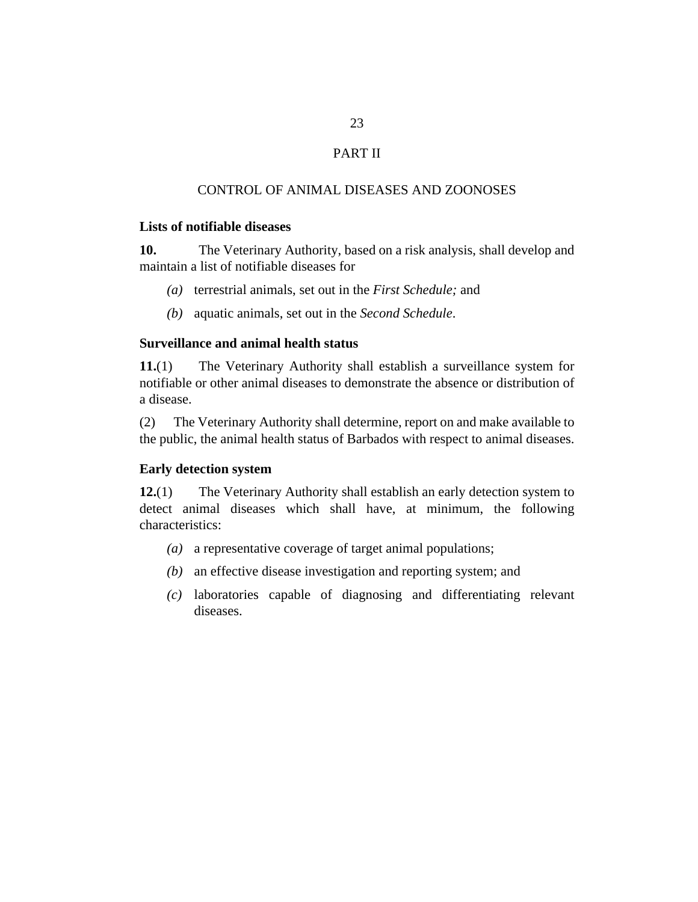# PART II

## CONTROL OF ANIMAL DISEASES AND ZOONOSES

### Lists of notifiable diseases

**10.** The Veterinary Authority, based on a risk analysis, shall develop and maintain a list of notifiable diseases for

*(a)* terrestrial animals, set out in the *First Schedule;* and

*(b)* aquatic animals, set out in the *Second Schedule*.

### Surveillance and animal health status

**11.**(1) The Veterinary Authority shall establish a surveillance system for notifiable or other animal diseases to demonstrate the absence or distribution of a disease.

(2) The Veterinary Authority shall determine, report on and make available to the public, the animal health status of Barbados with respect to animal diseases.

### Early detection system

**12.**(1) The Veterinary Authority shall establish an early detection system to detect animal diseases which shall have, at minimum, the following characteristics:

*(a)* a representative coverage of target animal populations;

*(b)* an effective disease investigation and reporting system; and

*(c)* laboratories capable of diagnosing and differentiating relevant diseases.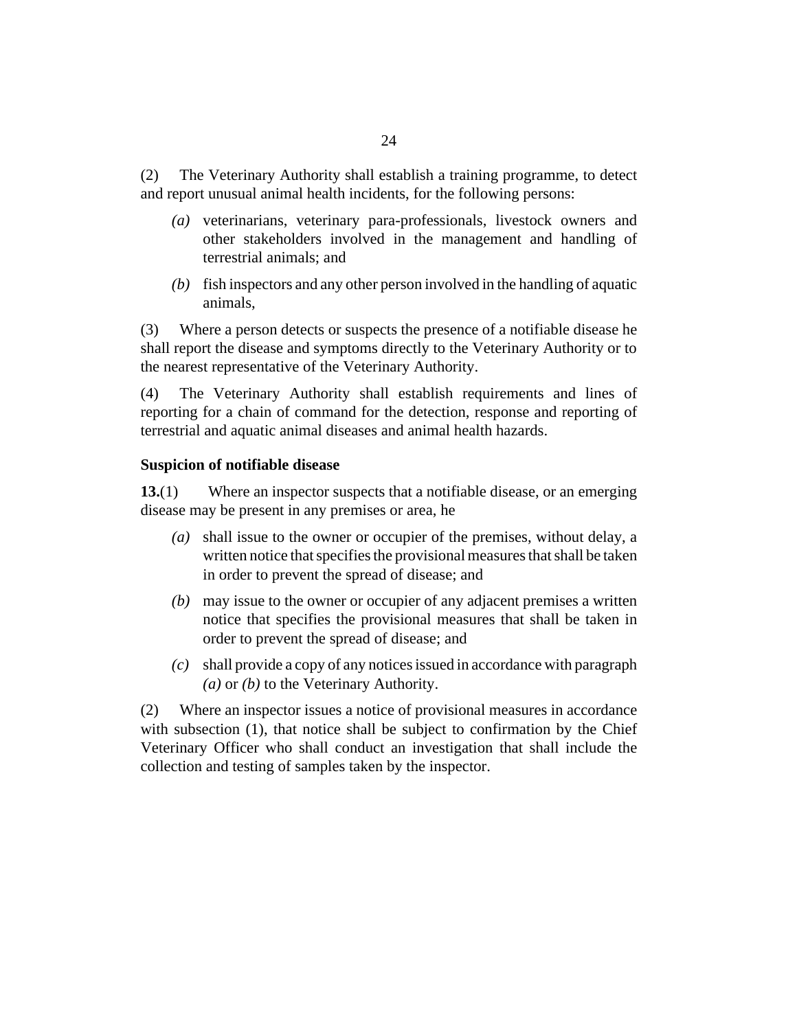(2) The Veterinary Authority shall establish a training programme, to detect and report unusual animal health incidents, for the following persons:

- *(a)* veterinarians, veterinary para-professionals, livestock owners and other stakeholders involved in the management and handling of terrestrial animals; and
- *(b)* fish inspectors and any other person involved in the handling of aquatic animals,

(3) Where a person detects or suspects the presence of a notifiable disease he shall report the disease and symptoms directly to the Veterinary Authority or to the nearest representative of the Veterinary Authority.

(4) The Veterinary Authority shall establish requirements and lines of reporting for a chain of command for the detection, response and reporting of terrestrial and aquatic animal diseases and animal health hazards.

**Suspicion of notifiable disease**

**13.**(1) Where an inspector suspects that a notifiable disease, or an emerging disease may be present in any premises or area, he

- *(a)* shall issue to the owner or occupier of the premises, without delay, a written notice that specifies the provisional measures that shall be taken in order to prevent the spread of disease; and
- *(b)* may issue to the owner or occupier of any adjacent premises a written notice that specifies the provisional measures that shall be taken in order to prevent the spread of disease; and
- *(c)* shall provide a copy of any notices issued in accordance with paragraph *(a)* or *(b)* to the Veterinary Authority.

(2) Where an inspector issues a notice of provisional measures in accordance with subsection (1), that notice shall be subject to confirmation by the Chief Veterinary Officer who shall conduct an investigation that shall include the collection and testing of samples taken by the inspector.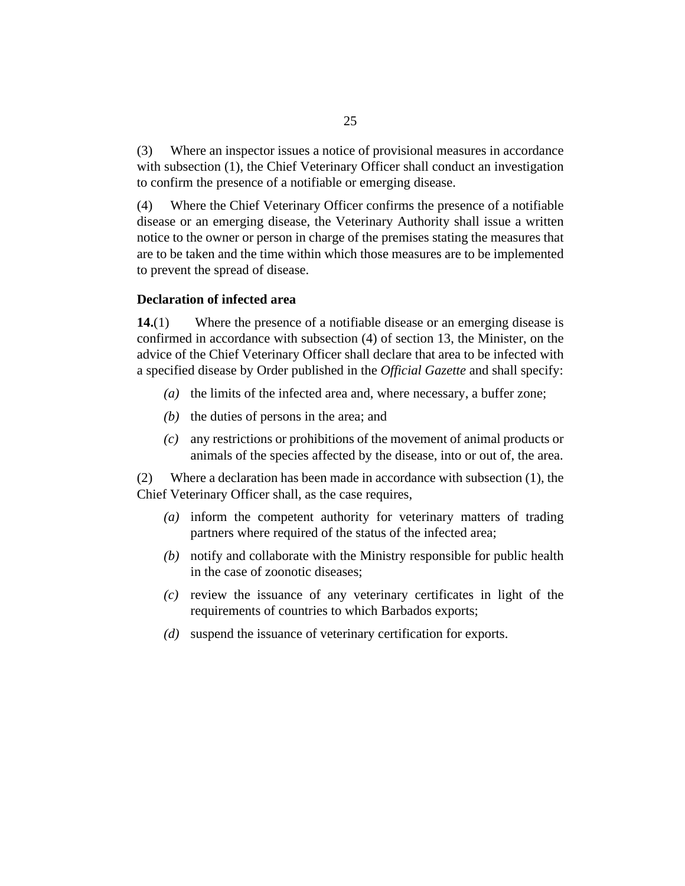(3) Where an inspector issues a notice of provisional measures in accordance with subsection (1), the Chief Veterinary Officer shall conduct an investigation to confirm the presence of a notifiable or emerging disease.

(4) Where the Chief Veterinary Officer confirms the presence of a notifiable disease or an emerging disease, the Veterinary Authority shall issue a written notice to the owner or person in charge of the premises stating the measures that are to be taken and the time within which those measures are to be implemented to prevent the spread of disease.

### Declaration of infected area

**14.**(1) Where the presence of a notifiable disease or an emerging disease is confirmed in accordance with subsection (4) of section 13, the Minister, on the advice of the Chief Veterinary Officer shall declare that area to be infected with a specified disease by Order published in the *Official Gazette* and shall specify:

- *(a)* the limits of the infected area and, where necessary, a buffer zone;
- *(b)* the duties of persons in the area; and
- *(c)* any restrictions or prohibitions of the movement of animal products or animals of the species affected by the disease, into or out of, the area.

(2) Where a declaration has been made in accordance with subsection (1), the Chief Veterinary Officer shall, as the case requires,

- *(a)* inform the competent authority for veterinary matters of trading partners where required of the status of the infected area;
- *(b)* notify and collaborate with the Ministry responsible for public health in the case of zoonotic diseases;
- *(c)* review the issuance of any veterinary certificates in light of the requirements of countries to which Barbados exports;
- *(d)* suspend the issuance of veterinary certification for exports.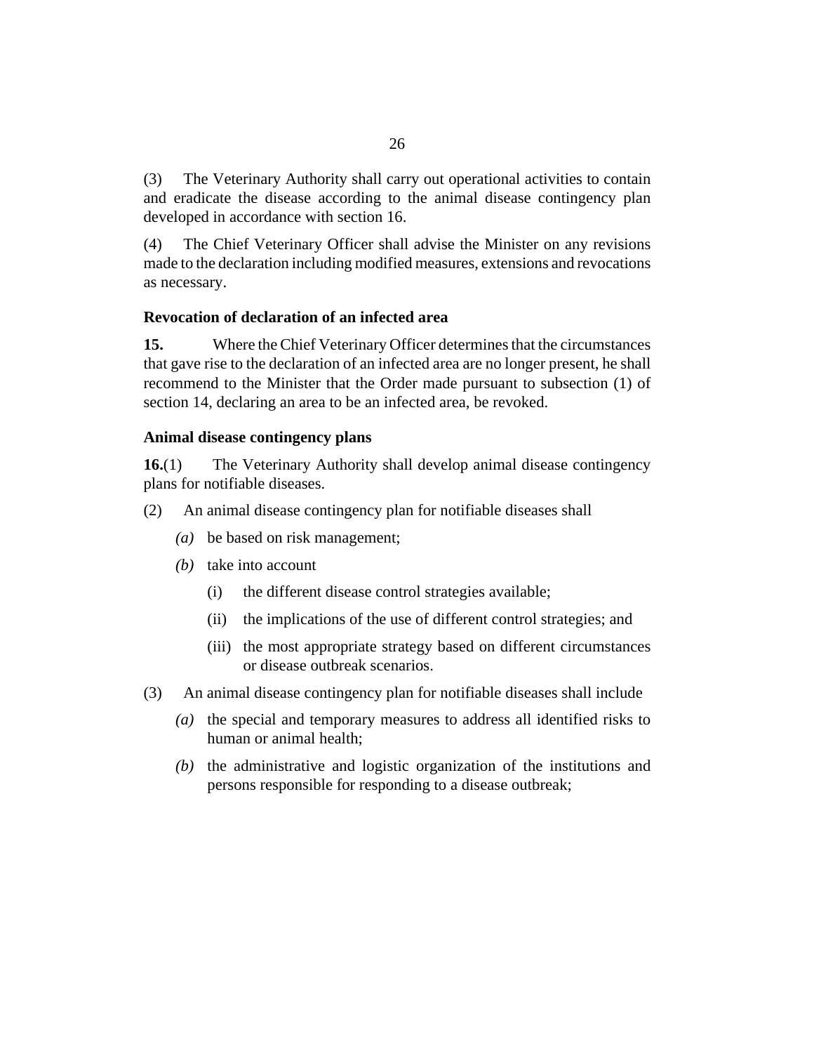(3) The Veterinary Authority shall carry out operational activities to contain and eradicate the disease according to the animal disease contingency plan developed in accordance with section 16.

(4) The Chief Veterinary Officer shall advise the Minister on any revisions made to the declaration including modified measures, extensions and revocations as necessary.

**Revocation of declaration of an infected area**

**15.** Where the Chief Veterinary Officer determines that the circumstances that gave rise to the declaration of an infected area are no longer present, he shall recommend to the Minister that the Order made pursuant to subsection (1) of section 14, declaring an area to be an infected area, be revoked.

**Animal disease contingency plans**

**16.**(1) The Veterinary Authority shall develop animal disease contingency plans for notifiable diseases.

(2) An animal disease contingency plan for notifiable diseases shall

- *(a)* be based on risk management;
- *(b)* take into account
  - (i) the different disease control strategies available;
  - (ii) the implications of the use of different control strategies; and
  - (iii) the most appropriate strategy based on different circumstances or disease outbreak scenarios.

(3) An animal disease contingency plan for notifiable diseases shall include

- *(a)* the special and temporary measures to address all identified risks to human or animal health;
- *(b)* the administrative and logistic organization of the institutions and persons responsible for responding to a disease outbreak;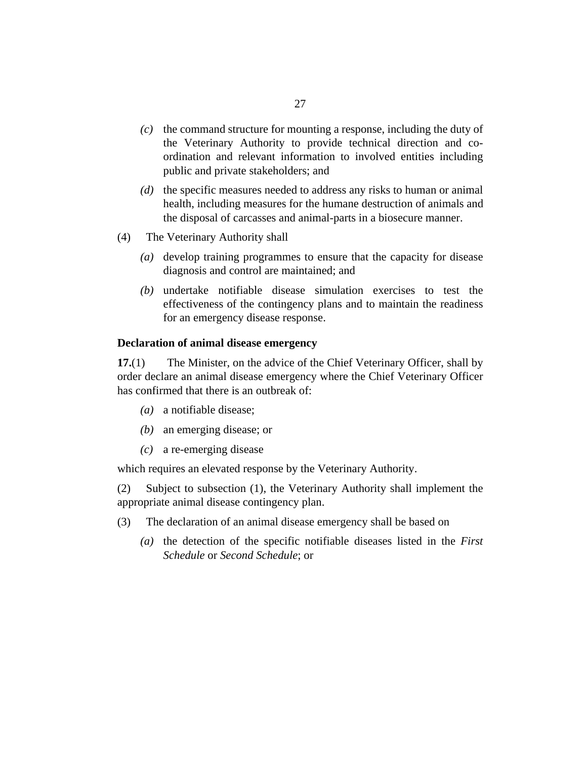(c) the command structure for mounting a response, including the duty of the Veterinary Authority to provide technical direction and co-ordination and relevant information to involved entities including public and private stakeholders; and

(d) the specific measures needed to address any risks to human or animal health, including measures for the humane destruction of animals and the disposal of carcasses and animal-parts in a biosecure manner.

(4) The Veterinary Authority shall

(a) develop training programmes to ensure that the capacity for disease diagnosis and control are maintained; and

(b) undertake notifiable disease simulation exercises to test the effectiveness of the contingency plans and to maintain the readiness for an emergency disease response.

**Declaration of animal disease emergency**

**17.**(1) The Minister, on the advice of the Chief Veterinary Officer, shall by order declare an animal disease emergency where the Chief Veterinary Officer has confirmed that there is an outbreak of:

(a) a notifiable disease;

(b) an emerging disease; or

(c) a re-emerging disease

which requires an elevated response by the Veterinary Authority.

(2) Subject to subsection (1), the Veterinary Authority shall implement the appropriate animal disease contingency plan.

(3) The declaration of an animal disease emergency shall be based on

(a) the detection of the specific notifiable diseases listed in the *First Schedule* or *Second Schedule*; or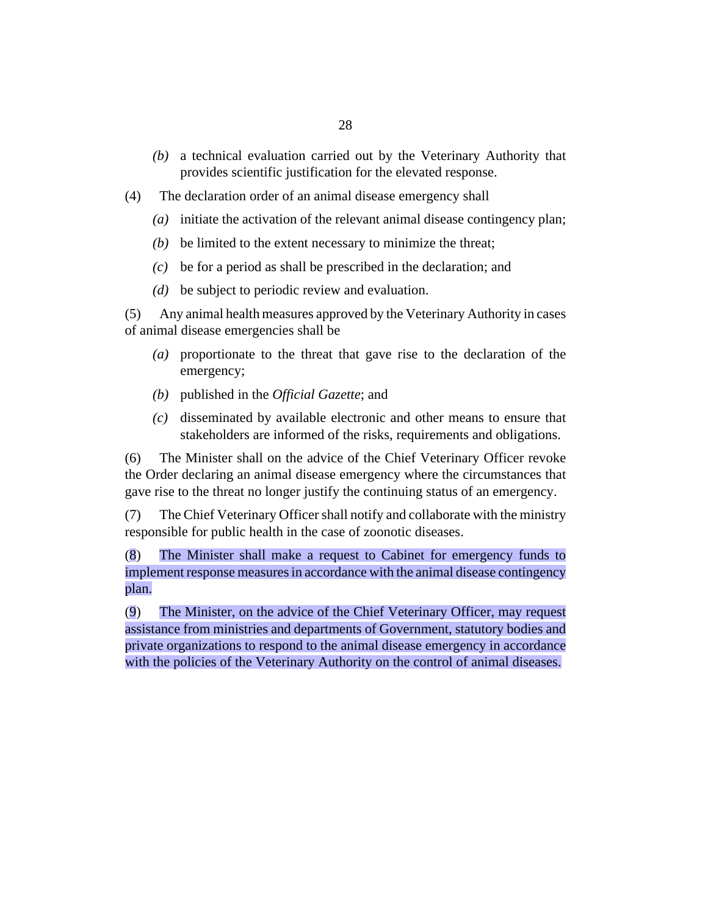*(b)* a technical evaluation carried out by the Veterinary Authority that provides scientific justification for the elevated response.

(4) The declaration order of an animal disease emergency shall

*(a)* initiate the activation of the relevant animal disease contingency plan;

*(b)* be limited to the extent necessary to minimize the threat;

*(c)* be for a period as shall be prescribed in the declaration; and

*(d)* be subject to periodic review and evaluation.

(5) Any animal health measures approved by the Veterinary Authority in cases of animal disease emergencies shall be

*(a)* proportionate to the threat that gave rise to the declaration of the emergency;

*(b)* published in the *Official Gazette*; and

*(c)* disseminated by available electronic and other means to ensure that stakeholders are informed of the risks, requirements and obligations.

(6) The Minister shall on the advice of the Chief Veterinary Officer revoke the Order declaring an animal disease emergency where the circumstances that gave rise to the threat no longer justify the continuing status of an emergency.

(7) The Chief Veterinary Officer shall notify and collaborate with the ministry responsible for public health in the case of zoonotic diseases.

(8) The Minister shall make a request to Cabinet for emergency funds to implement response measures in accordance with the animal disease contingency plan.

(9) The Minister, on the advice of the Chief Veterinary Officer, may request assistance from ministries and departments of Government, statutory bodies and private organizations to respond to the animal disease emergency in accordance with the policies of the Veterinary Authority on the control of animal diseases.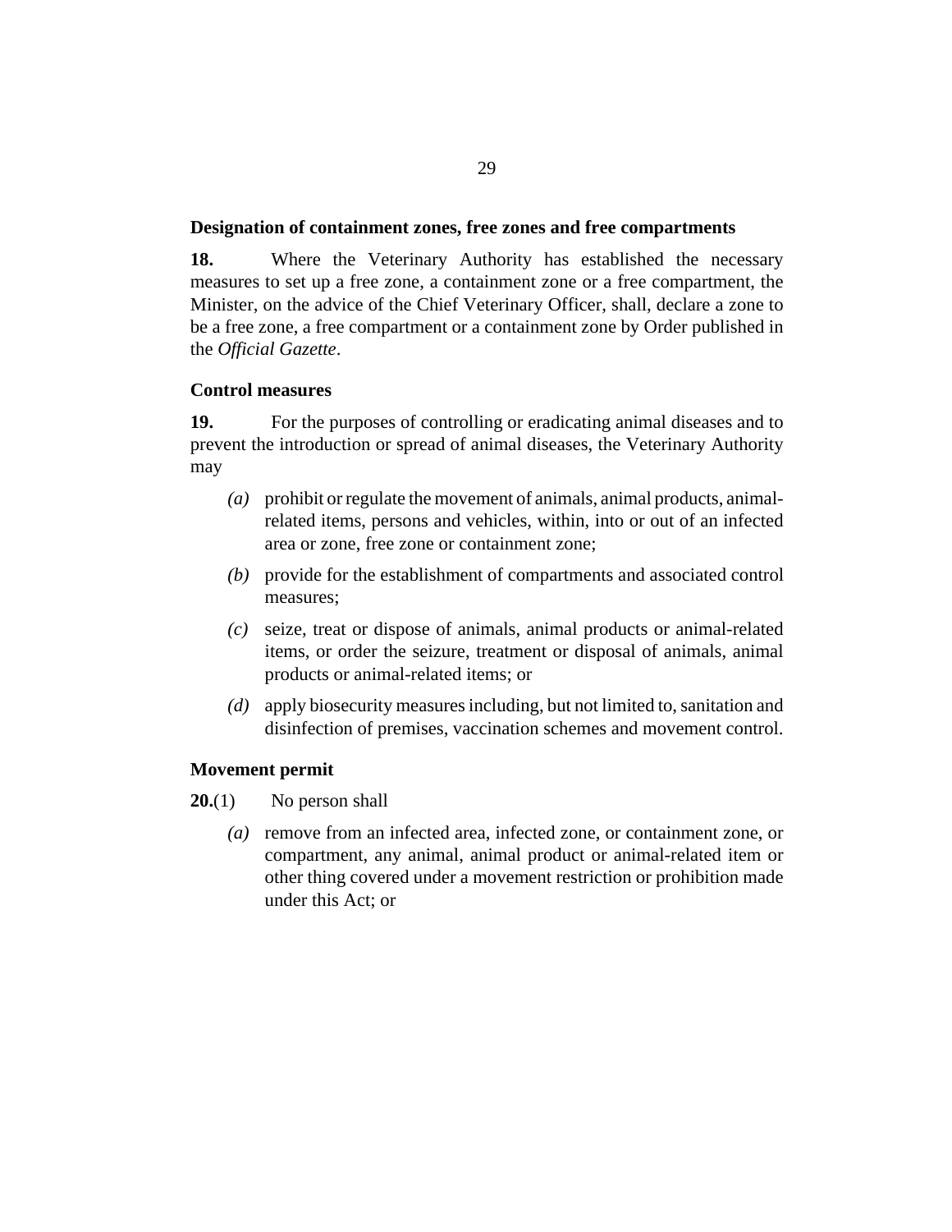**Designation of containment zones, free zones and free compartments**

**18.** Where the Veterinary Authority has established the necessary measures to set up a free zone, a containment zone or a free compartment, the Minister, on the advice of the Chief Veterinary Officer, shall, declare a zone to be a free zone, a free compartment or a containment zone by Order published in the *Official Gazette*.

**Control measures**

**19.** For the purposes of controlling or eradicating animal diseases and to prevent the introduction or spread of animal diseases, the Veterinary Authority may

*(a)* prohibit or regulate the movement of animals, animal products, animal-related items, persons and vehicles, within, into or out of an infected area or zone, free zone or containment zone;

*(b)* provide for the establishment of compartments and associated control measures;

*(c)* seize, treat or dispose of animals, animal products or animal-related items, or order the seizure, treatment or disposal of animals, animal products or animal-related items; or

*(d)* apply biosecurity measures including, but not limited to, sanitation and disinfection of premises, vaccination schemes and movement control.

**Movement permit**

**20.**(1) No person shall

*(a)* remove from an infected area, infected zone, or containment zone, or compartment, any animal, animal product or animal-related item or other thing covered under a movement restriction or prohibition made under this Act; or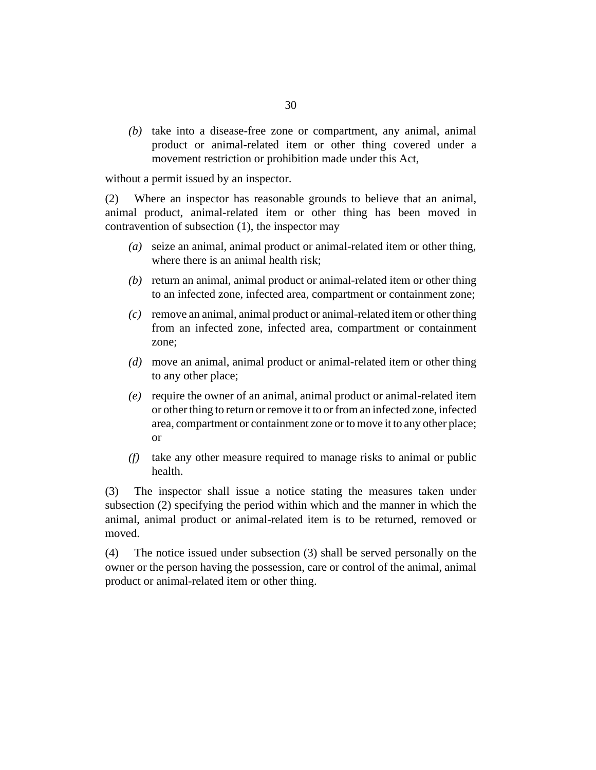*(b)* take into a disease-free zone or compartment, any animal, animal product or animal-related item or other thing covered under a movement restriction or prohibition made under this Act,

without a permit issued by an inspector.

(2) Where an inspector has reasonable grounds to believe that an animal, animal product, animal-related item or other thing has been moved in contravention of subsection (1), the inspector may

*(a)* seize an animal, animal product or animal-related item or other thing, where there is an animal health risk;

*(b)* return an animal, animal product or animal-related item or other thing to an infected zone, infected area, compartment or containment zone;

*(c)* remove an animal, animal product or animal-related item or other thing from an infected zone, infected area, compartment or containment zone;

*(d)* move an animal, animal product or animal-related item or other thing to any other place;

*(e)* require the owner of an animal, animal product or animal-related item or other thing to return or remove it to or from an infected zone, infected area, compartment or containment zone or to move it to any other place; or

*(f)* take any other measure required to manage risks to animal or public health.

(3) The inspector shall issue a notice stating the measures taken under subsection (2) specifying the period within which and the manner in which the animal, animal product or animal-related item is to be returned, removed or moved.

(4) The notice issued under subsection (3) shall be served personally on the owner or the person having the possession, care or control of the animal, animal product or animal-related item or other thing.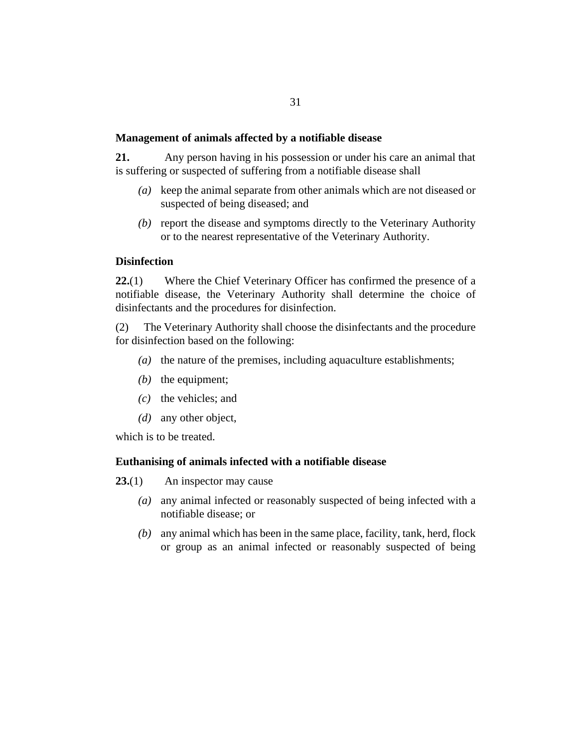**Management of animals affected by a notifiable disease**

**21.** Any person having in his possession or under his care an animal that is suffering or suspected of suffering from a notifiable disease shall

*(a)* keep the animal separate from other animals which are not diseased or suspected of being diseased; and

*(b)* report the disease and symptoms directly to the Veterinary Authority or to the nearest representative of the Veterinary Authority.

**Disinfection**

**22.**(1) Where the Chief Veterinary Officer has confirmed the presence of a notifiable disease, the Veterinary Authority shall determine the choice of disinfectants and the procedures for disinfection.

(2) The Veterinary Authority shall choose the disinfectants and the procedure for disinfection based on the following:

*(a)* the nature of the premises, including aquaculture establishments;

*(b)* the equipment;

*(c)* the vehicles; and

*(d)* any other object,

which is to be treated.

**Euthanising of animals infected with a notifiable disease**

**23.**(1) An inspector may cause

*(a)* any animal infected or reasonably suspected of being infected with a notifiable disease; or

*(b)* any animal which has been in the same place, facility, tank, herd, flock or group as an animal infected or reasonably suspected of being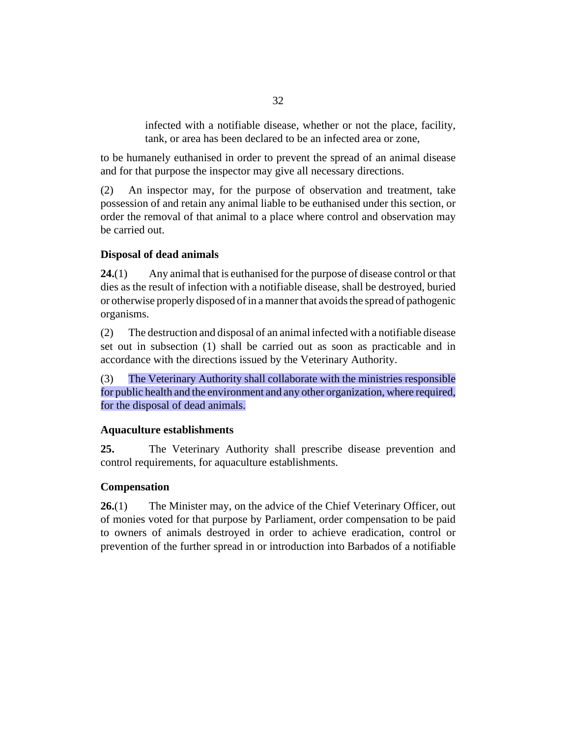infected with a notifiable disease, whether or not the place, facility, tank, or area has been declared to be an infected area or zone,

to be humanely euthanised in order to prevent the spread of an animal disease and for that purpose the inspector may give all necessary directions.

(2) An inspector may, for the purpose of observation and treatment, take possession of and retain any animal liable to be euthanised under this section, or order the removal of that animal to a place where control and observation may be carried out.

### Disposal of dead animals

**24.**(1) Any animal that is euthanised for the purpose of disease control or that dies as the result of infection with a notifiable disease, shall be destroyed, buried or otherwise properly disposed of in a manner that avoids the spread of pathogenic organisms.

(2) The destruction and disposal of an animal infected with a notifiable disease set out in subsection (1) shall be carried out as soon as practicable and in accordance with the directions issued by the Veterinary Authority.

(3) The Veterinary Authority shall collaborate with the ministries responsible for public health and the environment and any other organization, where required, for the disposal of dead animals.

### Aquaculture establishments

**25.** The Veterinary Authority shall prescribe disease prevention and control requirements, for aquaculture establishments.

### Compensation

**26.**(1) The Minister may, on the advice of the Chief Veterinary Officer, out of monies voted for that purpose by Parliament, order compensation to be paid to owners of animals destroyed in order to achieve eradication, control or prevention of the further spread in or introduction into Barbados of a notifiable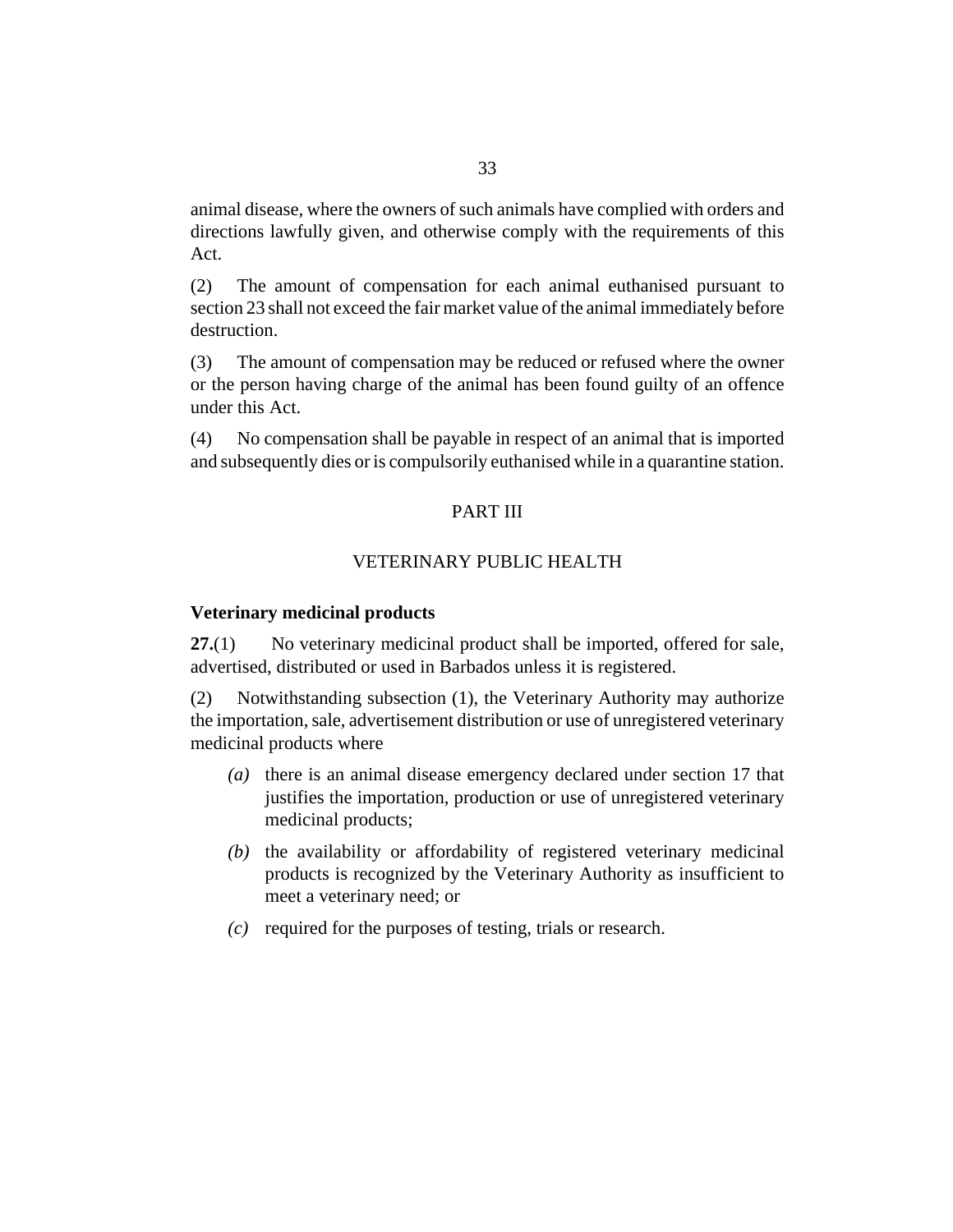animal disease, where the owners of such animals have complied with orders and directions lawfully given, and otherwise comply with the requirements of this Act.

(2) The amount of compensation for each animal euthanised pursuant to section 23 shall not exceed the fair market value of the animal immediately before destruction.

(3) The amount of compensation may be reduced or refused where the owner or the person having charge of the animal has been found guilty of an offence under this Act.

(4) No compensation shall be payable in respect of an animal that is imported and subsequently dies or is compulsorily euthanised while in a quarantine station.

## PART III

## VETERINARY PUBLIC HEALTH

### Veterinary medicinal products

**27.**(1) No veterinary medicinal product shall be imported, offered for sale, advertised, distributed or used in Barbados unless it is registered.

(2) Notwithstanding subsection (1), the Veterinary Authority may authorize the importation, sale, advertisement distribution or use of unregistered veterinary medicinal products where

- *(a)* there is an animal disease emergency declared under section 17 that justifies the importation, production or use of unregistered veterinary medicinal products;
- *(b)* the availability or affordability of registered veterinary medicinal products is recognized by the Veterinary Authority as insufficient to meet a veterinary need; or
- *(c)* required for the purposes of testing, trials or research.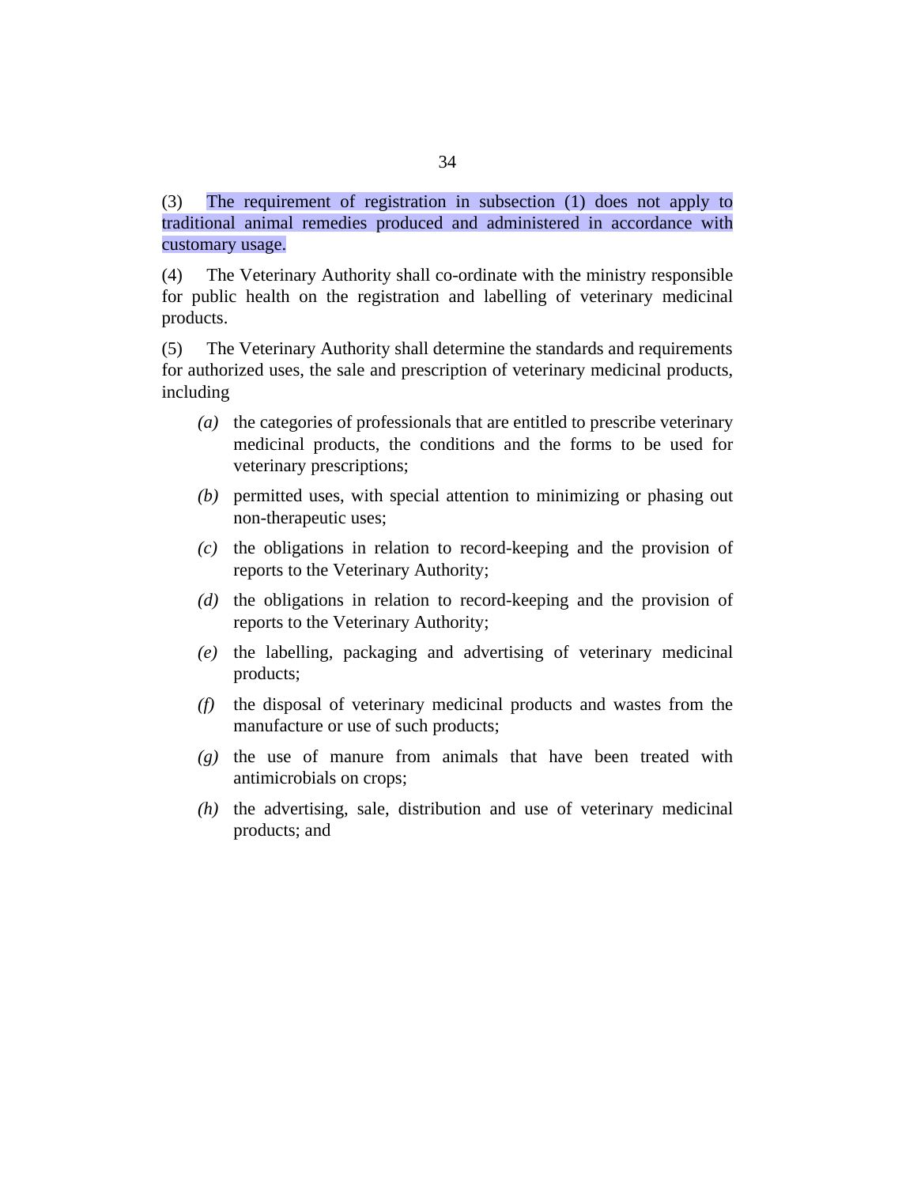(3) The requirement of registration in subsection (1) does not apply to traditional animal remedies produced and administered in accordance with customary usage.

(4) The Veterinary Authority shall co-ordinate with the ministry responsible for public health on the registration and labelling of veterinary medicinal products.

(5) The Veterinary Authority shall determine the standards and requirements for authorized uses, the sale and prescription of veterinary medicinal products, including

- *(a)* the categories of professionals that are entitled to prescribe veterinary medicinal products, the conditions and the forms to be used for veterinary prescriptions;
- *(b)* permitted uses, with special attention to minimizing or phasing out non-therapeutic uses;
- *(c)* the obligations in relation to record-keeping and the provision of reports to the Veterinary Authority;
- *(d)* the obligations in relation to record-keeping and the provision of reports to the Veterinary Authority;
- *(e)* the labelling, packaging and advertising of veterinary medicinal products;
- *(f)* the disposal of veterinary medicinal products and wastes from the manufacture or use of such products;
- *(g)* the use of manure from animals that have been treated with antimicrobials on crops;
- *(h)* the advertising, sale, distribution and use of veterinary medicinal products; and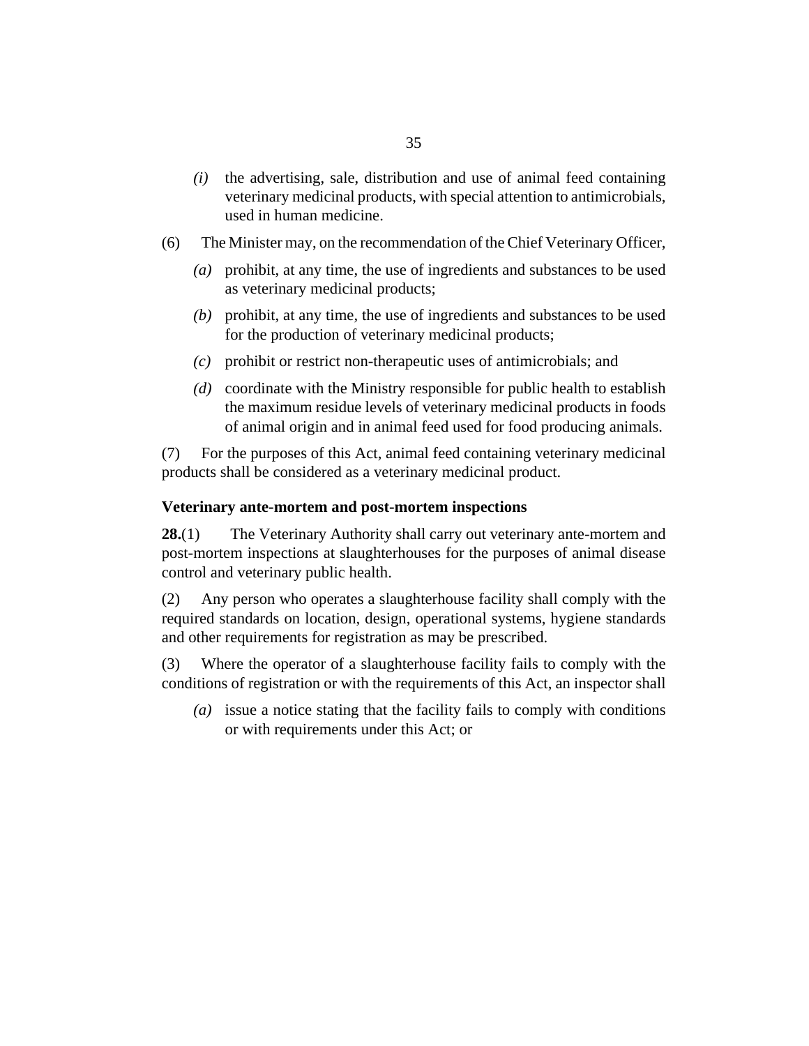*(i)* the advertising, sale, distribution and use of animal feed containing veterinary medicinal products, with special attention to antimicrobials, used in human medicine.

(6) The Minister may, on the recommendation of the Chief Veterinary Officer,

*(a)* prohibit, at any time, the use of ingredients and substances to be used as veterinary medicinal products;

*(b)* prohibit, at any time, the use of ingredients and substances to be used for the production of veterinary medicinal products;

*(c)* prohibit or restrict non-therapeutic uses of antimicrobials; and

*(d)* coordinate with the Ministry responsible for public health to establish the maximum residue levels of veterinary medicinal products in foods of animal origin and in animal feed used for food producing animals.

(7) For the purposes of this Act, animal feed containing veterinary medicinal products shall be considered as a veterinary medicinal product.

**Veterinary ante-mortem and post-mortem inspections**

**28.**(1) The Veterinary Authority shall carry out veterinary ante-mortem and post-mortem inspections at slaughterhouses for the purposes of animal disease control and veterinary public health.

(2) Any person who operates a slaughterhouse facility shall comply with the required standards on location, design, operational systems, hygiene standards and other requirements for registration as may be prescribed.

(3) Where the operator of a slaughterhouse facility fails to comply with the conditions of registration or with the requirements of this Act, an inspector shall

*(a)* issue a notice stating that the facility fails to comply with conditions or with requirements under this Act; or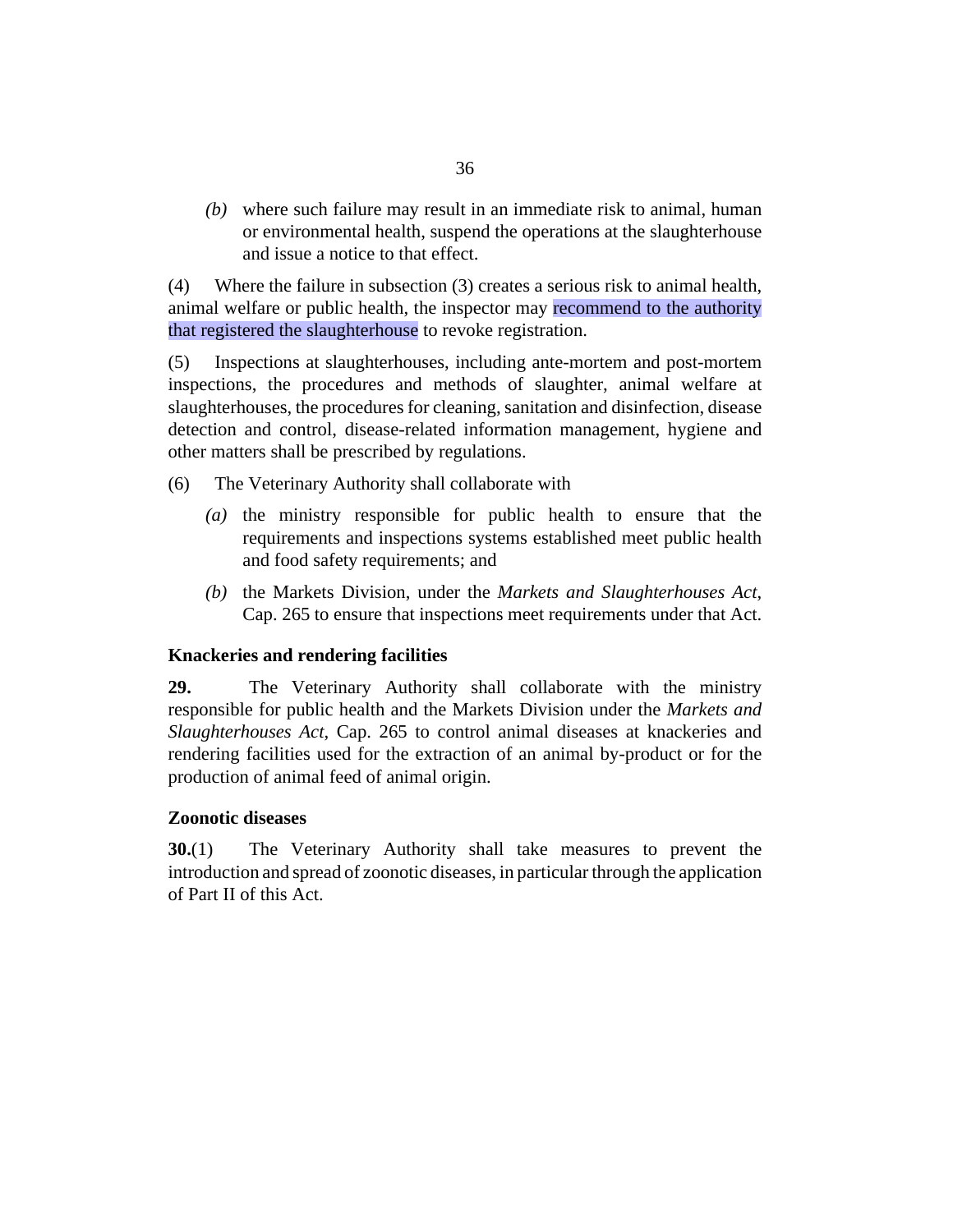(b) where such failure may result in an immediate risk to animal, human or environmental health, suspend the operations at the slaughterhouse and issue a notice to that effect.

(4) Where the failure in subsection (3) creates a serious risk to animal health, animal welfare or public health, the inspector may recommend to the authority that registered the slaughterhouse to revoke registration.

(5) Inspections at slaughterhouses, including ante-mortem and post-mortem inspections, the procedures and methods of slaughter, animal welfare at slaughterhouses, the procedures for cleaning, sanitation and disinfection, disease detection and control, disease-related information management, hygiene and other matters shall be prescribed by regulations.

(6) The Veterinary Authority shall collaborate with

*(a)* the ministry responsible for public health to ensure that the requirements and inspections systems established meet public health and food safety requirements; and

*(b)* the Markets Division, under the *Markets and Slaughterhouses Act*, Cap. 265 to ensure that inspections meet requirements under that Act.

### Knackeries and rendering facilities

**29.** The Veterinary Authority shall collaborate with the ministry responsible for public health and the Markets Division under the *Markets and Slaughterhouses Act*, Cap. 265 to control animal diseases at knackeries and rendering facilities used for the extraction of an animal by-product or for the production of animal feed of animal origin.

### Zoonotic diseases

**30.**(1) The Veterinary Authority shall take measures to prevent the introduction and spread of zoonotic diseases, in particular through the application of Part II of this Act.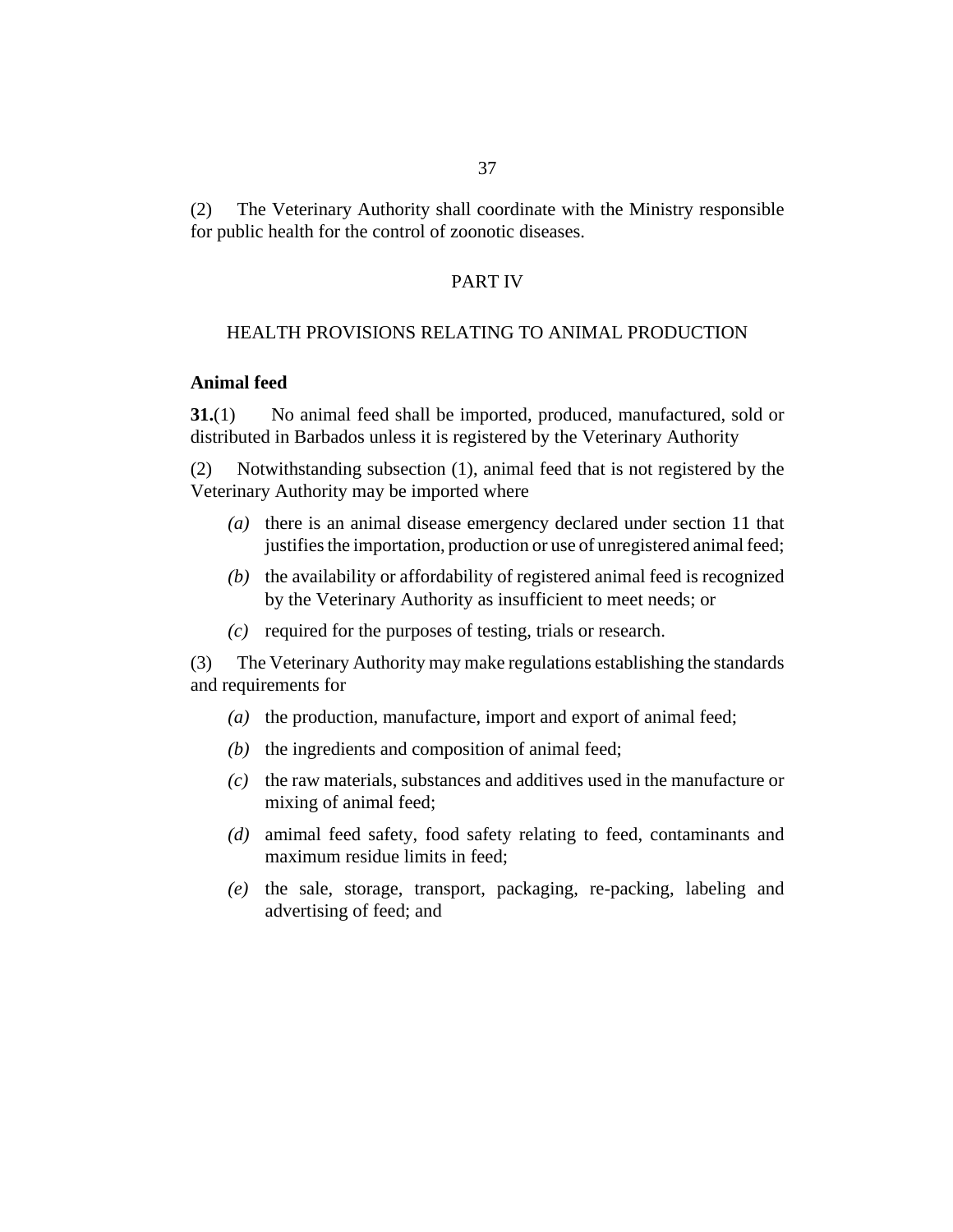(2) The Veterinary Authority shall coordinate with the Ministry responsible for public health for the control of zoonotic diseases.

## PART IV

## HEALTH PROVISIONS RELATING TO ANIMAL PRODUCTION

### Animal feed

**31.**(1) No animal feed shall be imported, produced, manufactured, sold or distributed in Barbados unless it is registered by the Veterinary Authority

(2) Notwithstanding subsection (1), animal feed that is not registered by the Veterinary Authority may be imported where

- *(a)* there is an animal disease emergency declared under section 11 that justifies the importation, production or use of unregistered animal feed;
- *(b)* the availability or affordability of registered animal feed is recognized by the Veterinary Authority as insufficient to meet needs; or
- *(c)* required for the purposes of testing, trials or research.

(3) The Veterinary Authority may make regulations establishing the standards and requirements for

- *(a)* the production, manufacture, import and export of animal feed;
- *(b)* the ingredients and composition of animal feed;
- *(c)* the raw materials, substances and additives used in the manufacture or mixing of animal feed;
- *(d)* amimal feed safety, food safety relating to feed, contaminants and maximum residue limits in feed;
- *(e)* the sale, storage, transport, packaging, re-packing, labeling and advertising of feed; and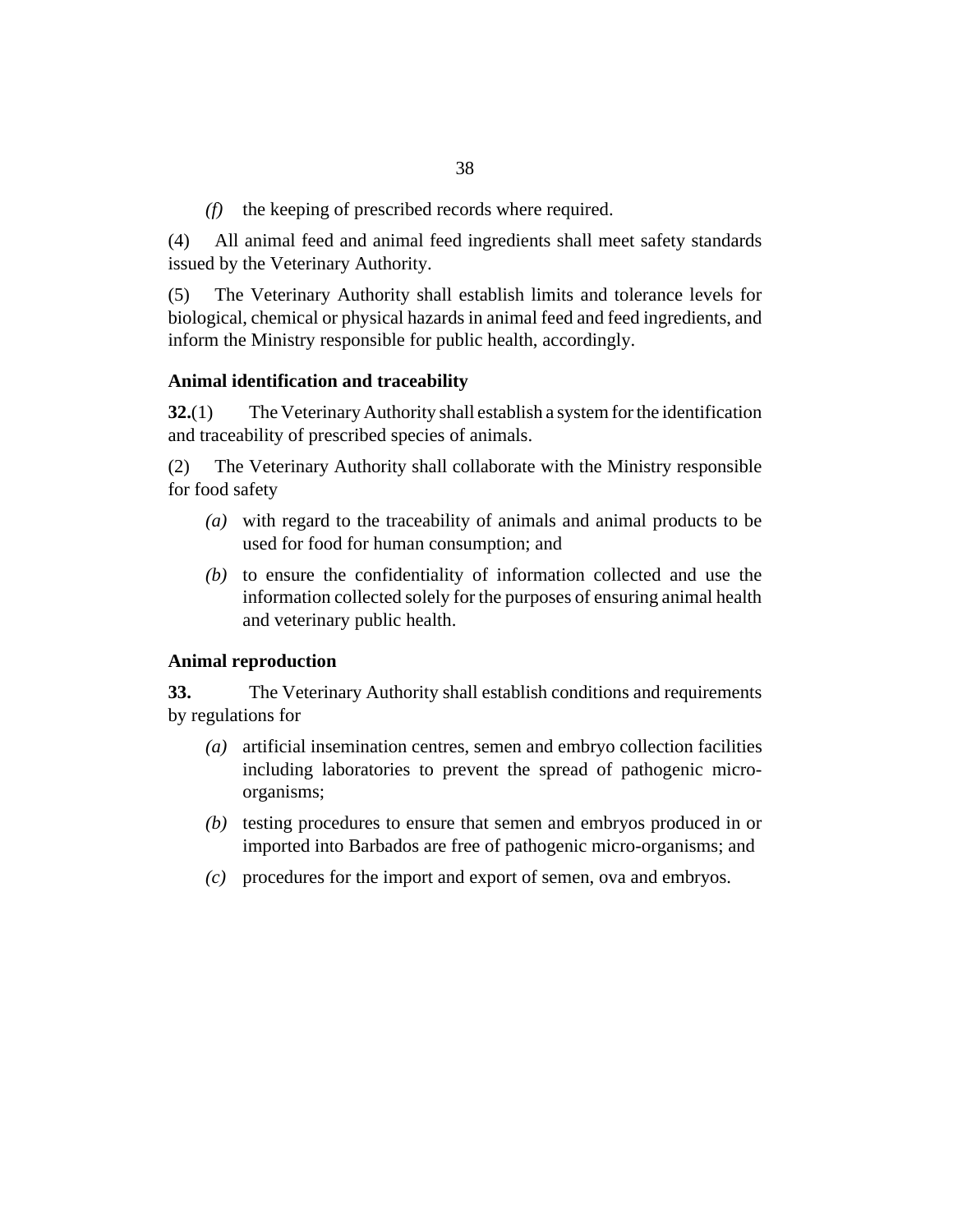*(f)* the keeping of prescribed records where required.

(4) All animal feed and animal feed ingredients shall meet safety standards issued by the Veterinary Authority.

(5) The Veterinary Authority shall establish limits and tolerance levels for biological, chemical or physical hazards in animal feed and feed ingredients, and inform the Ministry responsible for public health, accordingly.

**Animal identification and traceability**

**32.**(1) The Veterinary Authority shall establish a system for the identification and traceability of prescribed species of animals.

(2) The Veterinary Authority shall collaborate with the Ministry responsible for food safety

*(a)* with regard to the traceability of animals and animal products to be used for food for human consumption; and

*(b)* to ensure the confidentiality of information collected and use the information collected solely for the purposes of ensuring animal health and veterinary public health.

**Animal reproduction**

**33.** The Veterinary Authority shall establish conditions and requirements by regulations for

*(a)* artificial insemination centres, semen and embryo collection facilities including laboratories to prevent the spread of pathogenic micro-organisms;

*(b)* testing procedures to ensure that semen and embryos produced in or imported into Barbados are free of pathogenic micro-organisms; and

*(c)* procedures for the import and export of semen, ova and embryos.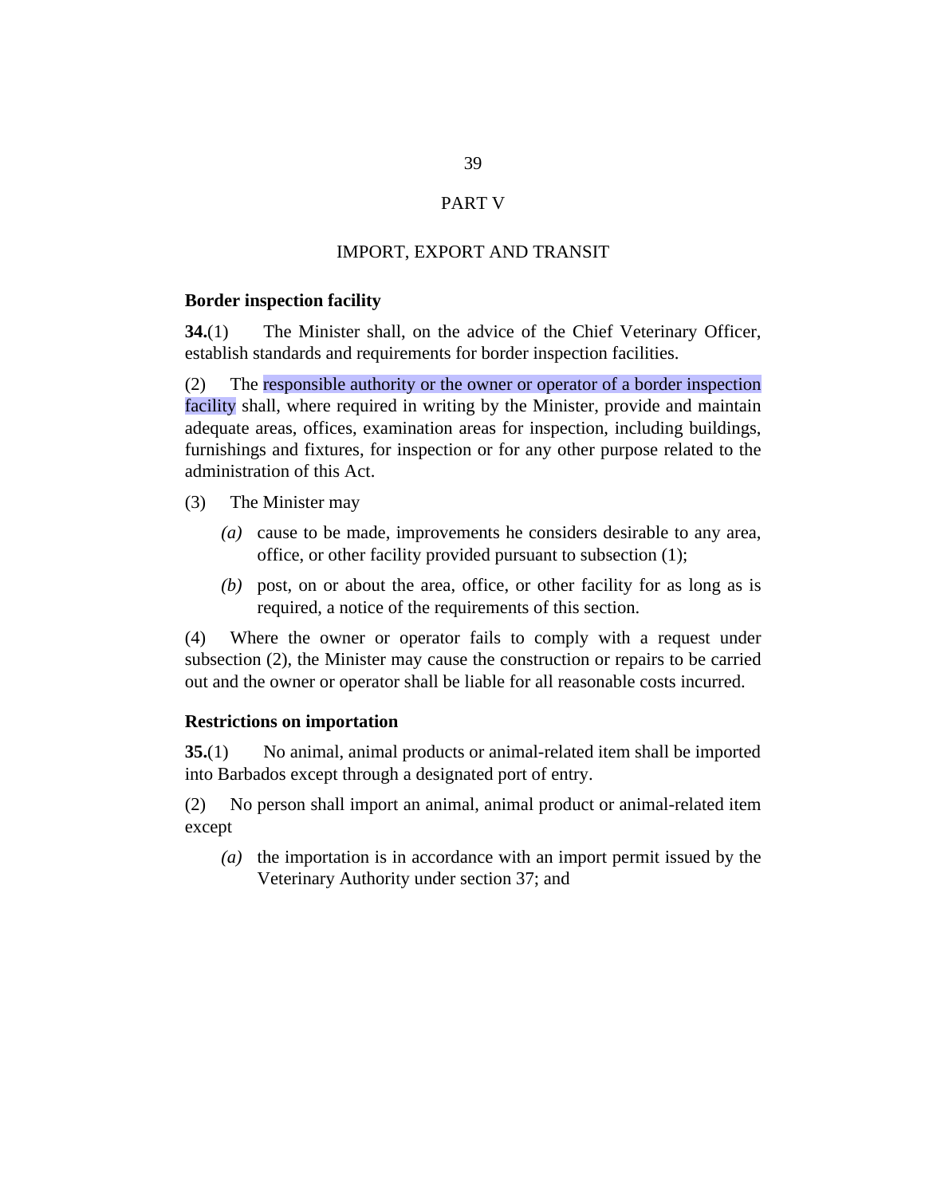# PART V

## IMPORT, EXPORT AND TRANSIT

### Border inspection facility

**34.**(1) The Minister shall, on the advice of the Chief Veterinary Officer, establish standards and requirements for border inspection facilities.

(2) The responsible authority or the owner or operator of a border inspection facility shall, where required in writing by the Minister, provide and maintain adequate areas, offices, examination areas for inspection, including buildings, furnishings and fixtures, for inspection or for any other purpose related to the administration of this Act.

(3) The Minister may

- *(a)* cause to be made, improvements he considers desirable to any area, office, or other facility provided pursuant to subsection (1);
- *(b)* post, on or about the area, office, or other facility for as long as is required, a notice of the requirements of this section.

(4) Where the owner or operator fails to comply with a request under subsection (2), the Minister may cause the construction or repairs to be carried out and the owner or operator shall be liable for all reasonable costs incurred.

### Restrictions on importation

**35.**(1) No animal, animal products or animal-related item shall be imported into Barbados except through a designated port of entry.

(2) No person shall import an animal, animal product or animal-related item except

- *(a)* the importation is in accordance with an import permit issued by the Veterinary Authority under section 37; and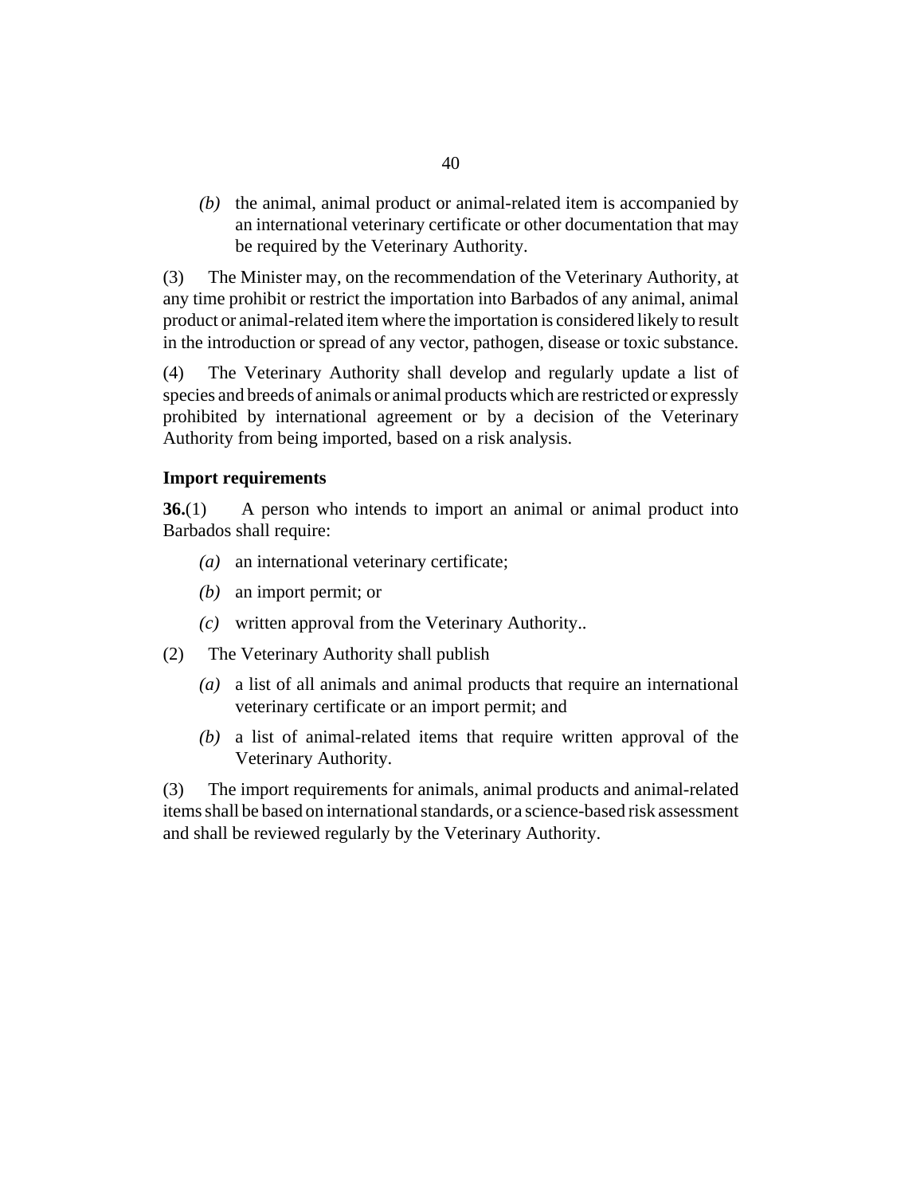*(b)* the animal, animal product or animal-related item is accompanied by an international veterinary certificate or other documentation that may be required by the Veterinary Authority.

(3) The Minister may, on the recommendation of the Veterinary Authority, at any time prohibit or restrict the importation into Barbados of any animal, animal product or animal-related item where the importation is considered likely to result in the introduction or spread of any vector, pathogen, disease or toxic substance.

(4) The Veterinary Authority shall develop and regularly update a list of species and breeds of animals or animal products which are restricted or expressly prohibited by international agreement or by a decision of the Veterinary Authority from being imported, based on a risk analysis.

**Import requirements**

**36.**(1) A person who intends to import an animal or animal product into Barbados shall require:

*(a)* an international veterinary certificate;

*(b)* an import permit; or

*(c)* written approval from the Veterinary Authority..

(2) The Veterinary Authority shall publish

*(a)* a list of all animals and animal products that require an international veterinary certificate or an import permit; and

*(b)* a list of animal-related items that require written approval of the Veterinary Authority.

(3) The import requirements for animals, animal products and animal-related items shall be based on international standards, or a science-based risk assessment and shall be reviewed regularly by the Veterinary Authority.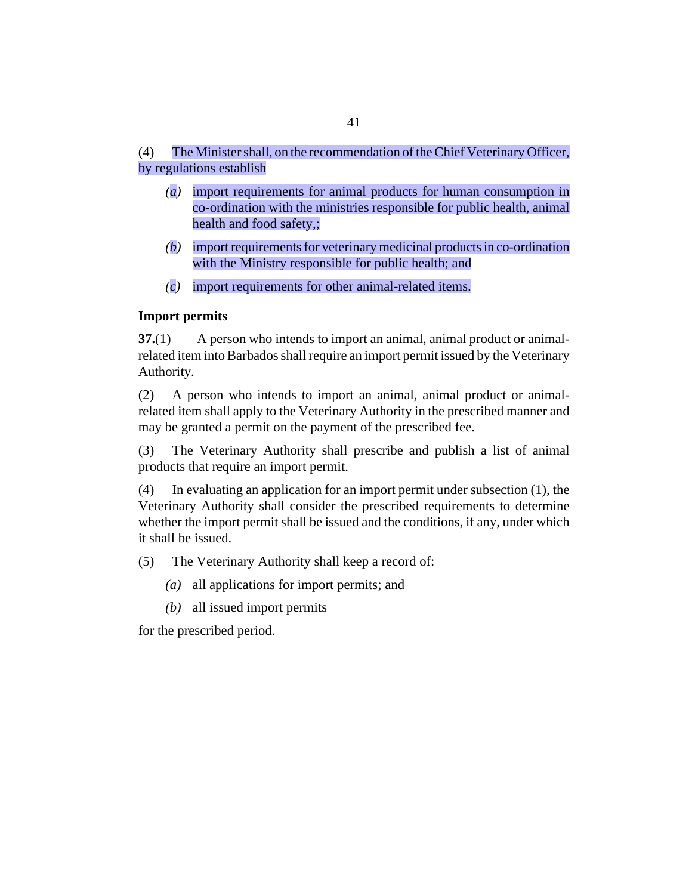(4) The Minister shall, on the recommendation of the Chief Veterinary Officer, by regulations establish

*(a)* import requirements for animal products for human consumption in co-ordination with the ministries responsible for public health, animal health and food safety,;

*(b)* import requirements for veterinary medicinal products in co-ordination with the Ministry responsible for public health; and

*(c)* import requirements for other animal-related items.

**Import permits**

**37.**(1) A person who intends to import an animal, animal product or animal-related item into Barbados shall require an import permit issued by the Veterinary Authority.

(2) A person who intends to import an animal, animal product or animal-related item shall apply to the Veterinary Authority in the prescribed manner and may be granted a permit on the payment of the prescribed fee.

(3) The Veterinary Authority shall prescribe and publish a list of animal products that require an import permit.

(4) In evaluating an application for an import permit under subsection (1), the Veterinary Authority shall consider the prescribed requirements to determine whether the import permit shall be issued and the conditions, if any, under which it shall be issued.

(5) The Veterinary Authority shall keep a record of:

*(a)* all applications for import permits; and

*(b)* all issued import permits

for the prescribed period.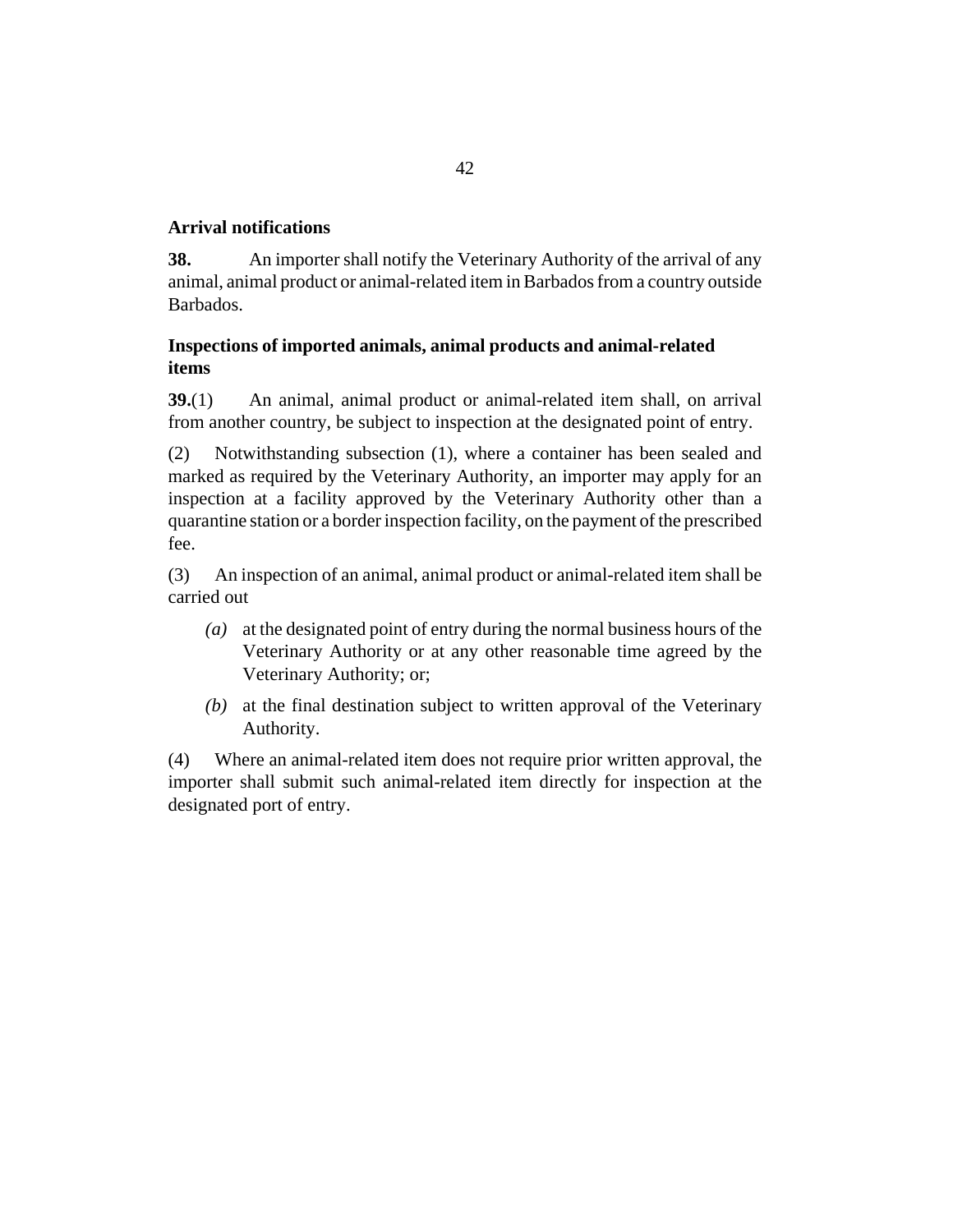**Arrival notifications**

**38.** An importer shall notify the Veterinary Authority of the arrival of any animal, animal product or animal-related item in Barbados from a country outside Barbados.

**Inspections of imported animals, animal products and animal-related items**

**39.**(1) An animal, animal product or animal-related item shall, on arrival from another country, be subject to inspection at the designated point of entry.

(2) Notwithstanding subsection (1), where a container has been sealed and marked as required by the Veterinary Authority, an importer may apply for an inspection at a facility approved by the Veterinary Authority other than a quarantine station or a border inspection facility, on the payment of the prescribed fee.

(3) An inspection of an animal, animal product or animal-related item shall be carried out

*(a)* at the designated point of entry during the normal business hours of the Veterinary Authority or at any other reasonable time agreed by the Veterinary Authority; or;

*(b)* at the final destination subject to written approval of the Veterinary Authority.

(4) Where an animal-related item does not require prior written approval, the importer shall submit such animal-related item directly for inspection at the designated port of entry.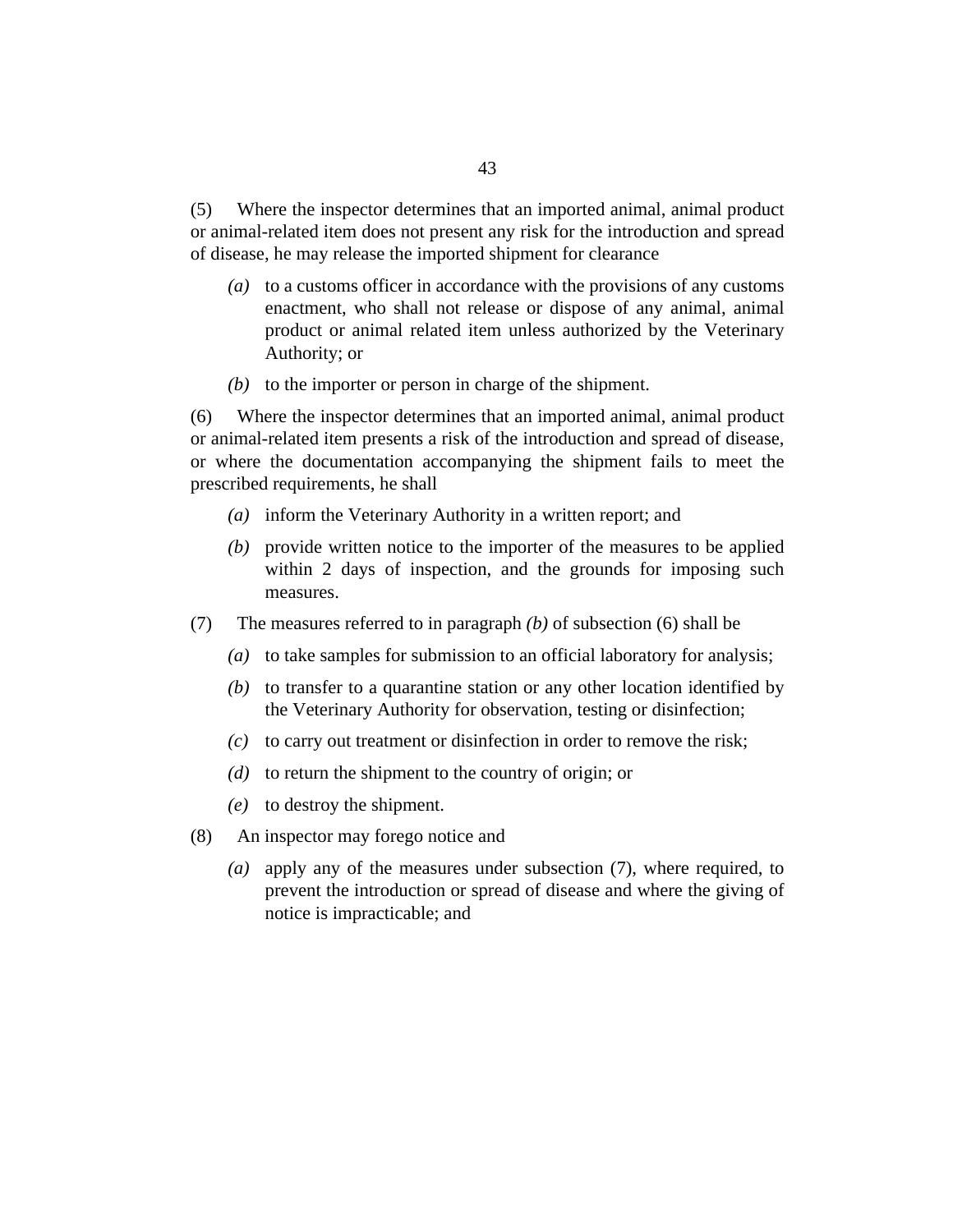(5) Where the inspector determines that an imported animal, animal product or animal-related item does not present any risk for the introduction and spread of disease, he may release the imported shipment for clearance

- *(a)* to a customs officer in accordance with the provisions of any customs enactment, who shall not release or dispose of any animal, animal product or animal related item unless authorized by the Veterinary Authority; or
- *(b)* to the importer or person in charge of the shipment.

(6) Where the inspector determines that an imported animal, animal product or animal-related item presents a risk of the introduction and spread of disease, or where the documentation accompanying the shipment fails to meet the prescribed requirements, he shall

- *(a)* inform the Veterinary Authority in a written report; and
- *(b)* provide written notice to the importer of the measures to be applied within 2 days of inspection, and the grounds for imposing such measures.

(7) The measures referred to in paragraph *(b)* of subsection (6) shall be

- *(a)* to take samples for submission to an official laboratory for analysis;
- *(b)* to transfer to a quarantine station or any other location identified by the Veterinary Authority for observation, testing or disinfection;
- *(c)* to carry out treatment or disinfection in order to remove the risk;
- *(d)* to return the shipment to the country of origin; or
- *(e)* to destroy the shipment.

(8) An inspector may forego notice and

- *(a)* apply any of the measures under subsection (7), where required, to prevent the introduction or spread of disease and where the giving of notice is impracticable; and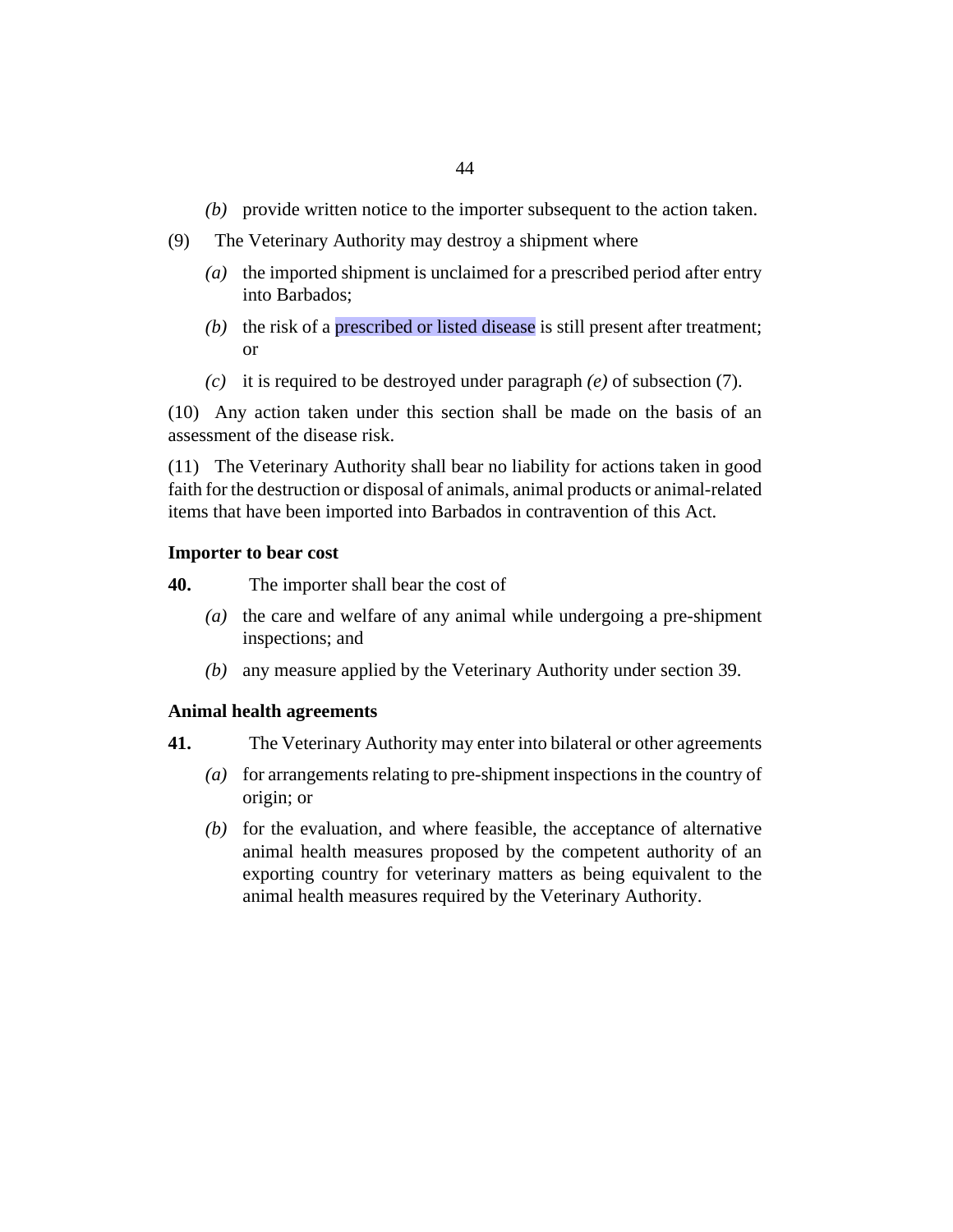(b) provide written notice to the importer subsequent to the action taken.

(9) The Veterinary Authority may destroy a shipment where

(a) the imported shipment is unclaimed for a prescribed period after entry into Barbados;

(b) the risk of a prescribed or listed disease is still present after treatment; or

(c) it is required to be destroyed under paragraph *(e)* of subsection (7).

(10) Any action taken under this section shall be made on the basis of an assessment of the disease risk.

(11) The Veterinary Authority shall bear no liability for actions taken in good faith for the destruction or disposal of animals, animal products or animal-related items that have been imported into Barbados in contravention of this Act.

**Importer to bear cost**

**40.** The importer shall bear the cost of

(a) the care and welfare of any animal while undergoing a pre-shipment inspections; and

(b) any measure applied by the Veterinary Authority under section 39.

**Animal health agreements**

**41.** The Veterinary Authority may enter into bilateral or other agreements

(a) for arrangements relating to pre-shipment inspections in the country of origin; or

(b) for the evaluation, and where feasible, the acceptance of alternative animal health measures proposed by the competent authority of an exporting country for veterinary matters as being equivalent to the animal health measures required by the Veterinary Authority.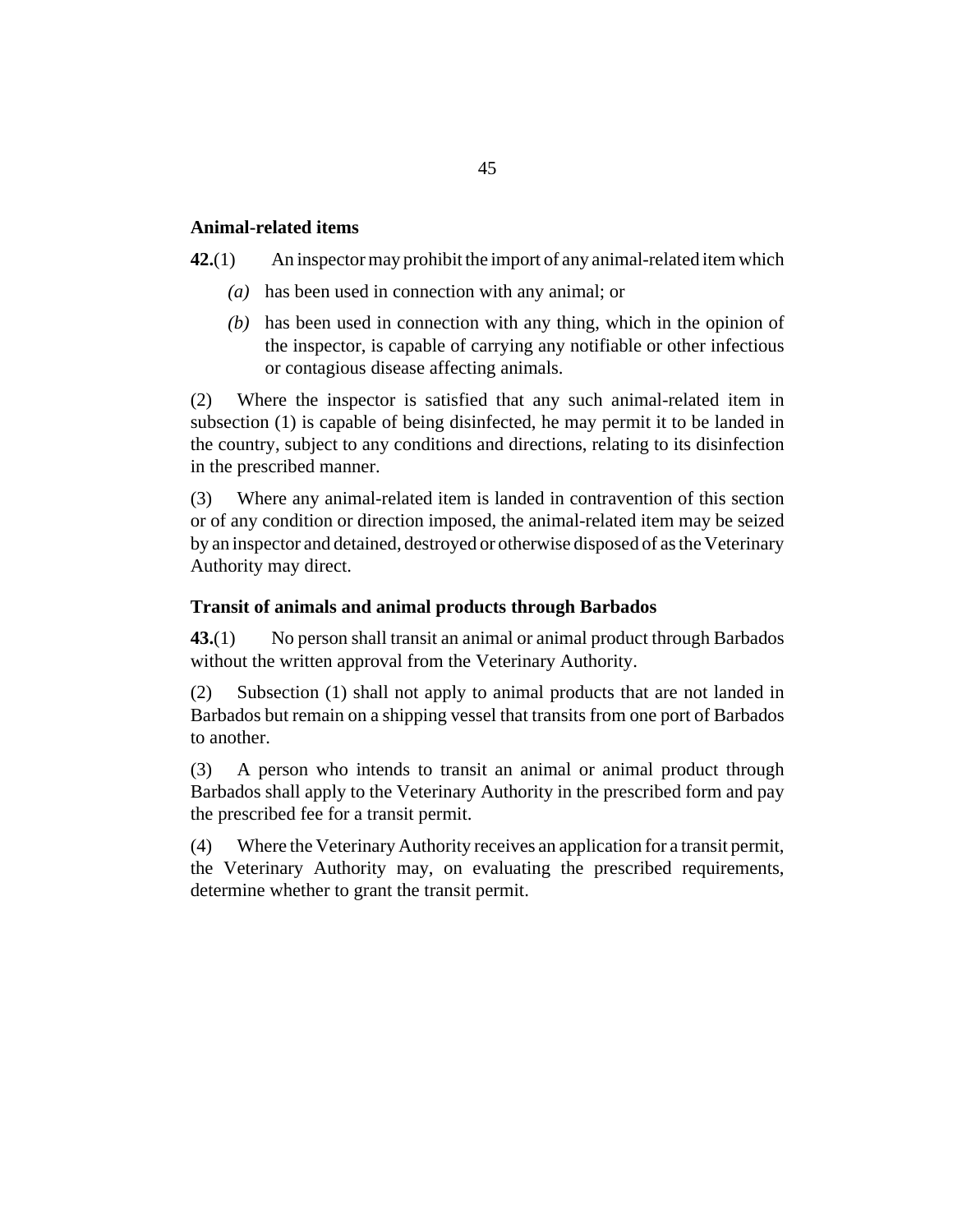### Animal-related items

**42.**(1) An inspector may prohibit the import of any animal-related item which

*(a)* has been used in connection with any animal; or

*(b)* has been used in connection with any thing, which in the opinion of the inspector, is capable of carrying any notifiable or other infectious or contagious disease affecting animals.

(2) Where the inspector is satisfied that any such animal-related item in subsection (1) is capable of being disinfected, he may permit it to be landed in the country, subject to any conditions and directions, relating to its disinfection in the prescribed manner.

(3) Where any animal-related item is landed in contravention of this section or of any condition or direction imposed, the animal-related item may be seized by an inspector and detained, destroyed or otherwise disposed of as the Veterinary Authority may direct.

### Transit of animals and animal products through Barbados

**43.**(1) No person shall transit an animal or animal product through Barbados without the written approval from the Veterinary Authority.

(2) Subsection (1) shall not apply to animal products that are not landed in Barbados but remain on a shipping vessel that transits from one port of Barbados to another.

(3) A person who intends to transit an animal or animal product through Barbados shall apply to the Veterinary Authority in the prescribed form and pay the prescribed fee for a transit permit.

(4) Where the Veterinary Authority receives an application for a transit permit, the Veterinary Authority may, on evaluating the prescribed requirements, determine whether to grant the transit permit.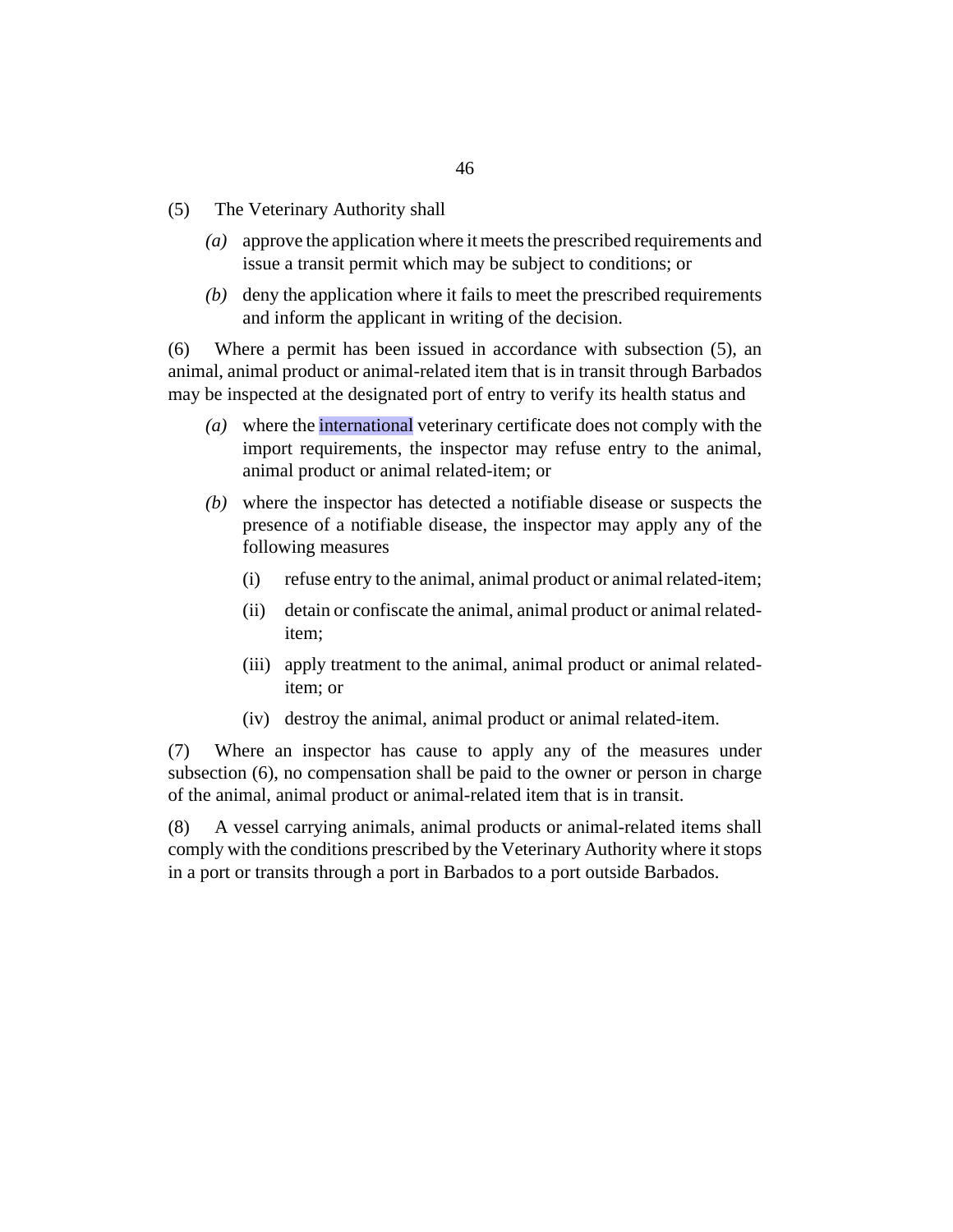(5) The Veterinary Authority shall

*(a)* approve the application where it meets the prescribed requirements and issue a transit permit which may be subject to conditions; or

*(b)* deny the application where it fails to meet the prescribed requirements and inform the applicant in writing of the decision.

(6) Where a permit has been issued in accordance with subsection (5), an animal, animal product or animal-related item that is in transit through Barbados may be inspected at the designated port of entry to verify its health status and

*(a)* where the international veterinary certificate does not comply with the import requirements, the inspector may refuse entry to the animal, animal product or animal related-item; or

*(b)* where the inspector has detected a notifiable disease or suspects the presence of a notifiable disease, the inspector may apply any of the following measures

(i) refuse entry to the animal, animal product or animal related-item;

(ii) detain or confiscate the animal, animal product or animal related-item;

(iii) apply treatment to the animal, animal product or animal related-item; or

(iv) destroy the animal, animal product or animal related-item.

(7) Where an inspector has cause to apply any of the measures under subsection (6), no compensation shall be paid to the owner or person in charge of the animal, animal product or animal-related item that is in transit.

(8) A vessel carrying animals, animal products or animal-related items shall comply with the conditions prescribed by the Veterinary Authority where it stops in a port or transits through a port in Barbados to a port outside Barbados.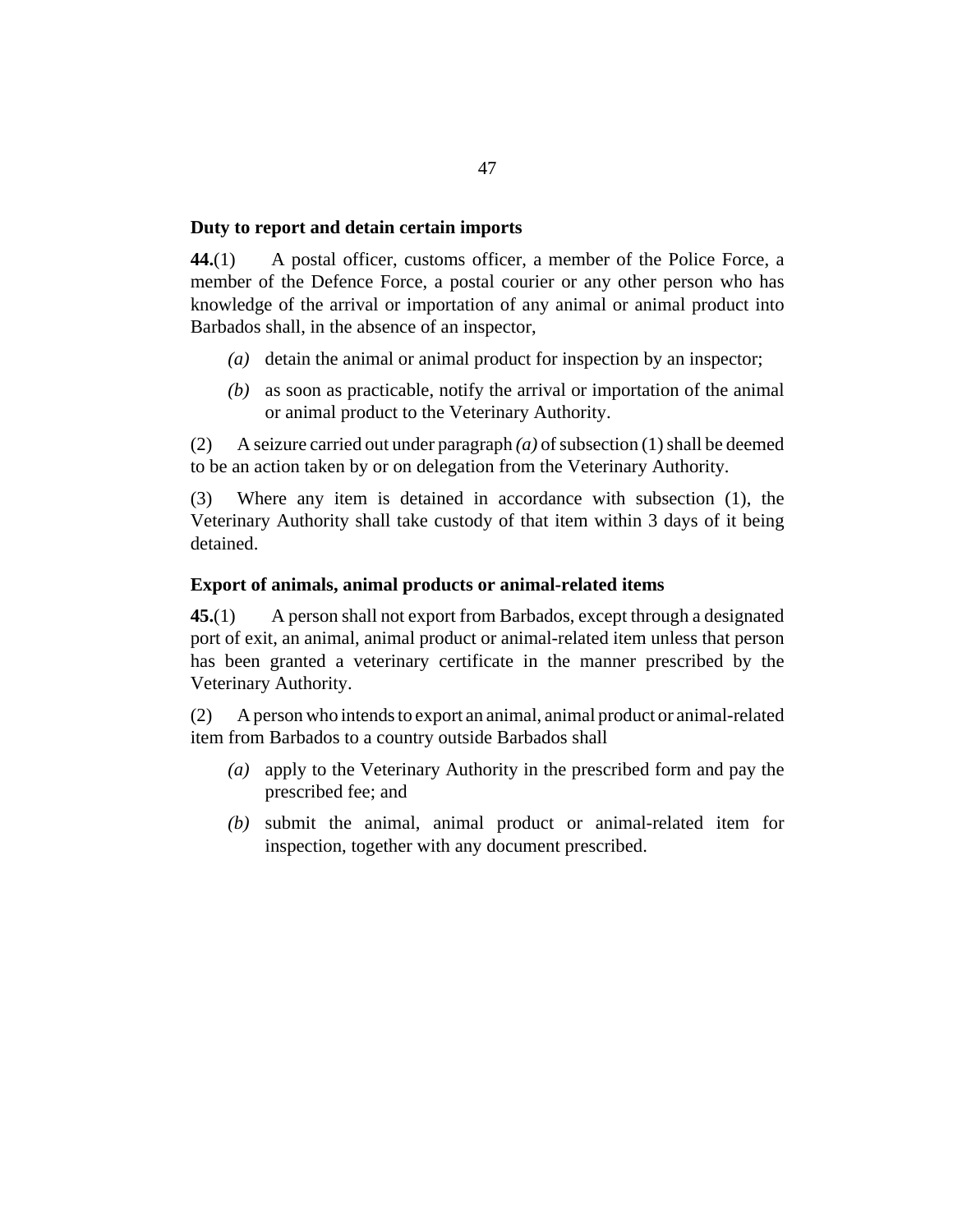### Duty to report and detain certain imports

**44.**(1) A postal officer, customs officer, a member of the Police Force, a member of the Defence Force, a postal courier or any other person who has knowledge of the arrival or importation of any animal or animal product into Barbados shall, in the absence of an inspector,

- *(a)* detain the animal or animal product for inspection by an inspector;
- *(b)* as soon as practicable, notify the arrival or importation of the animal or animal product to the Veterinary Authority.

(2) A seizure carried out under paragraph *(a)* of subsection (1) shall be deemed to be an action taken by or on delegation from the Veterinary Authority.

(3) Where any item is detained in accordance with subsection (1), the Veterinary Authority shall take custody of that item within 3 days of it being detained.

### Export of animals, animal products or animal-related items

**45.**(1) A person shall not export from Barbados, except through a designated port of exit, an animal, animal product or animal-related item unless that person has been granted a veterinary certificate in the manner prescribed by the Veterinary Authority.

(2) A person who intends to export an animal, animal product or animal-related item from Barbados to a country outside Barbados shall

- *(a)* apply to the Veterinary Authority in the prescribed form and pay the prescribed fee; and
- *(b)* submit the animal, animal product or animal-related item for inspection, together with any document prescribed.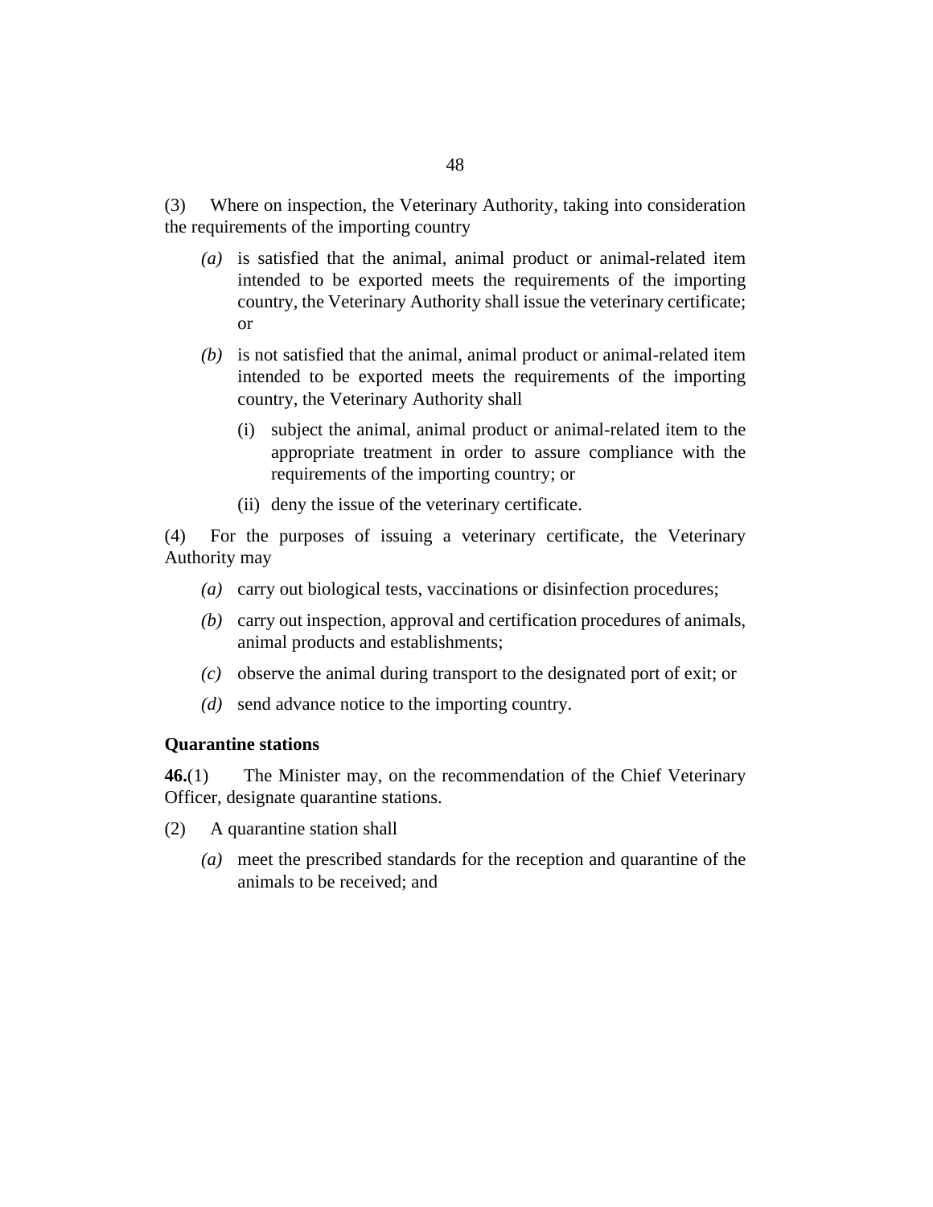(3) Where on inspection, the Veterinary Authority, taking into consideration the requirements of the importing country

- *(a)* is satisfied that the animal, animal product or animal-related item intended to be exported meets the requirements of the importing country, the Veterinary Authority shall issue the veterinary certificate; or
- *(b)* is not satisfied that the animal, animal product or animal-related item intended to be exported meets the requirements of the importing country, the Veterinary Authority shall
  - (i) subject the animal, animal product or animal-related item to the appropriate treatment in order to assure compliance with the requirements of the importing country; or
  - (ii) deny the issue of the veterinary certificate.

(4) For the purposes of issuing a veterinary certificate, the Veterinary Authority may

- *(a)* carry out biological tests, vaccinations or disinfection procedures;
- *(b)* carry out inspection, approval and certification procedures of animals, animal products and establishments;
- *(c)* observe the animal during transport to the designated port of exit; or
- *(d)* send advance notice to the importing country.

**Quarantine stations**

**46.**(1) The Minister may, on the recommendation of the Chief Veterinary Officer, designate quarantine stations.

(2) A quarantine station shall

- *(a)* meet the prescribed standards for the reception and quarantine of the animals to be received; and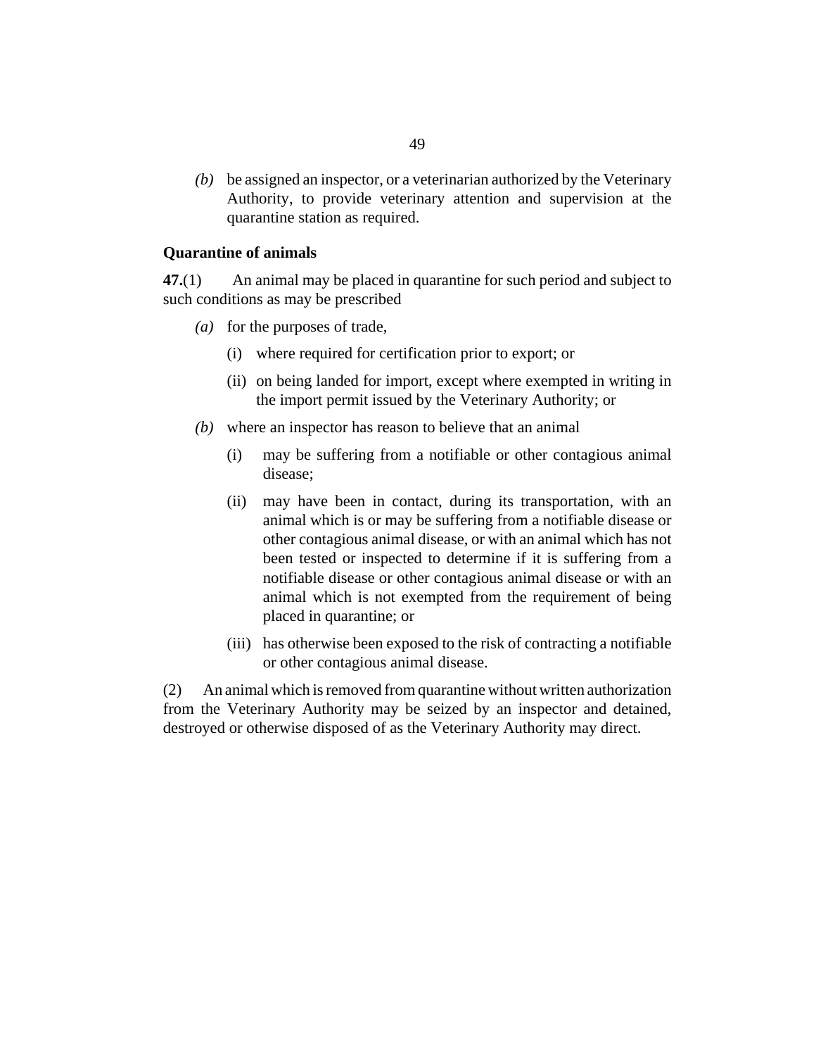*(b)* be assigned an inspector, or a veterinarian authorized by the Veterinary Authority, to provide veterinary attention and supervision at the quarantine station as required.

**Quarantine of animals**

**47.**(1) An animal may be placed in quarantine for such period and subject to such conditions as may be prescribed

*(a)* for the purposes of trade,

(i) where required for certification prior to export; or

(ii) on being landed for import, except where exempted in writing in the import permit issued by the Veterinary Authority; or

*(b)* where an inspector has reason to believe that an animal

(i) may be suffering from a notifiable or other contagious animal disease;

(ii) may have been in contact, during its transportation, with an animal which is or may be suffering from a notifiable disease or other contagious animal disease, or with an animal which has not been tested or inspected to determine if it is suffering from a notifiable disease or other contagious animal disease or with an animal which is not exempted from the requirement of being placed in quarantine; or

(iii) has otherwise been exposed to the risk of contracting a notifiable or other contagious animal disease.

(2) An animal which is removed from quarantine without written authorization from the Veterinary Authority may be seized by an inspector and detained, destroyed or otherwise disposed of as the Veterinary Authority may direct.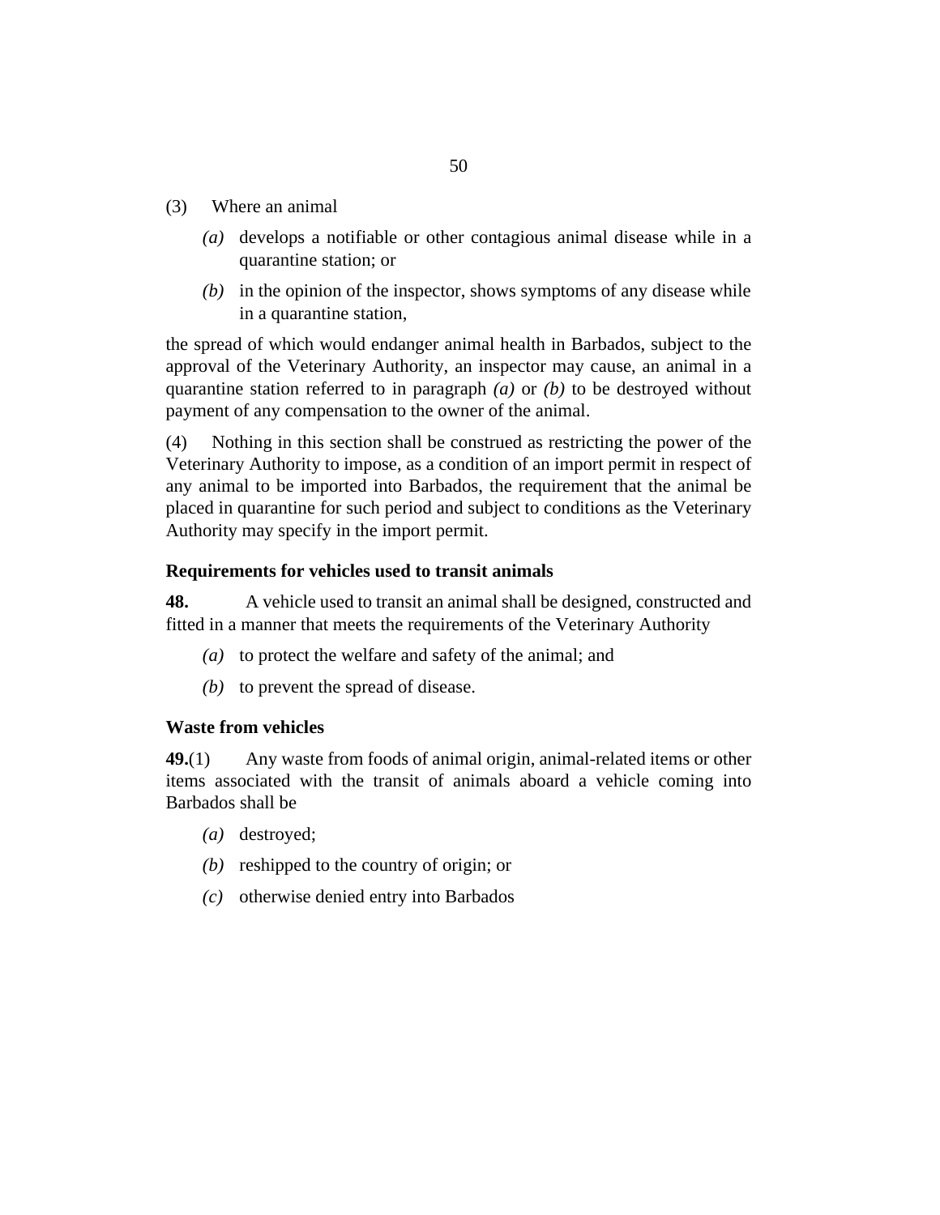(3) Where an animal

*(a)* develops a notifiable or other contagious animal disease while in a quarantine station; or

*(b)* in the opinion of the inspector, shows symptoms of any disease while in a quarantine station,

the spread of which would endanger animal health in Barbados, subject to the approval of the Veterinary Authority, an inspector may cause, an animal in a quarantine station referred to in paragraph *(a)* or *(b)* to be destroyed without payment of any compensation to the owner of the animal.

(4) Nothing in this section shall be construed as restricting the power of the Veterinary Authority to impose, as a condition of an import permit in respect of any animal to be imported into Barbados, the requirement that the animal be placed in quarantine for such period and subject to conditions as the Veterinary Authority may specify in the import permit.

**Requirements for vehicles used to transit animals**

**48.** A vehicle used to transit an animal shall be designed, constructed and fitted in a manner that meets the requirements of the Veterinary Authority

*(a)* to protect the welfare and safety of the animal; and

*(b)* to prevent the spread of disease.

**Waste from vehicles**

**49.**(1) Any waste from foods of animal origin, animal-related items or other items associated with the transit of animals aboard a vehicle coming into Barbados shall be

*(a)* destroyed;

*(b)* reshipped to the country of origin; or

*(c)* otherwise denied entry into Barbados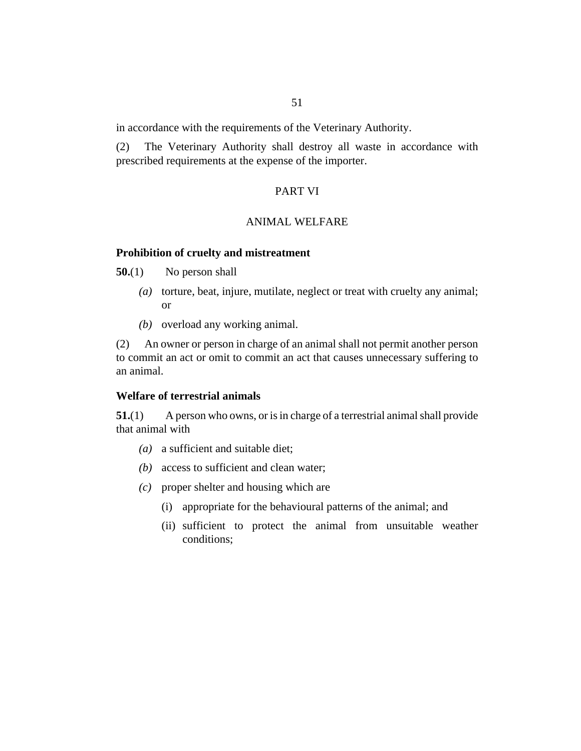in accordance with the requirements of the Veterinary Authority.

(2) The Veterinary Authority shall destroy all waste in accordance with prescribed requirements at the expense of the importer.

## PART VI

## ANIMAL WELFARE

**Prohibition of cruelty and mistreatment**

**50.**(1) No person shall

*(a)* torture, beat, injure, mutilate, neglect or treat with cruelty any animal; or

*(b)* overload any working animal.

(2) An owner or person in charge of an animal shall not permit another person to commit an act or omit to commit an act that causes unnecessary suffering to an animal.

**Welfare of terrestrial animals**

**51.**(1) A person who owns, or is in charge of a terrestrial animal shall provide that animal with

*(a)* a sufficient and suitable diet;

*(b)* access to sufficient and clean water;

*(c)* proper shelter and housing which are

(i) appropriate for the behavioural patterns of the animal; and

(ii) sufficient to protect the animal from unsuitable weather conditions;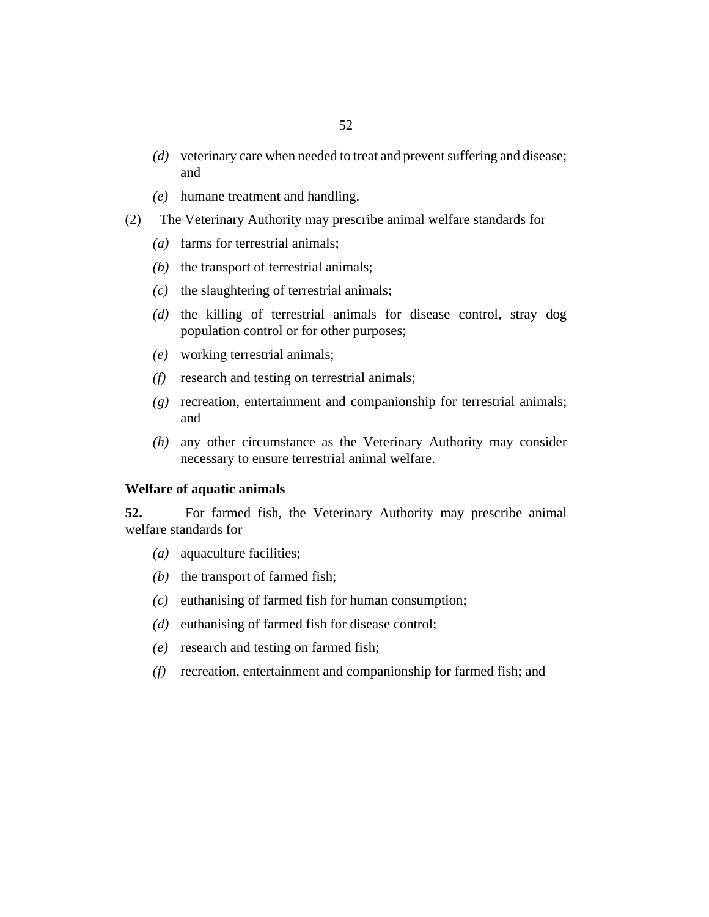*(d)* veterinary care when needed to treat and prevent suffering and disease; and

*(e)* humane treatment and handling.

(2) The Veterinary Authority may prescribe animal welfare standards for

*(a)* farms for terrestrial animals;

*(b)* the transport of terrestrial animals;

*(c)* the slaughtering of terrestrial animals;

*(d)* the killing of terrestrial animals for disease control, stray dog population control or for other purposes;

*(e)* working terrestrial animals;

*(f)* research and testing on terrestrial animals;

*(g)* recreation, entertainment and companionship for terrestrial animals; and

*(h)* any other circumstance as the Veterinary Authority may consider necessary to ensure terrestrial animal welfare.

**Welfare of aquatic animals**

**52.** For farmed fish, the Veterinary Authority may prescribe animal welfare standards for

*(a)* aquaculture facilities;

*(b)* the transport of farmed fish;

*(c)* euthanising of farmed fish for human consumption;

*(d)* euthanising of farmed fish for disease control;

*(e)* research and testing on farmed fish;

*(f)* recreation, entertainment and companionship for farmed fish; and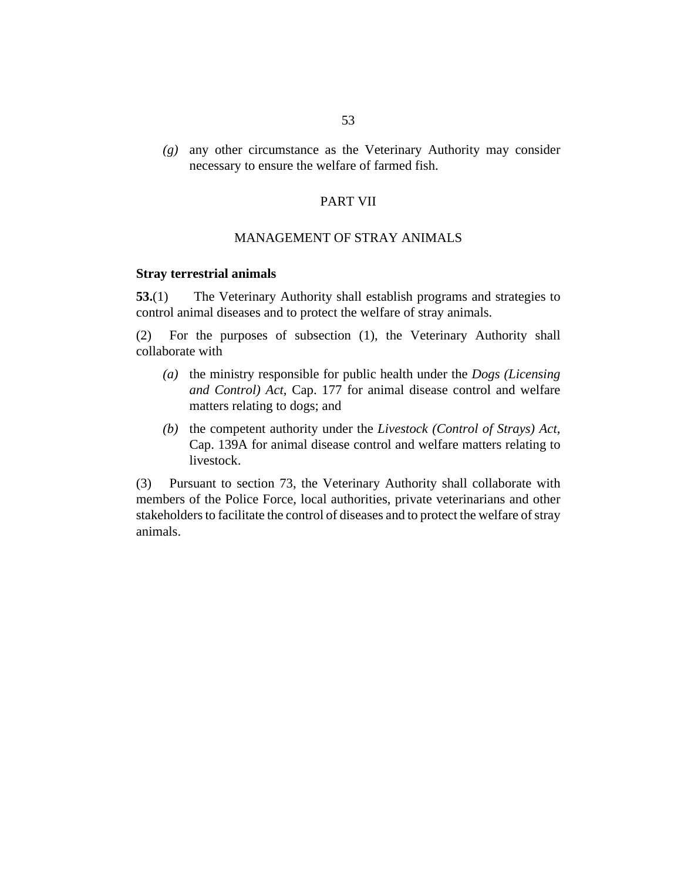*(g)* any other circumstance as the Veterinary Authority may consider necessary to ensure the welfare of farmed fish.

## PART VII

## MANAGEMENT OF STRAY ANIMALS

**Stray terrestrial animals**

**53.**(1) The Veterinary Authority shall establish programs and strategies to control animal diseases and to protect the welfare of stray animals.

(2) For the purposes of subsection (1), the Veterinary Authority shall collaborate with

*(a)* the ministry responsible for public health under the *Dogs (Licensing and Control) Act*, Cap. 177 for animal disease control and welfare matters relating to dogs; and

*(b)* the competent authority under the *Livestock (Control of Strays) Act*, Cap. 139A for animal disease control and welfare matters relating to livestock.

(3) Pursuant to section 73, the Veterinary Authority shall collaborate with members of the Police Force, local authorities, private veterinarians and other stakeholders to facilitate the control of diseases and to protect the welfare of stray animals.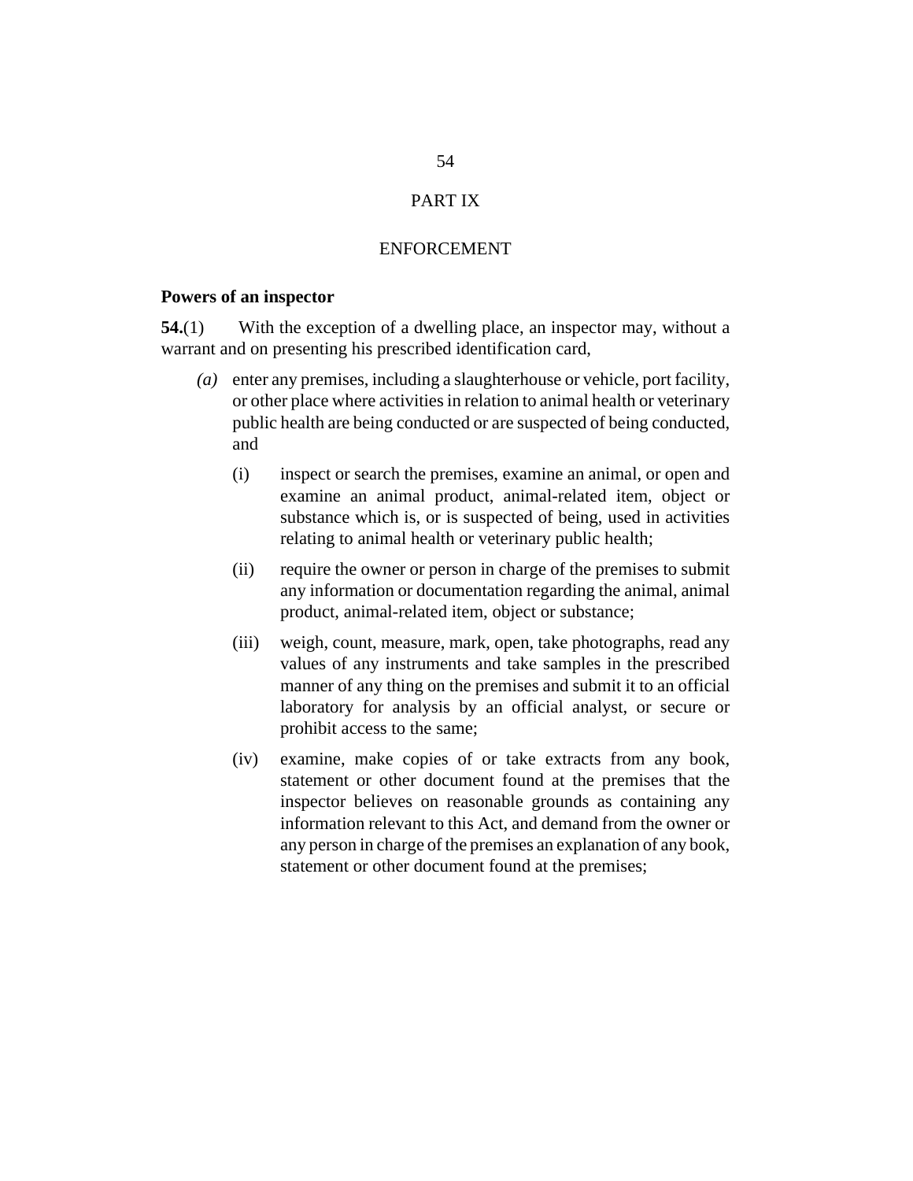## PART IX

## ENFORCEMENT

### Powers of an inspector

**54.**(1) With the exception of a dwelling place, an inspector may, without a warrant and on presenting his prescribed identification card,

*(a)* enter any premises, including a slaughterhouse or vehicle, port facility, or other place where activities in relation to animal health or veterinary public health are being conducted or are suspected of being conducted, and

(i) inspect or search the premises, examine an animal, or open and examine an animal product, animal-related item, object or substance which is, or is suspected of being, used in activities relating to animal health or veterinary public health;

(ii) require the owner or person in charge of the premises to submit any information or documentation regarding the animal, animal product, animal-related item, object or substance;

(iii) weigh, count, measure, mark, open, take photographs, read any values of any instruments and take samples in the prescribed manner of any thing on the premises and submit it to an official laboratory for analysis by an official analyst, or secure or prohibit access to the same;

(iv) examine, make copies of or take extracts from any book, statement or other document found at the premises that the inspector believes on reasonable grounds as containing any information relevant to this Act, and demand from the owner or any person in charge of the premises an explanation of any book, statement or other document found at the premises;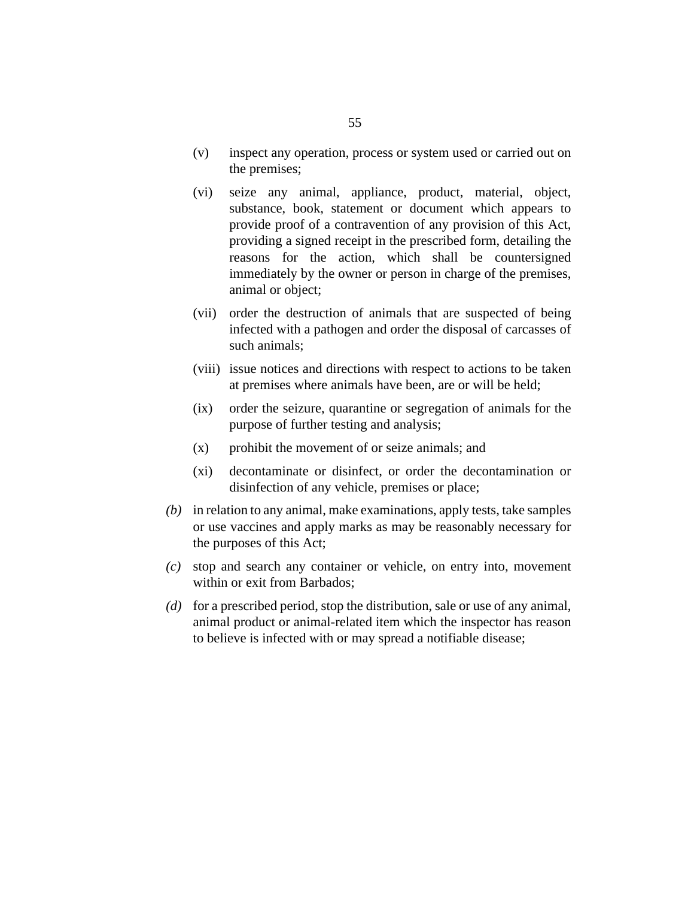(v) inspect any operation, process or system used or carried out on the premises;

(vi) seize any animal, appliance, product, material, object, substance, book, statement or document which appears to provide proof of a contravention of any provision of this Act, providing a signed receipt in the prescribed form, detailing the reasons for the action, which shall be countersigned immediately by the owner or person in charge of the premises, animal or object;

(vii) order the destruction of animals that are suspected of being infected with a pathogen and order the disposal of carcasses of such animals;

(viii) issue notices and directions with respect to actions to be taken at premises where animals have been, are or will be held;

(ix) order the seizure, quarantine or segregation of animals for the purpose of further testing and analysis;

(x) prohibit the movement of or seize animals; and

(xi) decontaminate or disinfect, or order the decontamination or disinfection of any vehicle, premises or place;

*(b)* in relation to any animal, make examinations, apply tests, take samples or use vaccines and apply marks as may be reasonably necessary for the purposes of this Act;

*(c)* stop and search any container or vehicle, on entry into, movement within or exit from Barbados;

*(d)* for a prescribed period, stop the distribution, sale or use of any animal, animal product or animal-related item which the inspector has reason to believe is infected with or may spread a notifiable disease;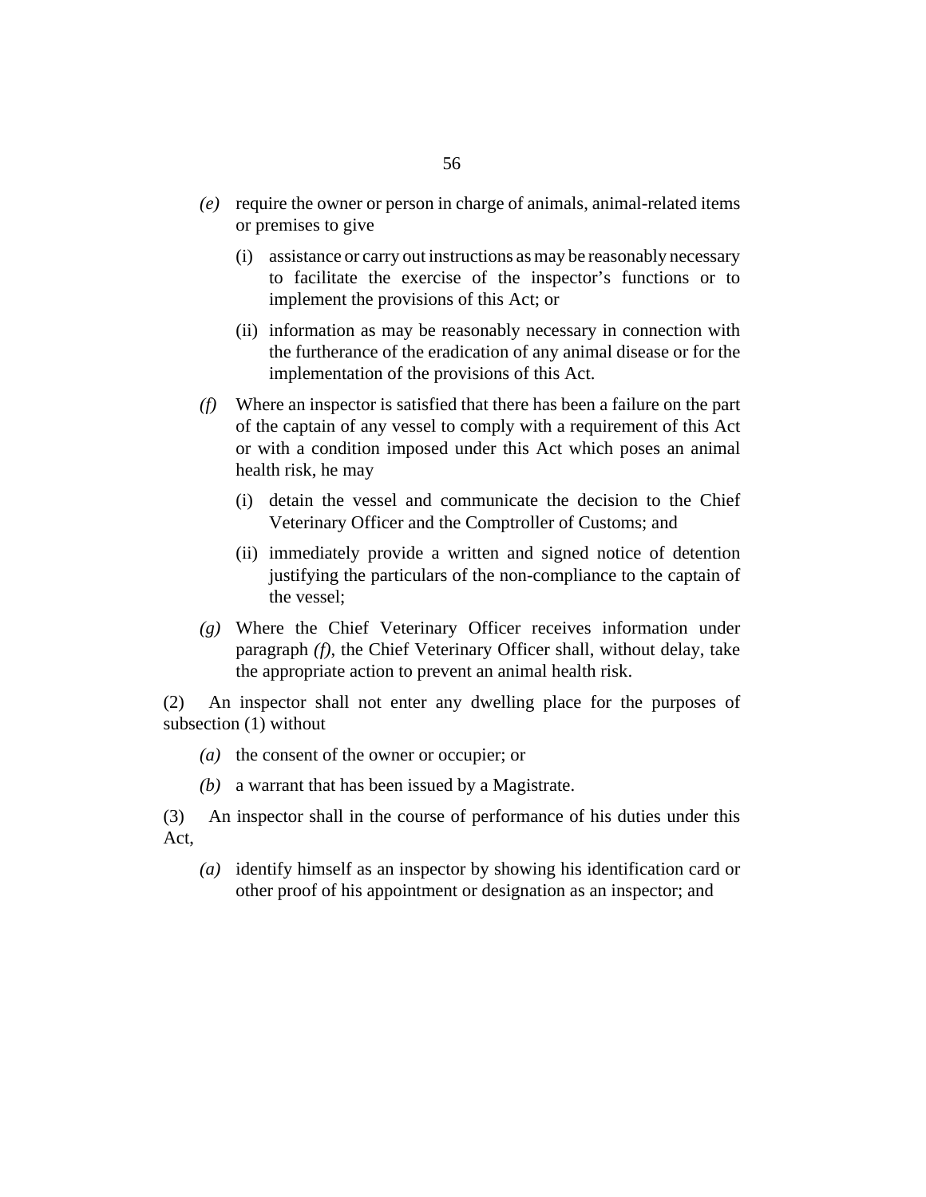*(e)* require the owner or person in charge of animals, animal-related items or premises to give

(i) assistance or carry out instructions as may be reasonably necessary to facilitate the exercise of the inspector's functions or to implement the provisions of this Act; or

(ii) information as may be reasonably necessary in connection with the furtherance of the eradication of any animal disease or for the implementation of the provisions of this Act.

*(f)* Where an inspector is satisfied that there has been a failure on the part of the captain of any vessel to comply with a requirement of this Act or with a condition imposed under this Act which poses an animal health risk, he may

(i) detain the vessel and communicate the decision to the Chief Veterinary Officer and the Comptroller of Customs; and

(ii) immediately provide a written and signed notice of detention justifying the particulars of the non-compliance to the captain of the vessel;

*(g)* Where the Chief Veterinary Officer receives information under paragraph *(f)*, the Chief Veterinary Officer shall, without delay, take the appropriate action to prevent an animal health risk.

(2) An inspector shall not enter any dwelling place for the purposes of subsection (1) without

*(a)* the consent of the owner or occupier; or

*(b)* a warrant that has been issued by a Magistrate.

(3) An inspector shall in the course of performance of his duties under this Act,

*(a)* identify himself as an inspector by showing his identification card or other proof of his appointment or designation as an inspector; and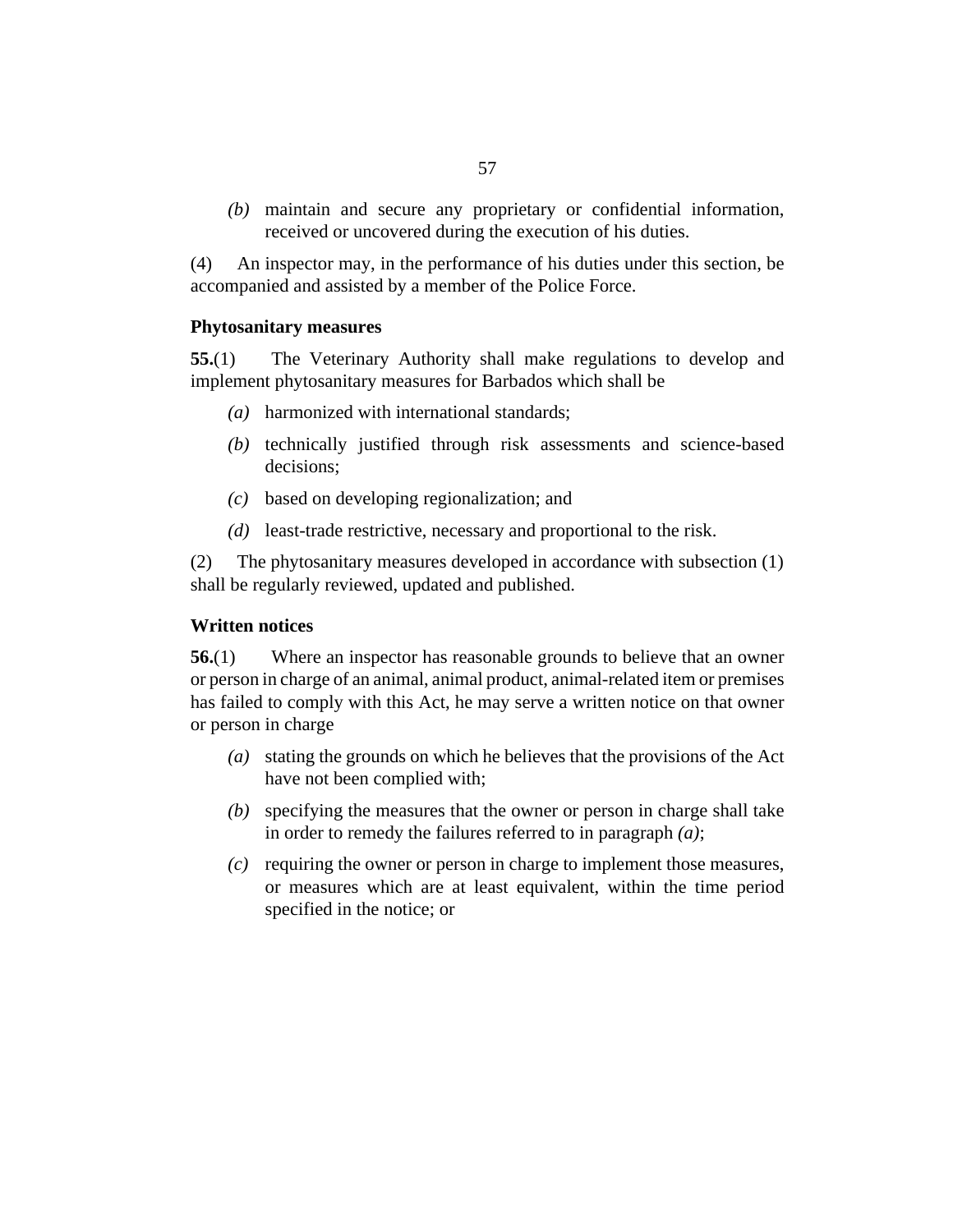*(b)* maintain and secure any proprietary or confidential information, received or uncovered during the execution of his duties.

(4) An inspector may, in the performance of his duties under this section, be accompanied and assisted by a member of the Police Force.

**Phytosanitary measures**

**55.**(1) The Veterinary Authority shall make regulations to develop and implement phytosanitary measures for Barbados which shall be

*(a)* harmonized with international standards;

*(b)* technically justified through risk assessments and science-based decisions;

*(c)* based on developing regionalization; and

*(d)* least-trade restrictive, necessary and proportional to the risk.

(2) The phytosanitary measures developed in accordance with subsection (1) shall be regularly reviewed, updated and published.

**Written notices**

**56.**(1) Where an inspector has reasonable grounds to believe that an owner or person in charge of an animal, animal product, animal-related item or premises has failed to comply with this Act, he may serve a written notice on that owner or person in charge

*(a)* stating the grounds on which he believes that the provisions of the Act have not been complied with;

*(b)* specifying the measures that the owner or person in charge shall take in order to remedy the failures referred to in paragraph *(a)*;

*(c)* requiring the owner or person in charge to implement those measures, or measures which are at least equivalent, within the time period specified in the notice; or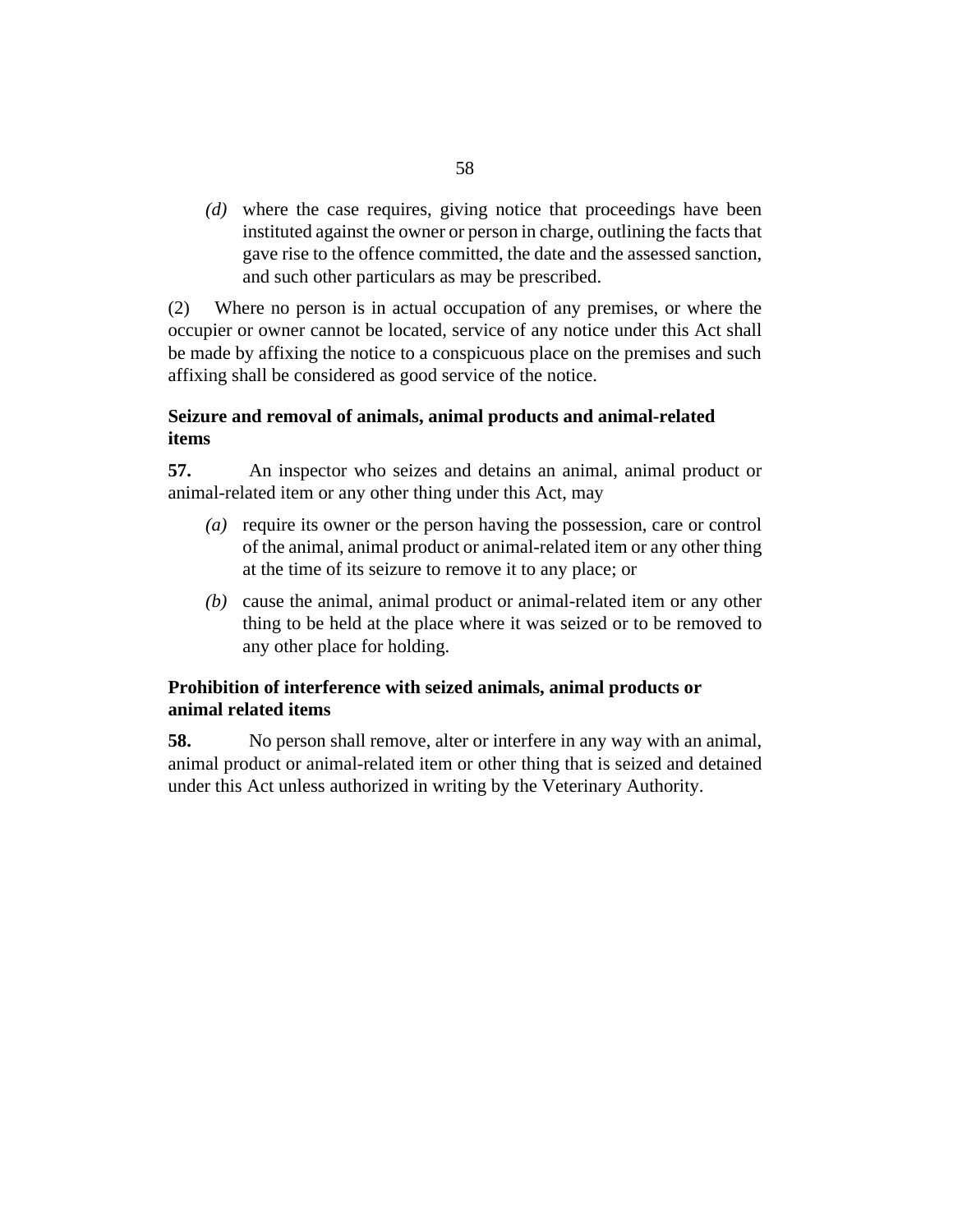*(d)* where the case requires, giving notice that proceedings have been instituted against the owner or person in charge, outlining the facts that gave rise to the offence committed, the date and the assessed sanction, and such other particulars as may be prescribed.

(2) Where no person is in actual occupation of any premises, or where the occupier or owner cannot be located, service of any notice under this Act shall be made by affixing the notice to a conspicuous place on the premises and such affixing shall be considered as good service of the notice.

**Seizure and removal of animals, animal products and animal-related items**

**57.** An inspector who seizes and detains an animal, animal product or animal-related item or any other thing under this Act, may

*(a)* require its owner or the person having the possession, care or control of the animal, animal product or animal-related item or any other thing at the time of its seizure to remove it to any place; or

*(b)* cause the animal, animal product or animal-related item or any other thing to be held at the place where it was seized or to be removed to any other place for holding.

**Prohibition of interference with seized animals, animal products or animal related items**

**58.** No person shall remove, alter or interfere in any way with an animal, animal product or animal-related item or other thing that is seized and detained under this Act unless authorized in writing by the Veterinary Authority.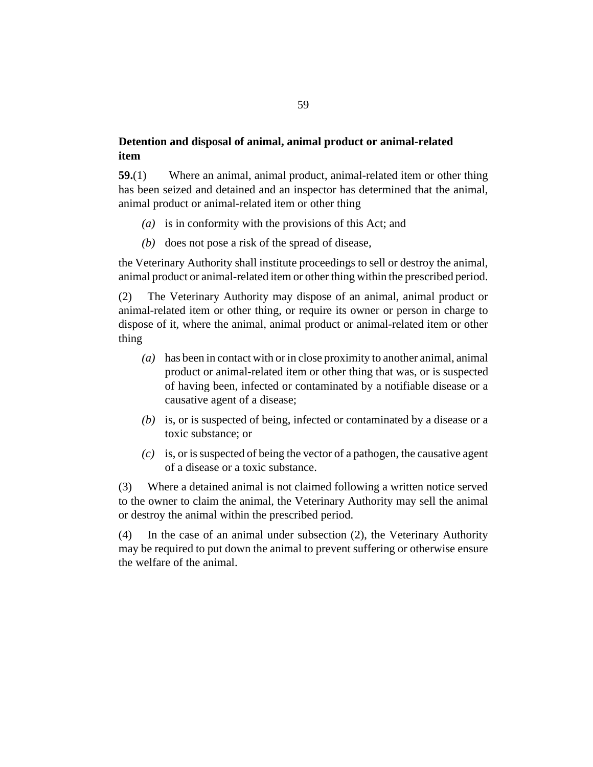## Detention and disposal of animal, animal product or animal-related item

**59.**(1) Where an animal, animal product, animal-related item or other thing has been seized and detained and an inspector has determined that the animal, animal product or animal-related item or other thing

*(a)* is in conformity with the provisions of this Act; and

*(b)* does not pose a risk of the spread of disease,

the Veterinary Authority shall institute proceedings to sell or destroy the animal, animal product or animal-related item or other thing within the prescribed period.

(2) The Veterinary Authority may dispose of an animal, animal product or animal-related item or other thing, or require its owner or person in charge to dispose of it, where the animal, animal product or animal-related item or other thing

*(a)* has been in contact with or in close proximity to another animal, animal product or animal-related item or other thing that was, or is suspected of having been, infected or contaminated by a notifiable disease or a causative agent of a disease;

*(b)* is, or is suspected of being, infected or contaminated by a disease or a toxic substance; or

*(c)* is, or is suspected of being the vector of a pathogen, the causative agent of a disease or a toxic substance.

(3) Where a detained animal is not claimed following a written notice served to the owner to claim the animal, the Veterinary Authority may sell the animal or destroy the animal within the prescribed period.

(4) In the case of an animal under subsection (2), the Veterinary Authority may be required to put down the animal to prevent suffering or otherwise ensure the welfare of the animal.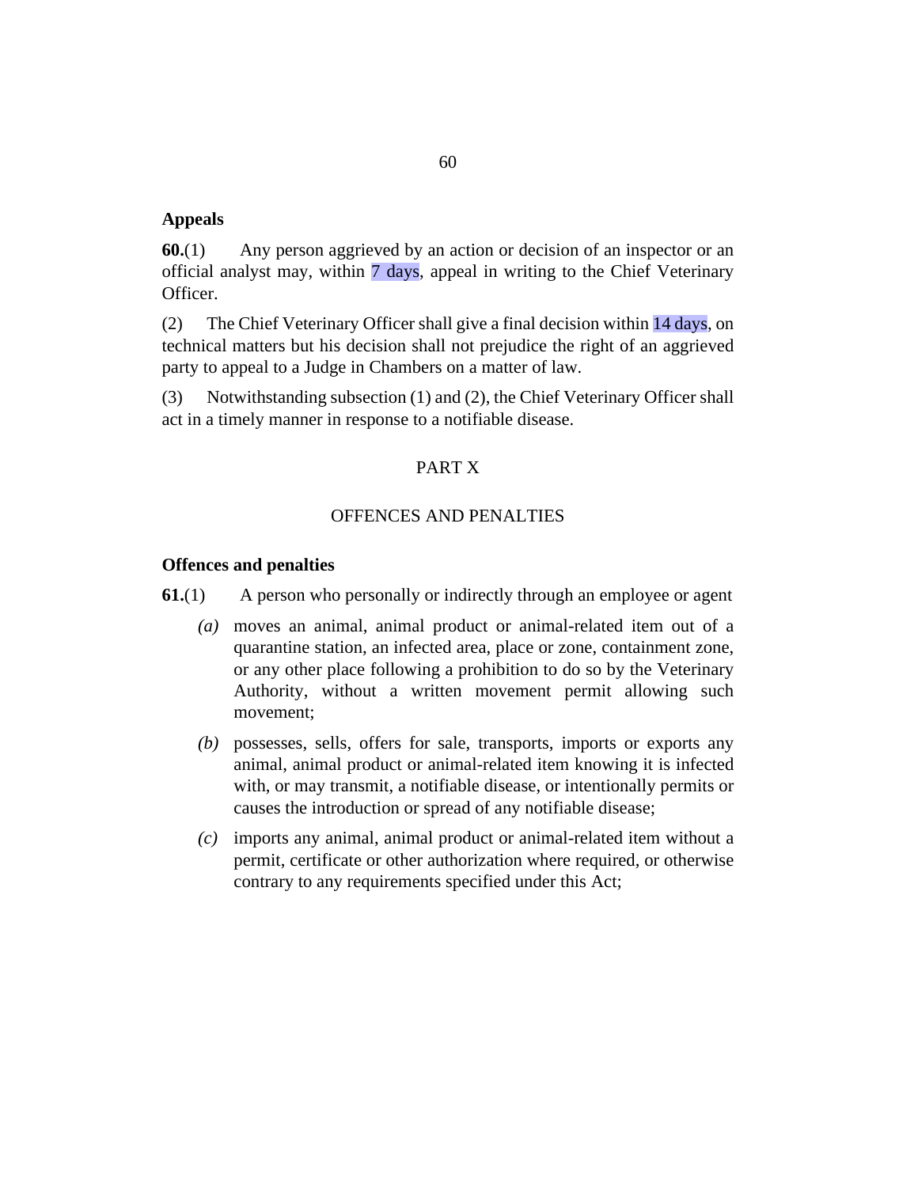### Appeals

**60.**(1) Any person aggrieved by an action or decision of an inspector or an official analyst may, within 7 days, appeal in writing to the Chief Veterinary Officer.

(2) The Chief Veterinary Officer shall give a final decision within 14 days, on technical matters but his decision shall not prejudice the right of an aggrieved party to appeal to a Judge in Chambers on a matter of law.

(3) Notwithstanding subsection (1) and (2), the Chief Veterinary Officer shall act in a timely manner in response to a notifiable disease.

## PART X

## OFFENCES AND PENALTIES

### Offences and penalties

**61.**(1) A person who personally or indirectly through an employee or agent

*(a)* moves an animal, animal product or animal-related item out of a quarantine station, an infected area, place or zone, containment zone, or any other place following a prohibition to do so by the Veterinary Authority, without a written movement permit allowing such movement;

*(b)* possesses, sells, offers for sale, transports, imports or exports any animal, animal product or animal-related item knowing it is infected with, or may transmit, a notifiable disease, or intentionally permits or causes the introduction or spread of any notifiable disease;

*(c)* imports any animal, animal product or animal-related item without a permit, certificate or other authorization where required, or otherwise contrary to any requirements specified under this Act;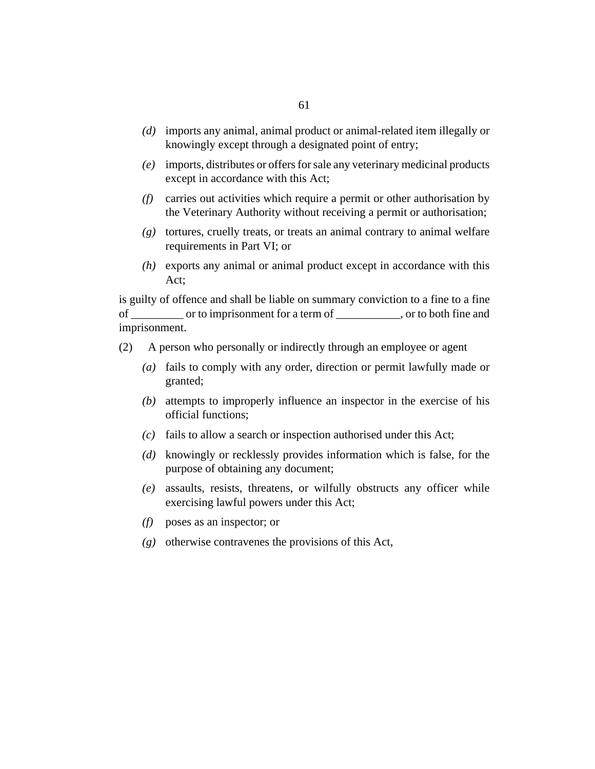*(d)* imports any animal, animal product or animal-related item illegally or knowingly except through a designated point of entry;

*(e)* imports, distributes or offers for sale any veterinary medicinal products except in accordance with this Act;

*(f)* carries out activities which require a permit or other authorisation by the Veterinary Authority without receiving a permit or authorisation;

*(g)* tortures, cruelly treats, or treats an animal contrary to animal welfare requirements in Part VI; or

*(h)* exports any animal or animal product except in accordance with this Act;

is guilty of offence and shall be liable on summary conviction to a fine to a fine of _________ or to imprisonment for a term of ___________, or to both fine and imprisonment.

(2) A person who personally or indirectly through an employee or agent

*(a)* fails to comply with any order, direction or permit lawfully made or granted;

*(b)* attempts to improperly influence an inspector in the exercise of his official functions;

*(c)* fails to allow a search or inspection authorised under this Act;

*(d)* knowingly or recklessly provides information which is false, for the purpose of obtaining any document;

*(e)* assaults, resists, threatens, or wilfully obstructs any officer while exercising lawful powers under this Act;

*(f)* poses as an inspector; or

*(g)* otherwise contravenes the provisions of this Act,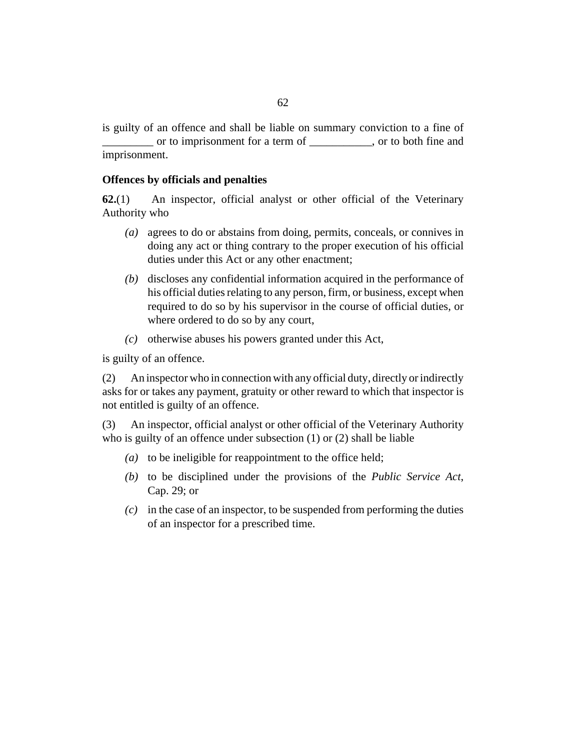is guilty of an offence and shall be liable on summary conviction to a fine of _________ or to imprisonment for a term of ___________, or to both fine and imprisonment.

### Offences by officials and penalties

**62.**(1) An inspector, official analyst or other official of the Veterinary Authority who

- *(a)* agrees to do or abstains from doing, permits, conceals, or connives in doing any act or thing contrary to the proper execution of his official duties under this Act or any other enactment;
- *(b)* discloses any confidential information acquired in the performance of his official duties relating to any person, firm, or business, except when required to do so by his supervisor in the course of official duties, or where ordered to do so by any court,
- *(c)* otherwise abuses his powers granted under this Act,

is guilty of an offence.

(2) An inspector who in connection with any official duty, directly or indirectly asks for or takes any payment, gratuity or other reward to which that inspector is not entitled is guilty of an offence.

(3) An inspector, official analyst or other official of the Veterinary Authority who is guilty of an offence under subsection (1) or (2) shall be liable

- *(a)* to be ineligible for reappointment to the office held;
- *(b)* to be disciplined under the provisions of the *Public Service Act,* Cap. 29; or
- *(c)* in the case of an inspector, to be suspended from performing the duties of an inspector for a prescribed time.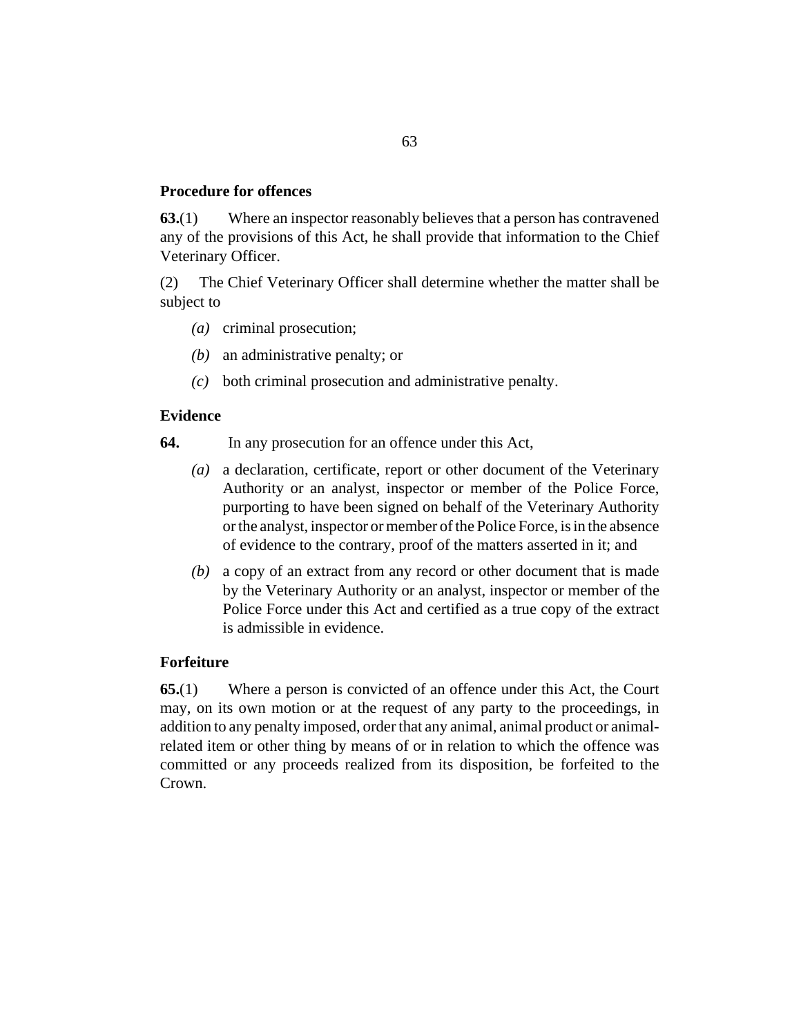**Procedure for offences**

**63.**(1) Where an inspector reasonably believes that a person has contravened any of the provisions of this Act, he shall provide that information to the Chief Veterinary Officer.

(2) The Chief Veterinary Officer shall determine whether the matter shall be subject to

*(a)* criminal prosecution;

*(b)* an administrative penalty; or

*(c)* both criminal prosecution and administrative penalty.

**Evidence**

**64.** In any prosecution for an offence under this Act,

*(a)* a declaration, certificate, report or other document of the Veterinary Authority or an analyst, inspector or member of the Police Force, purporting to have been signed on behalf of the Veterinary Authority or the analyst, inspector or member of the Police Force, is in the absence of evidence to the contrary, proof of the matters asserted in it; and

*(b)* a copy of an extract from any record or other document that is made by the Veterinary Authority or an analyst, inspector or member of the Police Force under this Act and certified as a true copy of the extract is admissible in evidence.

**Forfeiture**

**65.**(1) Where a person is convicted of an offence under this Act, the Court may, on its own motion or at the request of any party to the proceedings, in addition to any penalty imposed, order that any animal, animal product or animal-related item or other thing by means of or in relation to which the offence was committed or any proceeds realized from its disposition, be forfeited to the Crown.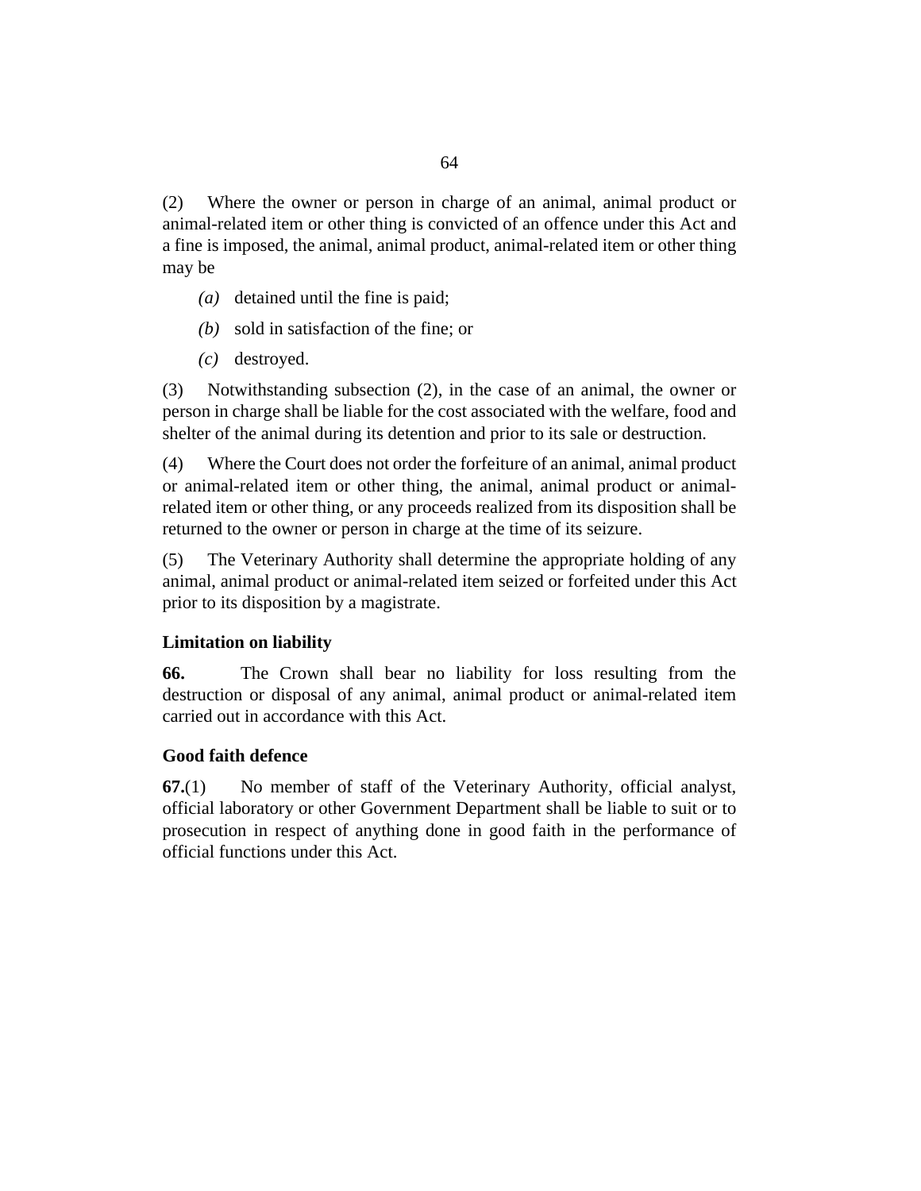(2) Where the owner or person in charge of an animal, animal product or animal-related item or other thing is convicted of an offence under this Act and a fine is imposed, the animal, animal product, animal-related item or other thing may be

*(a)* detained until the fine is paid;

*(b)* sold in satisfaction of the fine; or

*(c)* destroyed.

(3) Notwithstanding subsection (2), in the case of an animal, the owner or person in charge shall be liable for the cost associated with the welfare, food and shelter of the animal during its detention and prior to its sale or destruction.

(4) Where the Court does not order the forfeiture of an animal, animal product or animal-related item or other thing, the animal, animal product or animal-related item or other thing, or any proceeds realized from its disposition shall be returned to the owner or person in charge at the time of its seizure.

(5) The Veterinary Authority shall determine the appropriate holding of any animal, animal product or animal-related item seized or forfeited under this Act prior to its disposition by a magistrate.

### Limitation on liability

**66.** The Crown shall bear no liability for loss resulting from the destruction or disposal of any animal, animal product or animal-related item carried out in accordance with this Act.

### Good faith defence

**67.**(1) No member of staff of the Veterinary Authority, official analyst, official laboratory or other Government Department shall be liable to suit or to prosecution in respect of anything done in good faith in the performance of official functions under this Act.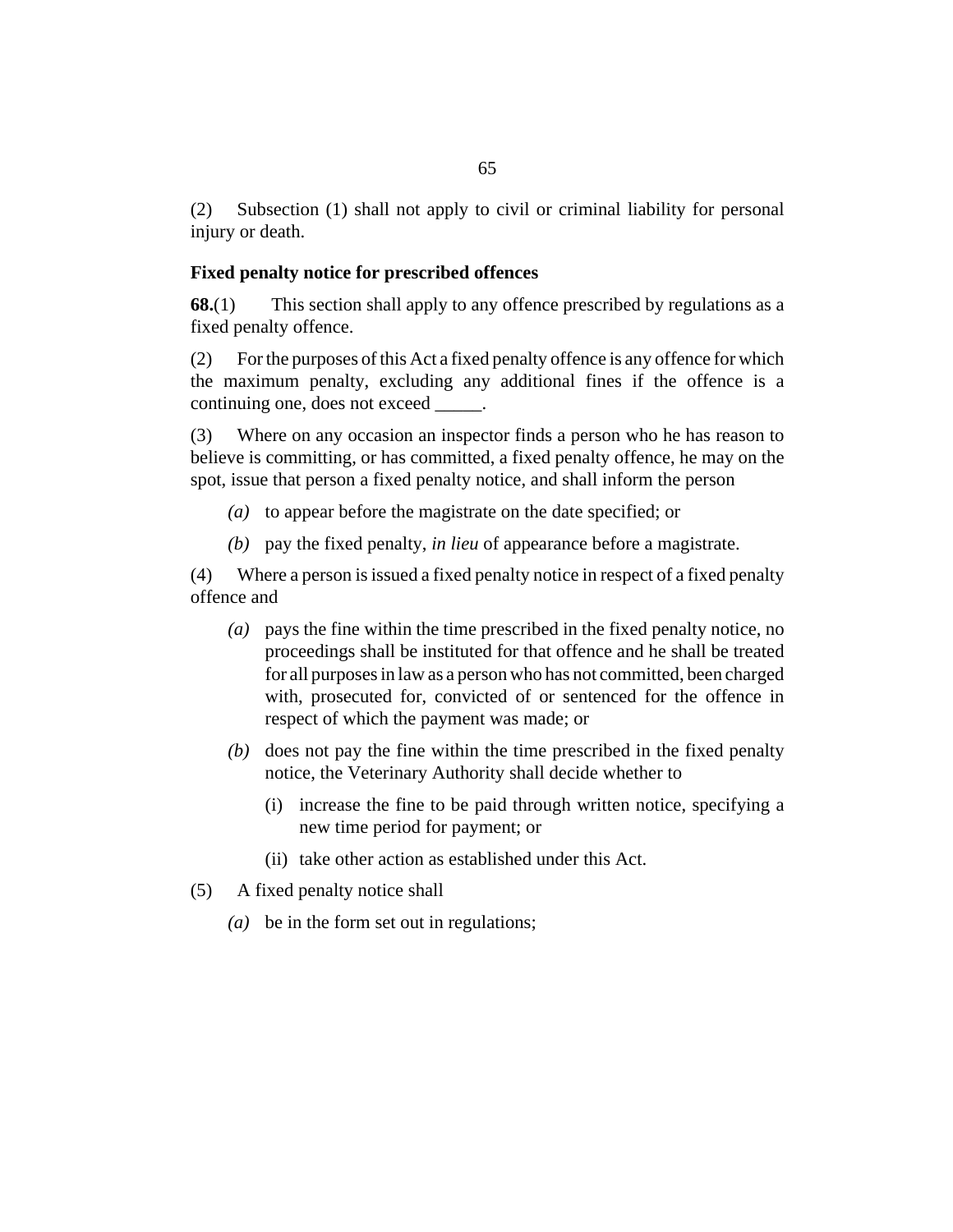(2) Subsection (1) shall not apply to civil or criminal liability for personal injury or death.

**Fixed penalty notice for prescribed offences**

**68.**(1) This section shall apply to any offence prescribed by regulations as a fixed penalty offence.

(2) For the purposes of this Act a fixed penalty offence is any offence for which the maximum penalty, excluding any additional fines if the offence is a continuing one, does not exceed _____.

(3) Where on any occasion an inspector finds a person who he has reason to believe is committing, or has committed, a fixed penalty offence, he may on the spot, issue that person a fixed penalty notice, and shall inform the person

*(a)* to appear before the magistrate on the date specified; or

*(b)* pay the fixed penalty, *in lieu* of appearance before a magistrate.

(4) Where a person is issued a fixed penalty notice in respect of a fixed penalty offence and

*(a)* pays the fine within the time prescribed in the fixed penalty notice, no proceedings shall be instituted for that offence and he shall be treated for all purposes in law as a person who has not committed, been charged with, prosecuted for, convicted of or sentenced for the offence in respect of which the payment was made; or

*(b)* does not pay the fine within the time prescribed in the fixed penalty notice, the Veterinary Authority shall decide whether to

(i) increase the fine to be paid through written notice, specifying a new time period for payment; or

(ii) take other action as established under this Act.

(5) A fixed penalty notice shall

*(a)* be in the form set out in regulations;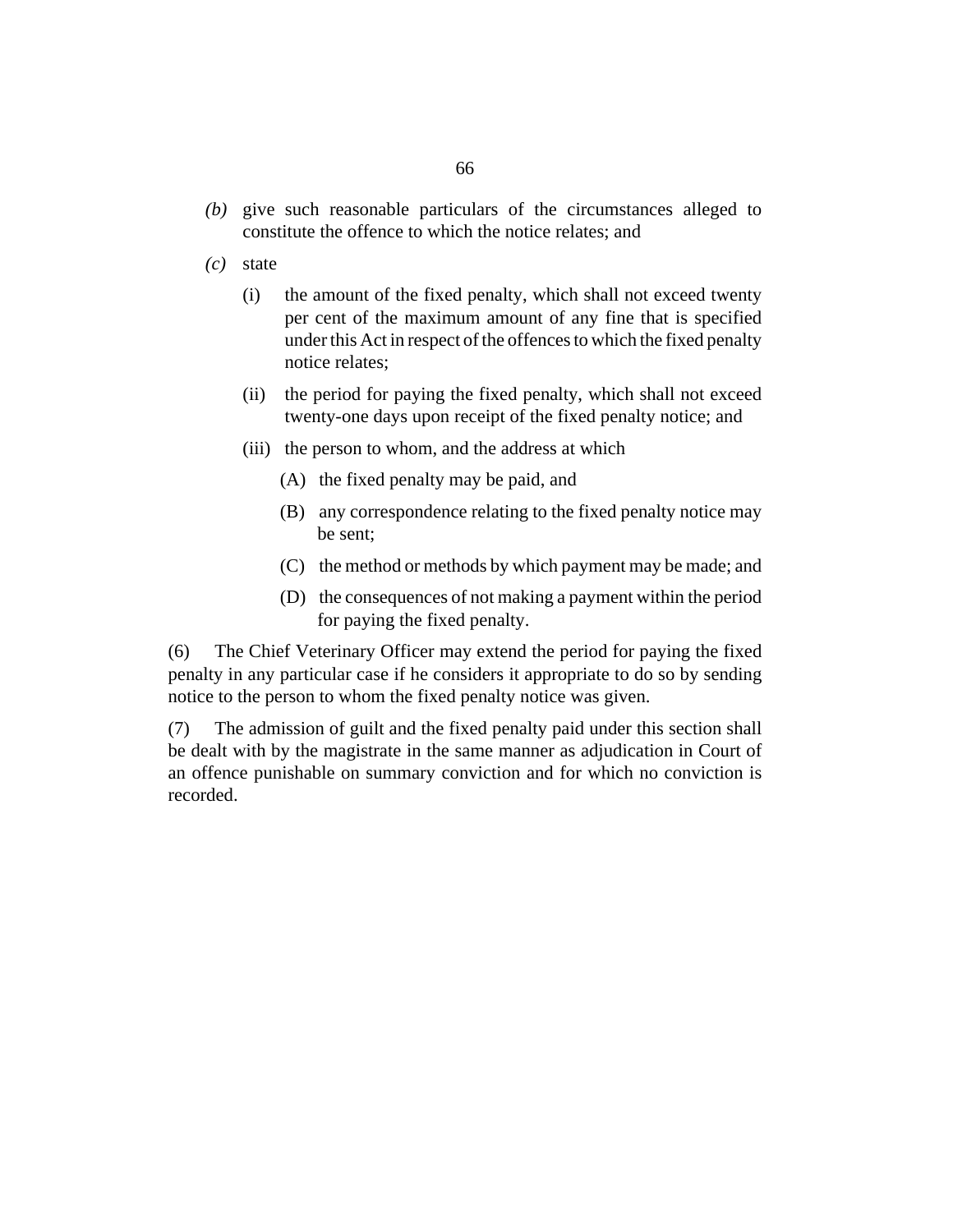*(b)* give such reasonable particulars of the circumstances alleged to constitute the offence to which the notice relates; and

*(c)* state

(i) the amount of the fixed penalty, which shall not exceed twenty per cent of the maximum amount of any fine that is specified under this Act in respect of the offences to which the fixed penalty notice relates;

(ii) the period for paying the fixed penalty, which shall not exceed twenty-one days upon receipt of the fixed penalty notice; and

(iii) the person to whom, and the address at which

(A) the fixed penalty may be paid, and

(B) any correspondence relating to the fixed penalty notice may be sent;

(C) the method or methods by which payment may be made; and

(D) the consequences of not making a payment within the period for paying the fixed penalty.

(6) The Chief Veterinary Officer may extend the period for paying the fixed penalty in any particular case if he considers it appropriate to do so by sending notice to the person to whom the fixed penalty notice was given.

(7) The admission of guilt and the fixed penalty paid under this section shall be dealt with by the magistrate in the same manner as adjudication in Court of an offence punishable on summary conviction and for which no conviction is recorded.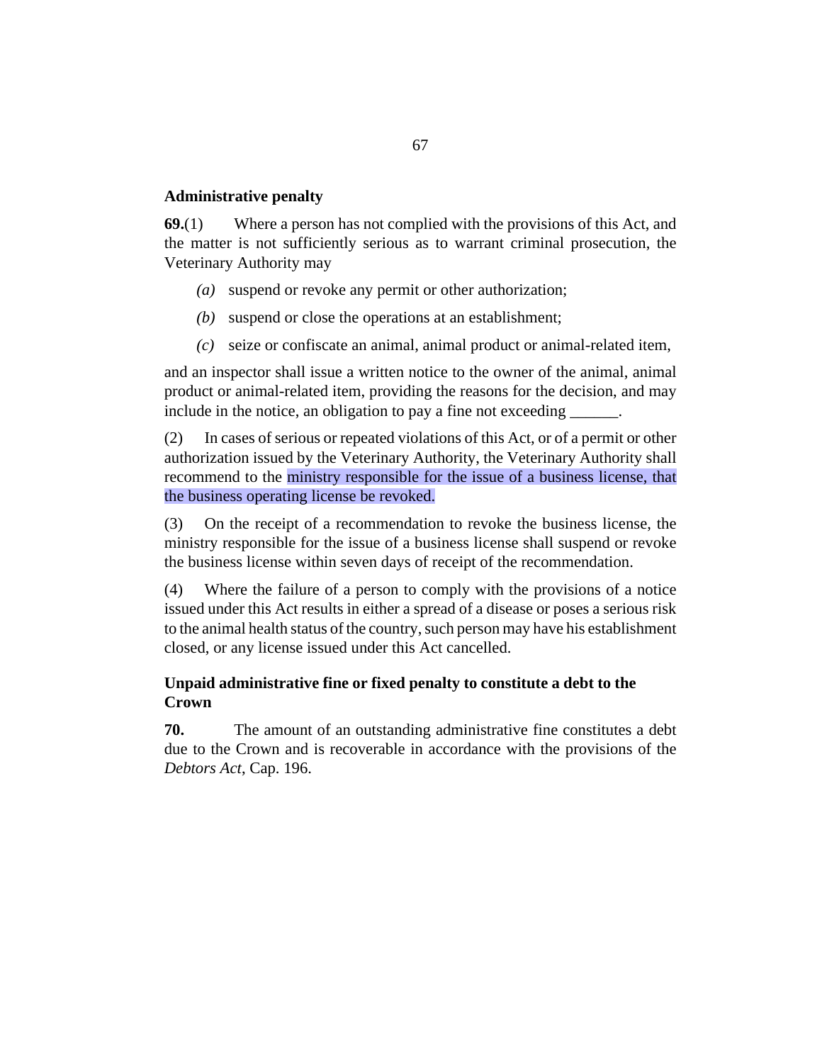**Administrative penalty**

**69.**(1) Where a person has not complied with the provisions of this Act, and the matter is not sufficiently serious as to warrant criminal prosecution, the Veterinary Authority may

*(a)* suspend or revoke any permit or other authorization;

*(b)* suspend or close the operations at an establishment;

*(c)* seize or confiscate an animal, animal product or animal-related item,

and an inspector shall issue a written notice to the owner of the animal, animal product or animal-related item, providing the reasons for the decision, and may include in the notice, an obligation to pay a fine not exceeding ______.

(2) In cases of serious or repeated violations of this Act, or of a permit or other authorization issued by the Veterinary Authority, the Veterinary Authority shall recommend to the ministry responsible for the issue of a business license, that the business operating license be revoked.

(3) On the receipt of a recommendation to revoke the business license, the ministry responsible for the issue of a business license shall suspend or revoke the business license within seven days of receipt of the recommendation.

(4) Where the failure of a person to comply with the provisions of a notice issued under this Act results in either a spread of a disease or poses a serious risk to the animal health status of the country, such person may have his establishment closed, or any license issued under this Act cancelled.

**Unpaid administrative fine or fixed penalty to constitute a debt to the Crown**

**70.** The amount of an outstanding administrative fine constitutes a debt due to the Crown and is recoverable in accordance with the provisions of the *Debtors Act*, Cap. 196.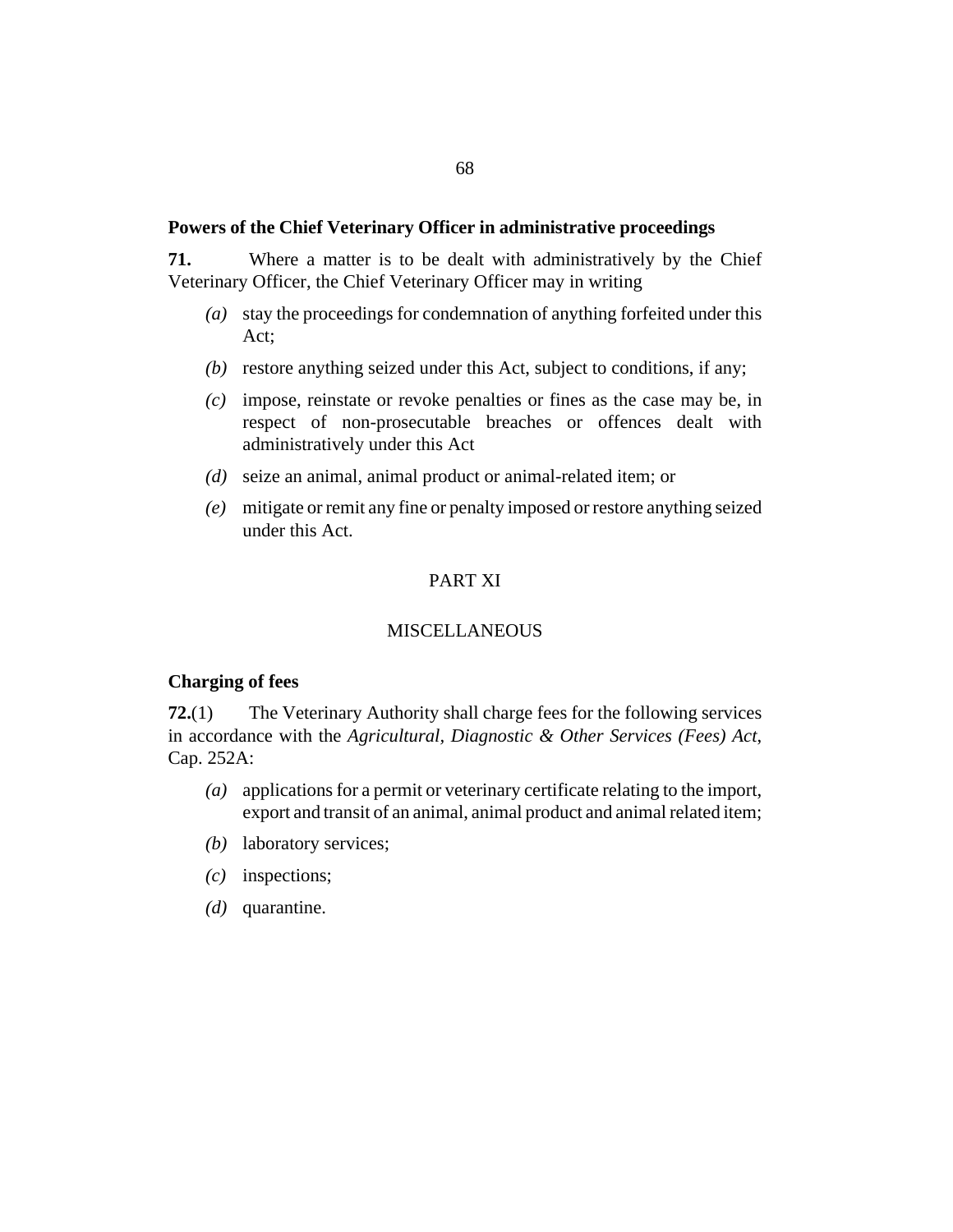**Powers of the Chief Veterinary Officer in administrative proceedings**

**71.** Where a matter is to be dealt with administratively by the Chief Veterinary Officer, the Chief Veterinary Officer may in writing

- *(a)* stay the proceedings for condemnation of anything forfeited under this Act;
- *(b)* restore anything seized under this Act, subject to conditions, if any;
- *(c)* impose, reinstate or revoke penalties or fines as the case may be, in respect of non-prosecutable breaches or offences dealt with administratively under this Act
- *(d)* seize an animal, animal product or animal-related item; or
- *(e)* mitigate or remit any fine or penalty imposed or restore anything seized under this Act.

PART XI

MISCELLANEOUS

**Charging of fees**

**72.**(1) The Veterinary Authority shall charge fees for the following services in accordance with the *Agricultural, Diagnostic & Other Services (Fees) Act,* Cap. 252A:

- *(a)* applications for a permit or veterinary certificate relating to the import, export and transit of an animal, animal product and animal related item;
- *(b)* laboratory services;
- *(c)* inspections;
- *(d)* quarantine.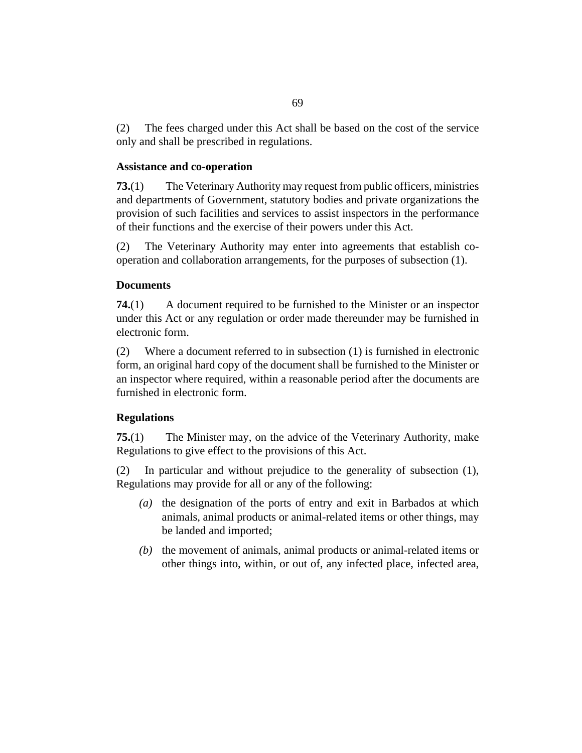(2) The fees charged under this Act shall be based on the cost of the service only and shall be prescribed in regulations.

### Assistance and co-operation

**73.**(1) The Veterinary Authority may request from public officers, ministries and departments of Government, statutory bodies and private organizations the provision of such facilities and services to assist inspectors in the performance of their functions and the exercise of their powers under this Act.

(2) The Veterinary Authority may enter into agreements that establish co-operation and collaboration arrangements, for the purposes of subsection (1).

### Documents

**74.**(1) A document required to be furnished to the Minister or an inspector under this Act or any regulation or order made thereunder may be furnished in electronic form.

(2) Where a document referred to in subsection (1) is furnished in electronic form, an original hard copy of the document shall be furnished to the Minister or an inspector where required, within a reasonable period after the documents are furnished in electronic form.

### Regulations

**75.**(1) The Minister may, on the advice of the Veterinary Authority, make Regulations to give effect to the provisions of this Act.

(2) In particular and without prejudice to the generality of subsection (1), Regulations may provide for all or any of the following:

*(a)* the designation of the ports of entry and exit in Barbados at which animals, animal products or animal-related items or other things, may be landed and imported;

*(b)* the movement of animals, animal products or animal-related items or other things into, within, or out of, any infected place, infected area,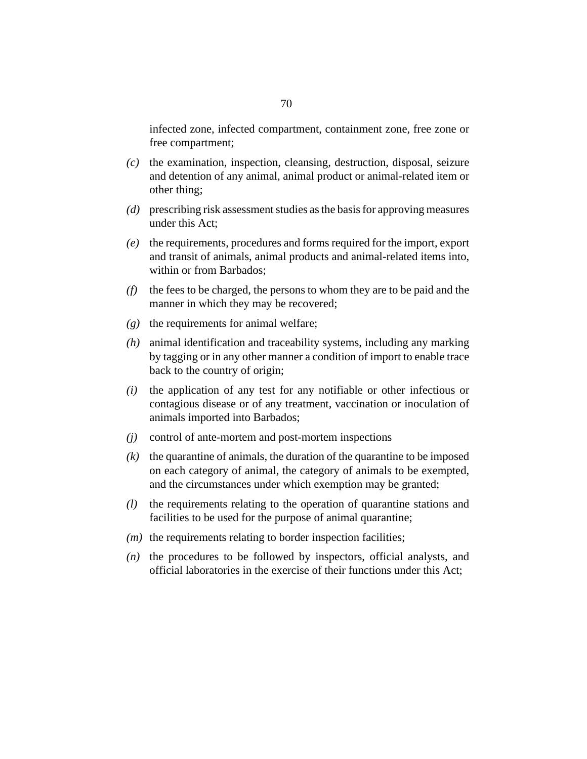infected zone, infected compartment, containment zone, free zone or free compartment;

*(c)* the examination, inspection, cleansing, destruction, disposal, seizure and detention of any animal, animal product or animal-related item or other thing;

*(d)* prescribing risk assessment studies as the basis for approving measures under this Act;

*(e)* the requirements, procedures and forms required for the import, export and transit of animals, animal products and animal-related items into, within or from Barbados;

*(f)* the fees to be charged, the persons to whom they are to be paid and the manner in which they may be recovered;

*(g)* the requirements for animal welfare;

*(h)* animal identification and traceability systems, including any marking by tagging or in any other manner a condition of import to enable trace back to the country of origin;

*(i)* the application of any test for any notifiable or other infectious or contagious disease or of any treatment, vaccination or inoculation of animals imported into Barbados;

*(j)* control of ante-mortem and post-mortem inspections

*(k)* the quarantine of animals, the duration of the quarantine to be imposed on each category of animal, the category of animals to be exempted, and the circumstances under which exemption may be granted;

*(l)* the requirements relating to the operation of quarantine stations and facilities to be used for the purpose of animal quarantine;

*(m)* the requirements relating to border inspection facilities;

*(n)* the procedures to be followed by inspectors, official analysts, and official laboratories in the exercise of their functions under this Act;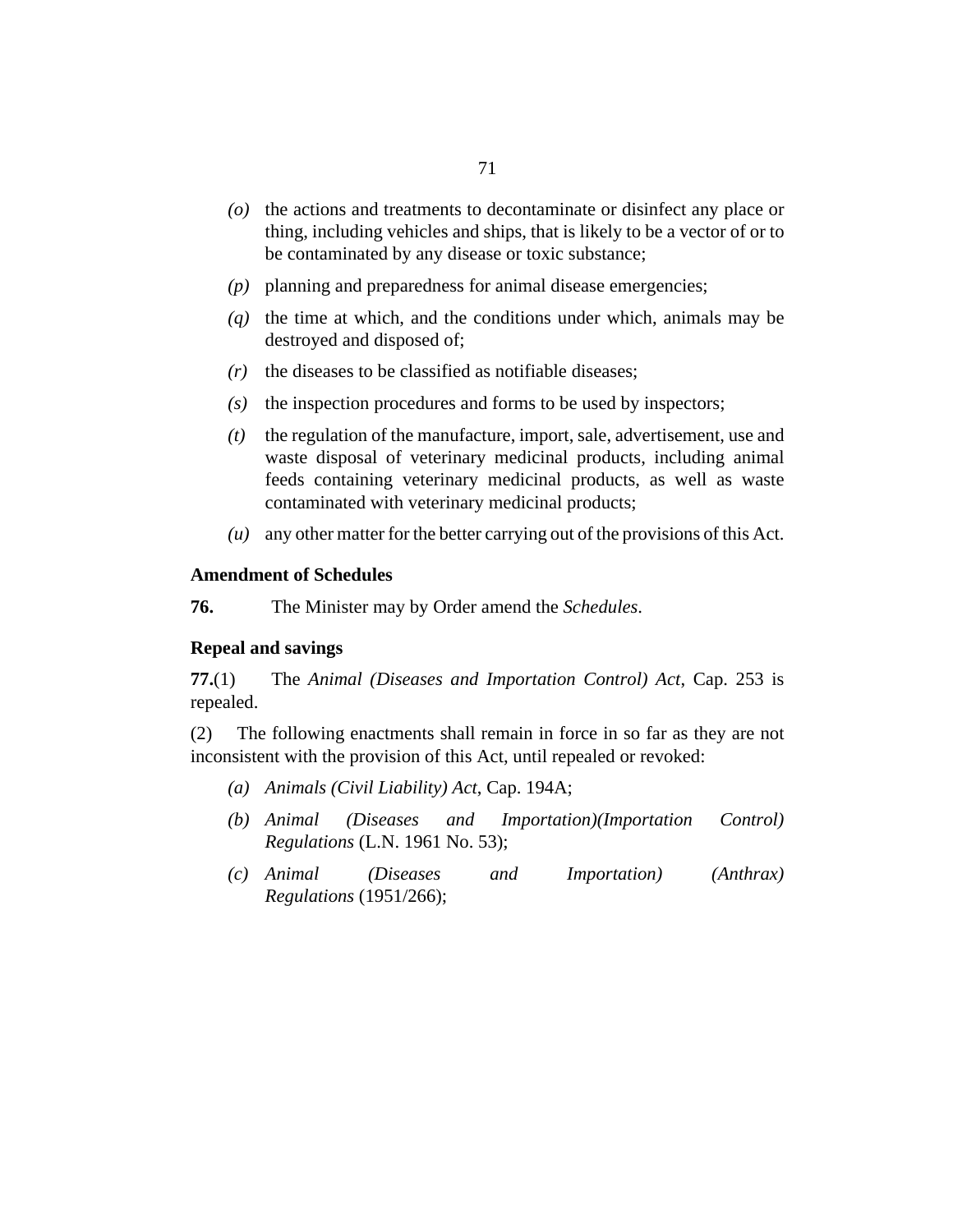*(o)* the actions and treatments to decontaminate or disinfect any place or thing, including vehicles and ships, that is likely to be a vector of or to be contaminated by any disease or toxic substance;

*(p)* planning and preparedness for animal disease emergencies;

*(q)* the time at which, and the conditions under which, animals may be destroyed and disposed of;

*(r)* the diseases to be classified as notifiable diseases;

*(s)* the inspection procedures and forms to be used by inspectors;

*(t)* the regulation of the manufacture, import, sale, advertisement, use and waste disposal of veterinary medicinal products, including animal feeds containing veterinary medicinal products, as well as waste contaminated with veterinary medicinal products;

*(u)* any other matter for the better carrying out of the provisions of this Act.

**Amendment of Schedules**

**76.** The Minister may by Order amend the *Schedules*.

**Repeal and savings**

**77.**(1) The *Animal (Diseases and Importation Control) Act*, Cap. 253 is repealed.

(2) The following enactments shall remain in force in so far as they are not inconsistent with the provision of this Act, until repealed or revoked:

*(a)* *Animals (Civil Liability) Act*, Cap. 194A;

*(b)* *Animal (Diseases and Importation)(Importation Control) Regulations* (L.N. 1961 No. 53);

*(c)* *Animal (Diseases and Importation) (Anthrax) Regulations* (1951/266);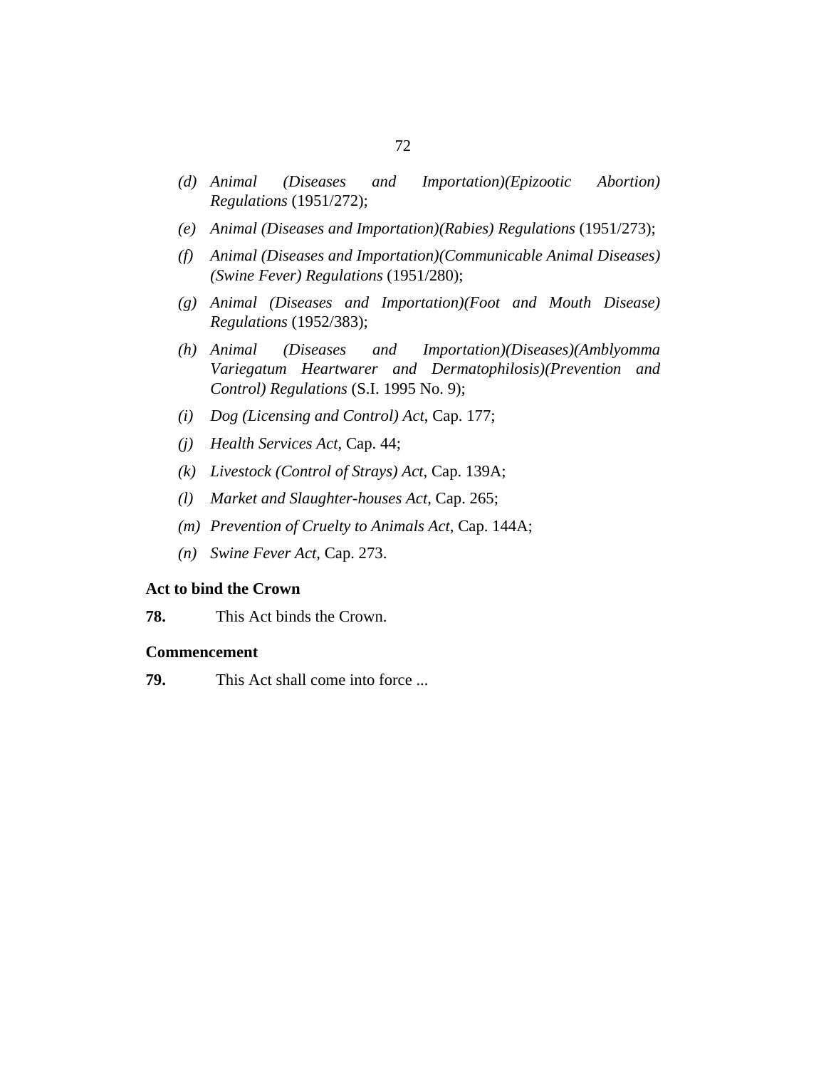*(d)* *Animal (Diseases and Importation)(Epizootic Abortion) Regulations* (1951/272);

*(e)* *Animal (Diseases and Importation)(Rabies) Regulations* (1951/273);

*(f)* *Animal (Diseases and Importation)(Communicable Animal Diseases) (Swine Fever) Regulations* (1951/280);

*(g)* *Animal (Diseases and Importation)(Foot and Mouth Disease) Regulations* (1952/383);

*(h)* *Animal (Diseases and Importation)(Diseases)(Amblyomma Variegatum Heartwarer and Dermatophilosis)(Prevention and Control) Regulations* (S.I. 1995 No. 9);

*(i)* *Dog (Licensing and Control) Act*, Cap. 177;

*(j)* *Health Services Act*, Cap. 44;

*(k)* *Livestock (Control of Strays) Act*, Cap. 139A;

*(l)* *Market and Slaughter-houses Act*, Cap. 265;

*(m)* *Prevention of Cruelty to Animals Act*, Cap. 144A;

*(n)* *Swine Fever Act*, Cap. 273.

**Act to bind the Crown**

**78.** This Act binds the Crown.

**Commencement**

**79.** This Act shall come into force ...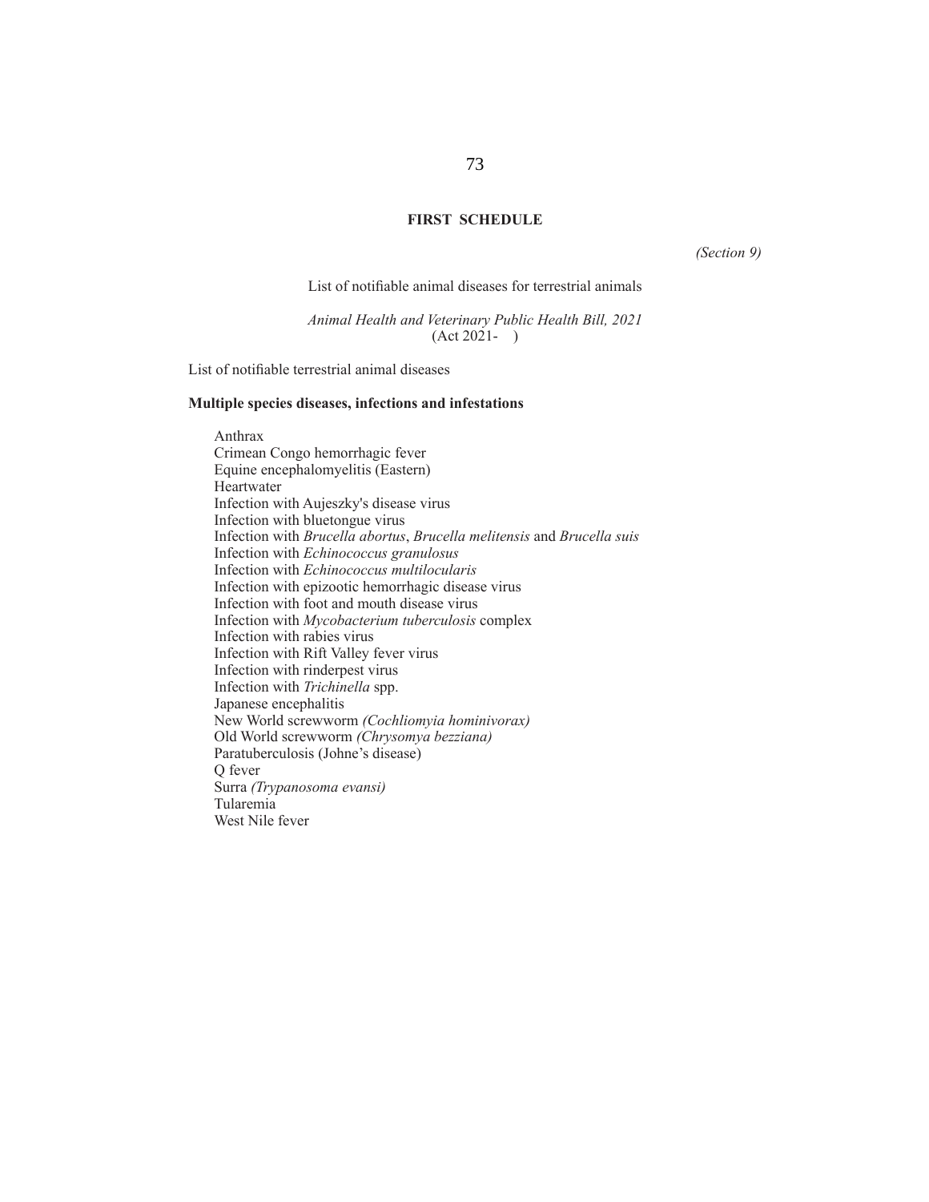## FIRST SCHEDULE

*(Section 9)*

List of notifiable animal diseases for terrestrial animals

*Animal Health and Veterinary Public Health Bill, 2021*
(Act 2021- )

List of notifiable terrestrial animal diseases

**Multiple species diseases, infections and infestations**

Anthrax
Crimean Congo hemorrhagic fever
Equine encephalomyelitis (Eastern)
Heartwater
Infection with Aujeszky's disease virus
Infection with bluetongue virus
Infection with *Brucella abortus*, *Brucella melitensis* and *Brucella suis*
Infection with *Echinococcus granulosus*
Infection with *Echinococcus multilocularis*
Infection with epizootic hemorrhagic disease virus
Infection with foot and mouth disease virus
Infection with *Mycobacterium tuberculosis* complex
Infection with rabies virus
Infection with Rift Valley fever virus
Infection with rinderpest virus
Infection with *Trichinella* spp.
Japanese encephalitis
New World screwworm *(Cochliomyia hominivorax)*
Old World screwworm *(Chrysomya bezziana)*
Paratuberculosis (Johne's disease)
Q fever
Surra *(Trypanosoma evansi)*
Tularemia
West Nile fever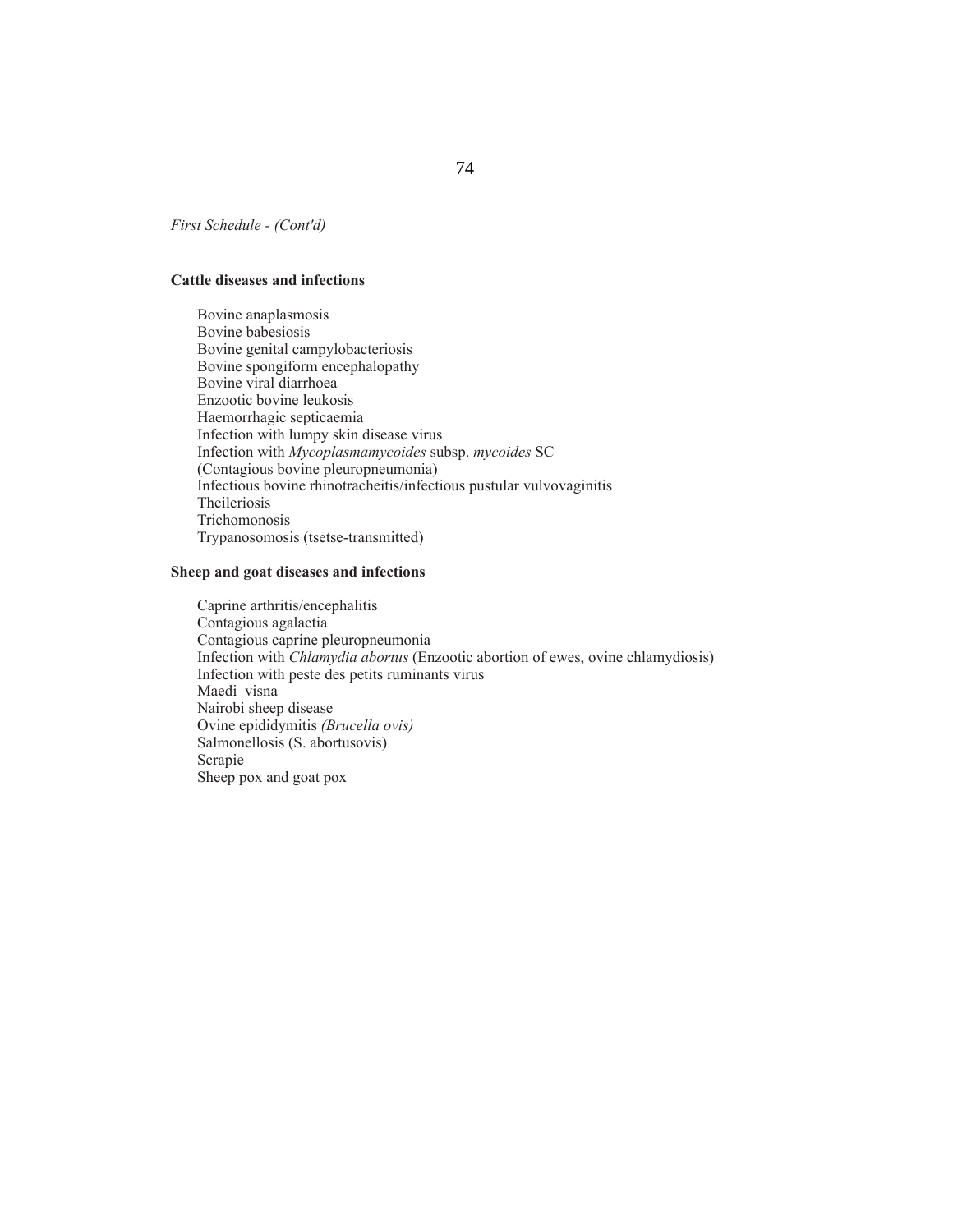*First Schedule - (Cont'd)*

**Cattle diseases and infections**

Bovine anaplasmosis
Bovine babesiosis
Bovine genital campylobacteriosis
Bovine spongiform encephalopathy
Bovine viral diarrhoea
Enzootic bovine leukosis
Haemorrhagic septicaemia
Infection with lumpy skin disease virus
Infection with *Mycoplasmamycoides* subsp. *mycoides* SC
(Contagious bovine pleuropneumonia)
Infectious bovine rhinotracheitis/infectious pustular vulvovaginitis
Theileriosis
Trichomonosis
Trypanosomosis (tsetse-transmitted)

**Sheep and goat diseases and infections**

Caprine arthritis/encephalitis
Contagious agalactia
Contagious caprine pleuropneumonia
Infection with *Chlamydia abortus* (Enzootic abortion of ewes, ovine chlamydiosis)
Infection with peste des petits ruminants virus
Maedi–visna
Nairobi sheep disease
Ovine epididymitis *(Brucella ovis)*
Salmonellosis (S. abortusovis)
Scrapie
Sheep pox and goat pox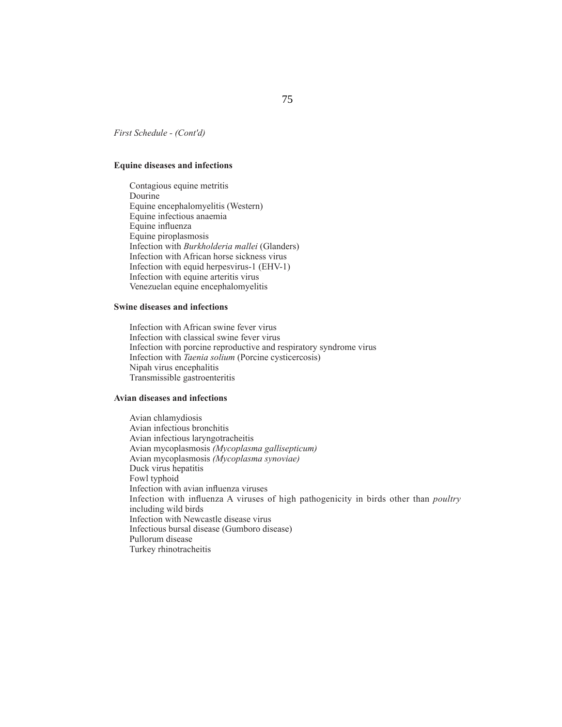*First Schedule - (Cont'd)*

**Equine diseases and infections**

Contagious equine metritis
Dourine
Equine encephalomyelitis (Western)
Equine infectious anaemia
Equine influenza
Equine piroplasmosis
Infection with *Burkholderia mallei* (Glanders)
Infection with African horse sickness virus
Infection with equid herpesvirus-1 (EHV-1)
Infection with equine arteritis virus
Venezuelan equine encephalomyelitis

**Swine diseases and infections**

Infection with African swine fever virus
Infection with classical swine fever virus
Infection with porcine reproductive and respiratory syndrome virus
Infection with *Taenia solium* (Porcine cysticercosis)
Nipah virus encephalitis
Transmissible gastroenteritis

**Avian diseases and infections**

Avian chlamydiosis
Avian infectious bronchitis
Avian infectious laryngotracheitis
Avian mycoplasmosis *(Mycoplasma gallisepticum)*
Avian mycoplasmosis *(Mycoplasma synoviae)*
Duck virus hepatitis
Fowl typhoid
Infection with avian influenza viruses
Infection with influenza A viruses of high pathogenicity in birds other than *poultry* including wild birds
Infection with Newcastle disease virus
Infectious bursal disease (Gumboro disease)
Pullorum disease
Turkey rhinotracheitis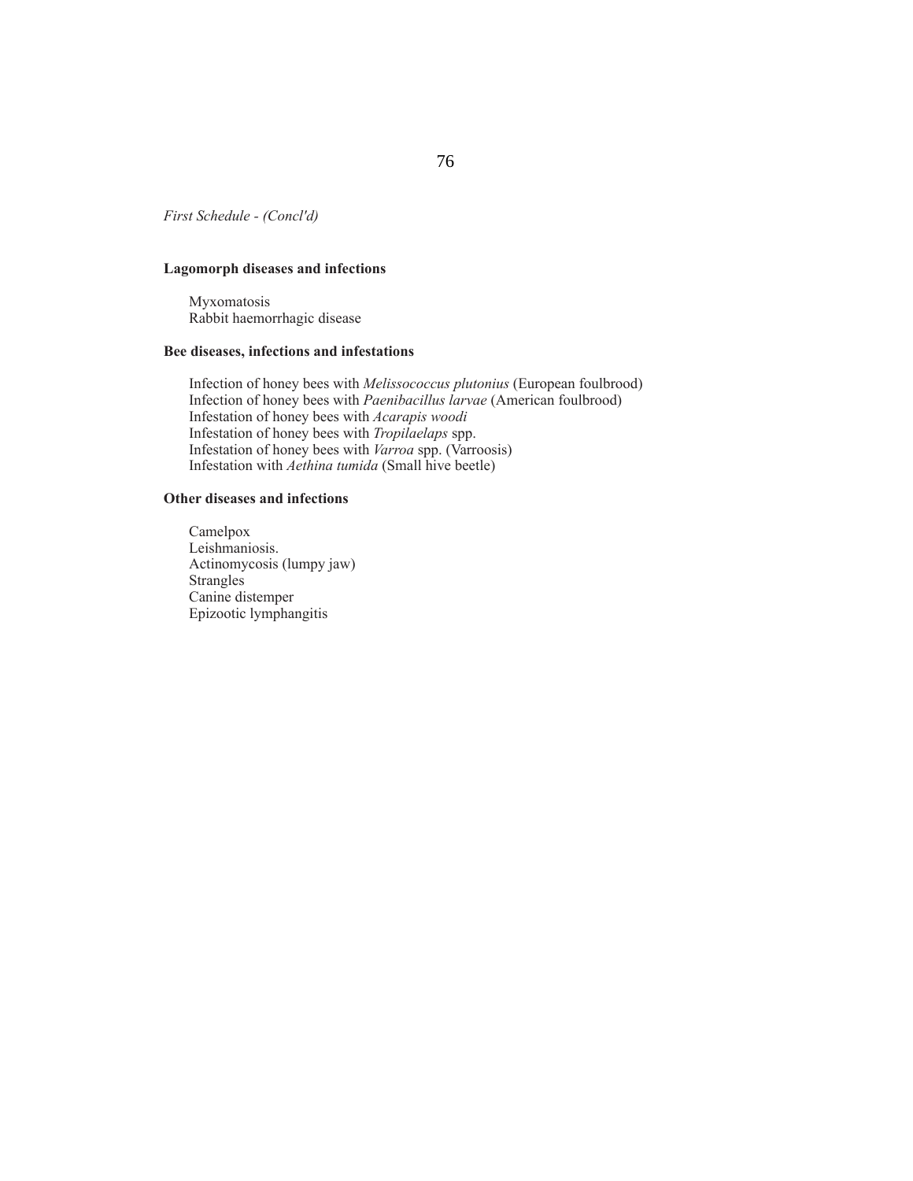*First Schedule - (Concl'd)*

**Lagomorph diseases and infections**

Myxomatosis
Rabbit haemorrhagic disease

**Bee diseases, infections and infestations**

Infection of honey bees with *Melissococcus plutonius* (European foulbrood)
Infection of honey bees with *Paenibacillus larvae* (American foulbrood)
Infestation of honey bees with *Acarapis woodi*
Infestation of honey bees with *Tropilaelaps* spp.
Infestation of honey bees with *Varroa* spp. (Varroosis)
Infestation with *Aethina tumida* (Small hive beetle)

**Other diseases and infections**

Camelpox
Leishmaniosis.
Actinomycosis (lumpy jaw)
Strangles
Canine distemper
Epizootic lymphangitis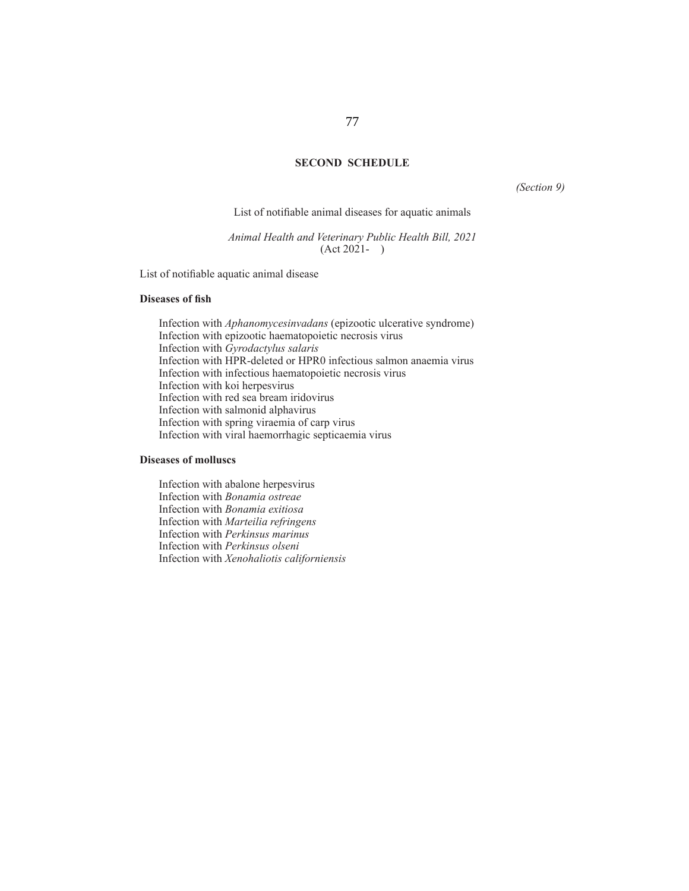## SECOND SCHEDULE

*(Section 9)*

List of notifiable animal diseases for aquatic animals

*Animal Health and Veterinary Public Health Bill, 2021*
(Act 2021- )

List of notifiable aquatic animal disease

**Diseases of fish**

Infection with *Aphanomycesinvadans* (epizootic ulcerative syndrome)
Infection with epizootic haematopoietic necrosis virus
Infection with *Gyrodactylus salaris*
Infection with HPR-deleted or HPR0 infectious salmon anaemia virus
Infection with infectious haematopoietic necrosis virus
Infection with koi herpesvirus
Infection with red sea bream iridovirus
Infection with salmonid alphavirus
Infection with spring viraemia of carp virus
Infection with viral haemorrhagic septicaemia virus

**Diseases of molluscs**

Infection with abalone herpesvirus
Infection with *Bonamia ostreae*
Infection with *Bonamia exitiosa*
Infection with *Marteilia refringens*
Infection with *Perkinsus marinus*
Infection with *Perkinsus olseni*
Infection with *Xenohaliotis californiensis*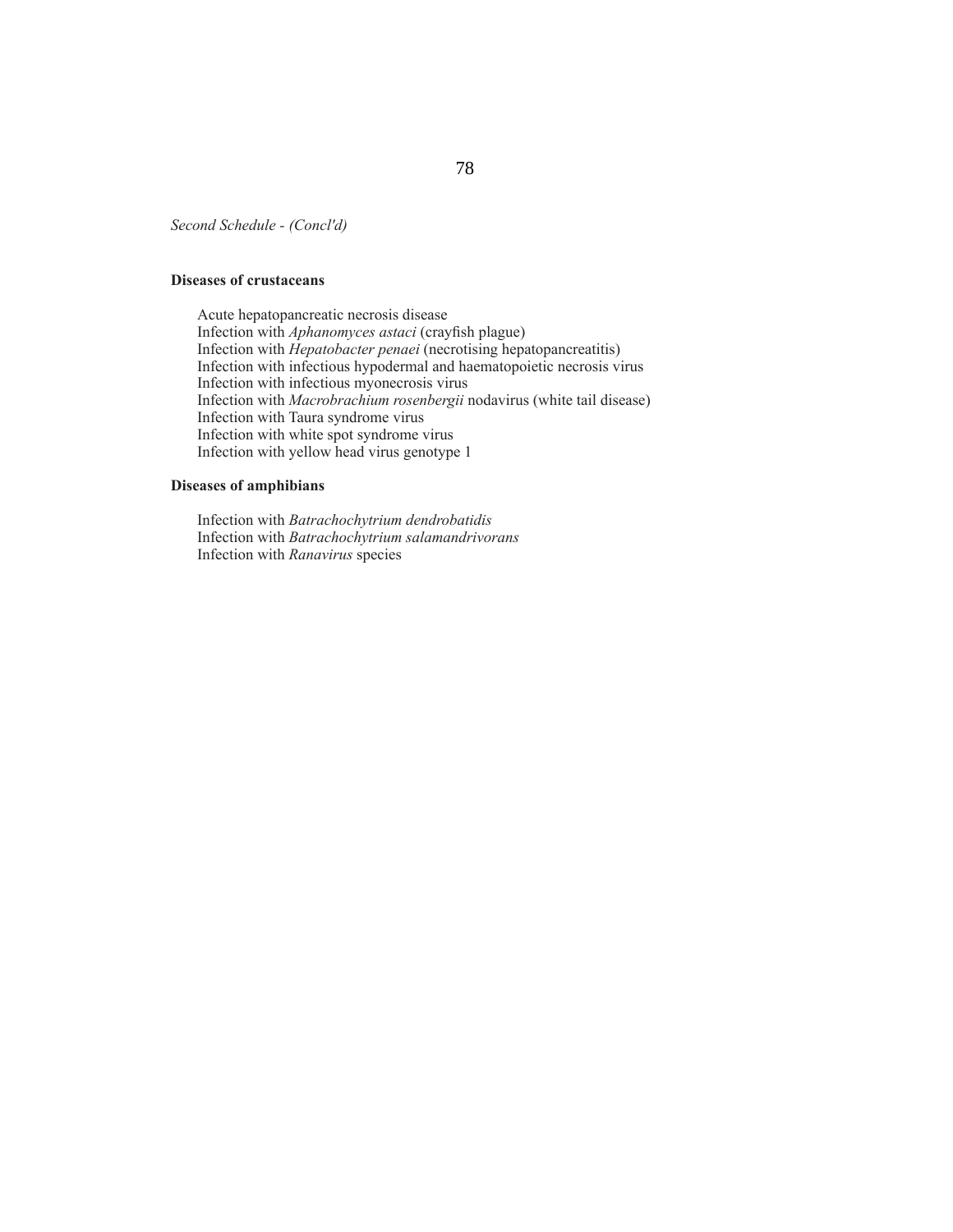*Second Schedule - (Concl'd)*

**Diseases of crustaceans**

Acute hepatopancreatic necrosis disease
Infection with *Aphanomyces astaci* (crayfish plague)
Infection with *Hepatobacter penaei* (necrotising hepatopancreatitis)
Infection with infectious hypodermal and haematopoietic necrosis virus
Infection with infectious myonecrosis virus
Infection with *Macrobrachium rosenbergii* nodavirus (white tail disease)
Infection with Taura syndrome virus
Infection with white spot syndrome virus
Infection with yellow head virus genotype 1

**Diseases of amphibians**

Infection with *Batrachochytrium dendrobatidis*
Infection with *Batrachochytrium salamandrivorans*
Infection with *Ranavirus* species